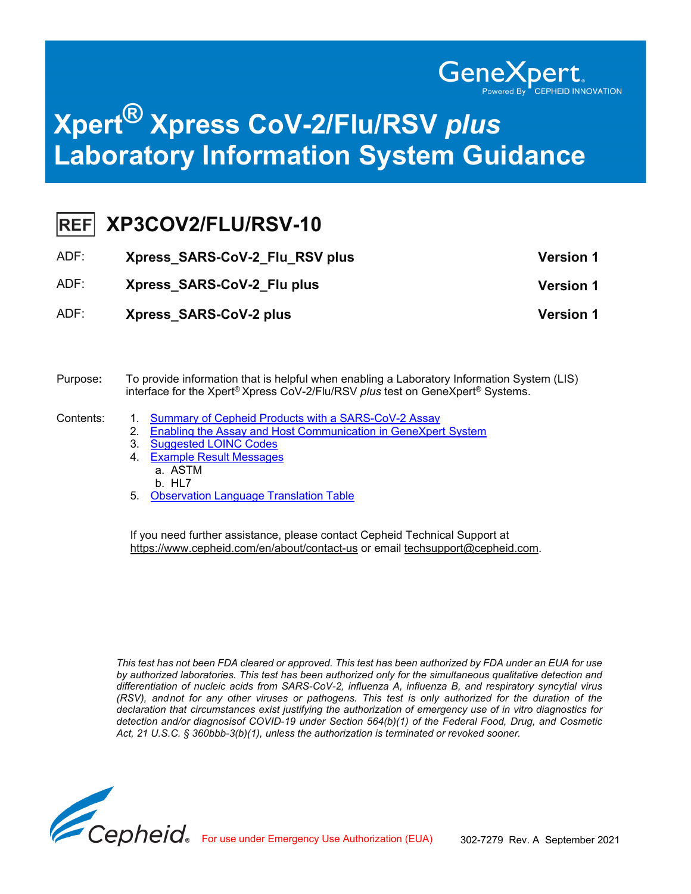GeneXpert
Powered By CEPHEID INNOVATION

# Xpert® Xpress CoV-2/Flu/RSV *plus* Laboratory Information System Guidance

## REF XP3COV2/FLU/RSV-10

| | | |
|---|---|---|
| ADF: | **Xpress_SARS-CoV-2_Flu_RSV plus** | **Version 1** |
| ADF: | **Xpress_SARS-CoV-2_Flu plus** | **Version 1** |
| ADF: | **Xpress_SARS-CoV-2 plus** | **Version 1** |

Purpose**:** To provide information that is helpful when enabling a Laboratory Information System (LIS) interface for the Xpert® Xpress CoV-2/Flu/RSV *plus* test on GeneXpert® Systems.

Contents:

1. Summary of Cepheid Products with a SARS-CoV-2 Assay
2. Enabling the Assay and Host Communication in GeneXpert System
3. Suggested LOINC Codes
4. Example Result Messages
   a. ASTM
   b. HL7
5. Observation Language Translation Table

If you need further assistance, please contact Cepheid Technical Support at https://www.cepheid.com/en/about/contact-us or email techsupport@cepheid.com.

*This test has not been FDA cleared or approved. This test has been authorized by FDA under an EUA for use by authorized laboratories. This test has been authorized only for the simultaneous qualitative detection and differentiation of nucleic acids from SARS-CoV-2, influenza A, influenza B, and respiratory syncytial virus (RSV), andnot for any other viruses or pathogens. This test is only authorized for the duration of the declaration that circumstances exist justifying the authorization of emergency use of in vitro diagnostics for detection and/or diagnosisof COVID-19 under Section 564(b)(1) of the Federal Food, Drug, and Cosmetic Act, 21 U.S.C. § 360bbb-3(b)(1), unless the authorization is terminated or revoked sooner.*

Cepheid® For use under Emergency Use Authorization (EUA) 302-7279 Rev. A September 2021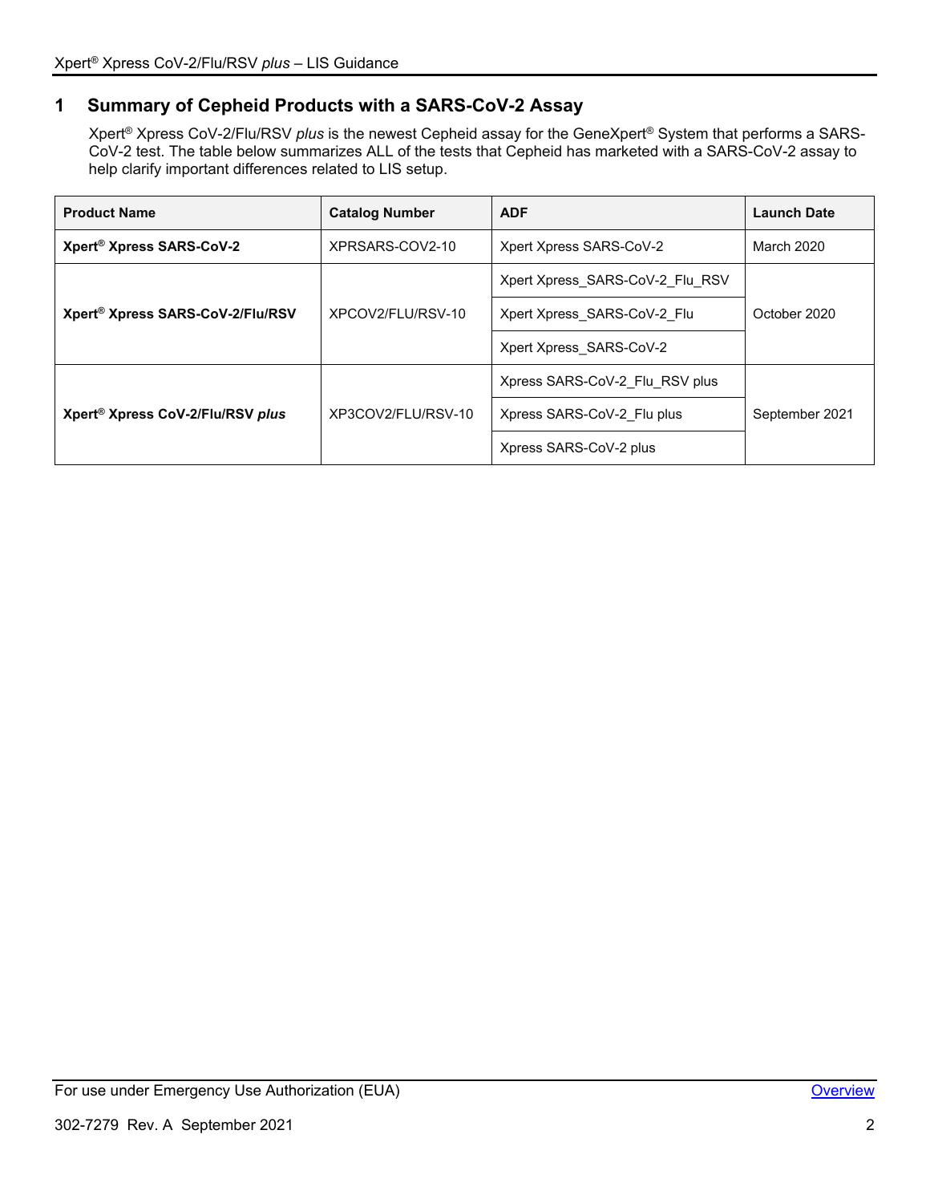## 1 Summary of Cepheid Products with a SARS-CoV-2 Assay

Xpert® Xpress CoV-2/Flu/RSV *plus* is the newest Cepheid assay for the GeneXpert® System that performs a SARS-CoV-2 test. The table below summarizes ALL of the tests that Cepheid has marketed with a SARS-CoV-2 assay to help clarify important differences related to LIS setup.

| Product Name | Catalog Number | ADF | Launch Date |
|---|---|---|---|
| **Xpert® Xpress SARS-CoV-2** | XPRSARS-COV2-10 | Xpert Xpress SARS-CoV-2 | March 2020 |
| **Xpert® Xpress SARS-CoV-2/Flu/RSV** | XPCOV2/FLU/RSV-10 | Xpert Xpress_SARS-CoV-2_Flu_RSV | October 2020 |
| | | Xpert Xpress_SARS-CoV-2_Flu | |
| | | Xpert Xpress_SARS-CoV-2 | |
| **Xpert® Xpress CoV-2/Flu/RSV *plus*** | XP3COV2/FLU/RSV-10 | Xpress SARS-CoV-2_Flu_RSV plus | September 2021 |
| | | Xpress SARS-CoV-2_Flu plus | |
| | | Xpress SARS-CoV-2 plus | |

For use under Emergency Use Authorization (EUA)

[Overview]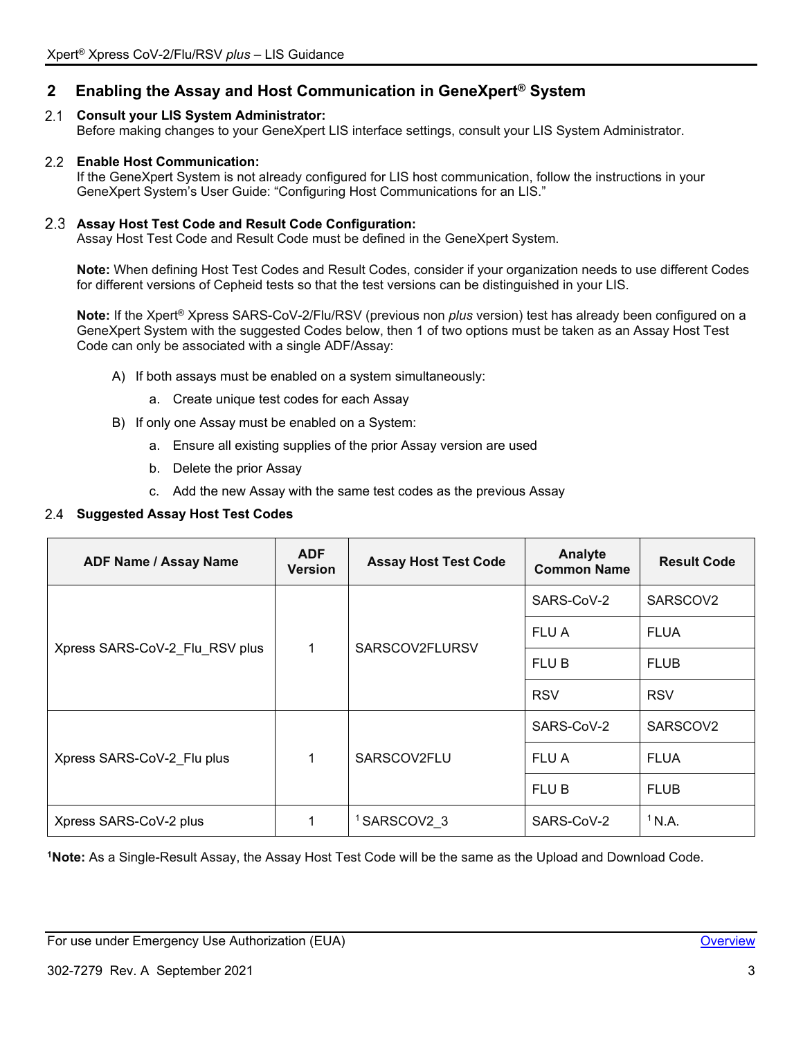## 2 Enabling the Assay and Host Communication in GeneXpert® System

### 2.1 Consult your LIS System Administrator:

Before making changes to your GeneXpert LIS interface settings, consult your LIS System Administrator.

### 2.2 Enable Host Communication:

If the GeneXpert System is not already configured for LIS host communication, follow the instructions in your GeneXpert System's User Guide: "Configuring Host Communications for an LIS."

### 2.3 Assay Host Test Code and Result Code Configuration:

Assay Host Test Code and Result Code must be defined in the GeneXpert System.

**Note:** When defining Host Test Codes and Result Codes, consider if your organization needs to use different Codes for different versions of Cepheid tests so that the test versions can be distinguished in your LIS.

**Note:** If the Xpert® Xpress SARS-CoV-2/Flu/RSV (previous non *plus* version) test has already been configured on a GeneXpert System with the suggested Codes below, then 1 of two options must be taken as an Assay Host Test Code can only be associated with a single ADF/Assay:

A) If both assays must be enabled on a system simultaneously:
   a. Create unique test codes for each Assay

B) If only one Assay must be enabled on a System:
   a. Ensure all existing supplies of the prior Assay version are used
   b. Delete the prior Assay
   c. Add the new Assay with the same test codes as the previous Assay

### 2.4 Suggested Assay Host Test Codes

| ADF Name / Assay Name | ADF Version | Assay Host Test Code | Analyte Common Name | Result Code |
|---|---|---|---|---|
| Xpress SARS-CoV-2_Flu_RSV plus | 1 | SARSCOV2FLURSV | SARS-CoV-2 | SARSCOV2 |
| | | | FLU A | FLUA |
| | | | FLU B | FLUB |
| | | | RSV | RSV |
| Xpress SARS-CoV-2_Flu plus | 1 | SARSCOV2FLU | SARS-CoV-2 | SARSCOV2 |
| | | | FLU A | FLUA |
| | | | FLU B | FLUB |
| Xpress SARS-CoV-2 plus | 1 | [1] SARSCOV2_3 | SARS-CoV-2 | [1] N.A. |

[1]**Note:** As a Single-Result Assay, the Assay Host Test Code will be the same as the Upload and Download Code.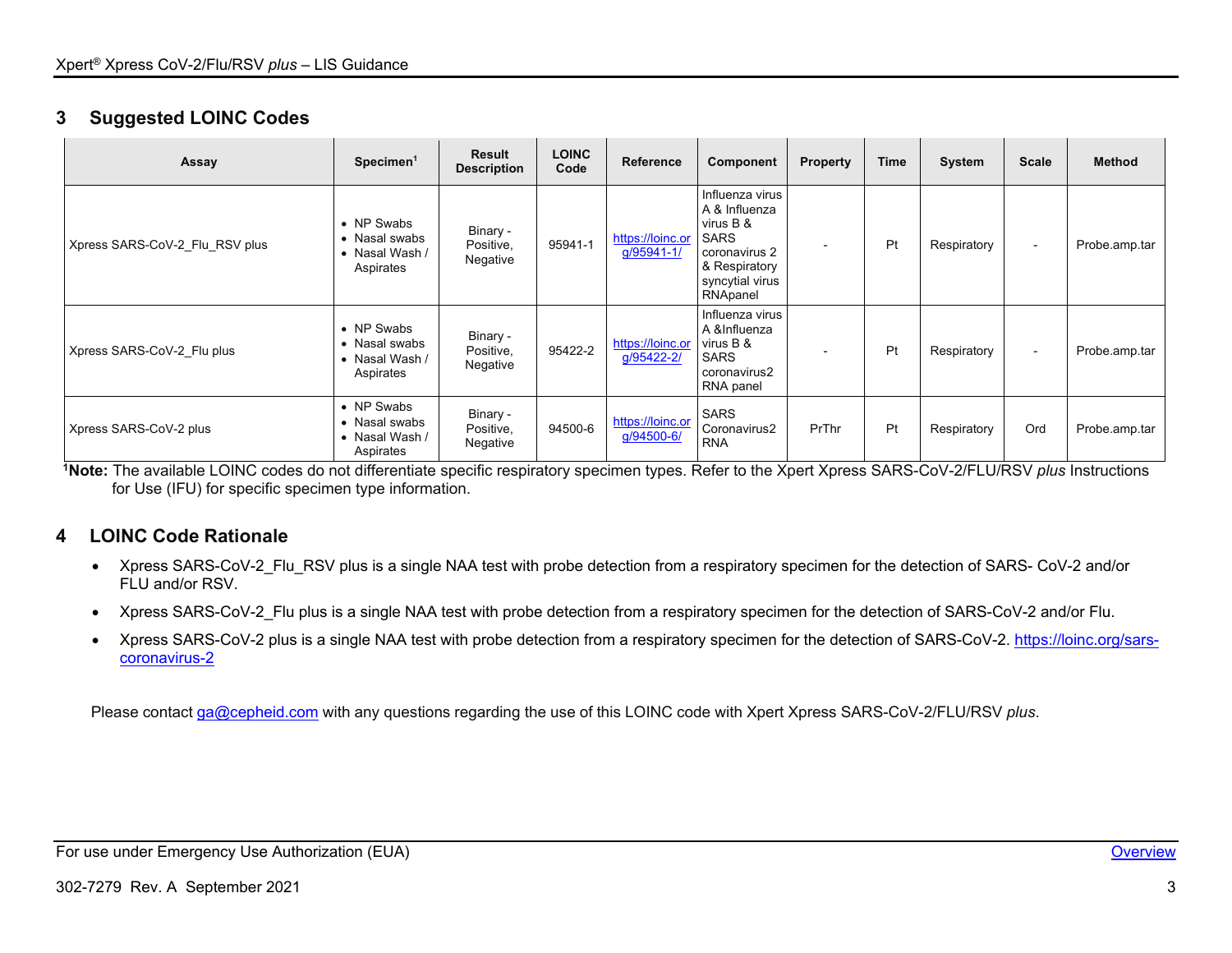## 3 Suggested LOINC Codes

| Assay | Specimen[1] | Result Description | LOINC Code | Reference | Component | Property | Time | System | Scale | Method |
|---|---|---|---|---|---|---|---|---|---|---|
| Xpress SARS-CoV-2_Flu_RSV plus | • NP Swabs<br>• Nasal swabs<br>• Nasal Wash / Aspirates | Binary - Positive, Negative | 95941-1 | https://loinc.org/95941-1/ | Influenza virus A & Influenza virus B & SARS coronavirus 2 & Respiratory syncytial virus RNApanel | - | Pt | Respiratory | - | Probe.amp.tar |
| Xpress SARS-CoV-2_Flu plus | • NP Swabs<br>• Nasal swabs<br>• Nasal Wash / Aspirates | Binary - Positive, Negative | 95422-2 | https://loinc.org/95422-2/ | Influenza virus A &Influenza virus B & SARS coronavirus2 RNA panel | - | Pt | Respiratory | - | Probe.amp.tar |
| Xpress SARS-CoV-2 plus | • NP Swabs<br>• Nasal swabs<br>• Nasal Wash / Aspirates | Binary - Positive, Negative | 94500-6 | https://loinc.org/94500-6/ | SARS Coronavirus2 RNA | PrThr | Pt | Respiratory | Ord | Probe.amp.tar |

[1]**Note:** The available LOINC codes do not differentiate specific respiratory specimen types. Refer to the Xpert Xpress SARS-CoV-2/FLU/RSV *plus* Instructions for Use (IFU) for specific specimen type information.

## 4 LOINC Code Rationale

- Xpress SARS-CoV-2_Flu_RSV plus is a single NAA test with probe detection from a respiratory specimen for the detection of SARS- CoV-2 and/or FLU and/or RSV.
- Xpress SARS-CoV-2_Flu plus is a single NAA test with probe detection from a respiratory specimen for the detection of SARS-CoV-2 and/or Flu.
- Xpress SARS-CoV-2 plus is a single NAA test with probe detection from a respiratory specimen for the detection of SARS-CoV-2. https://loinc.org/sars-coronavirus-2

Please contact ga@cepheid.com with any questions regarding the use of this LOINC code with Xpert Xpress SARS-CoV-2/FLU/RSV *plus*.

For use under Emergency Use Authorization (EUA)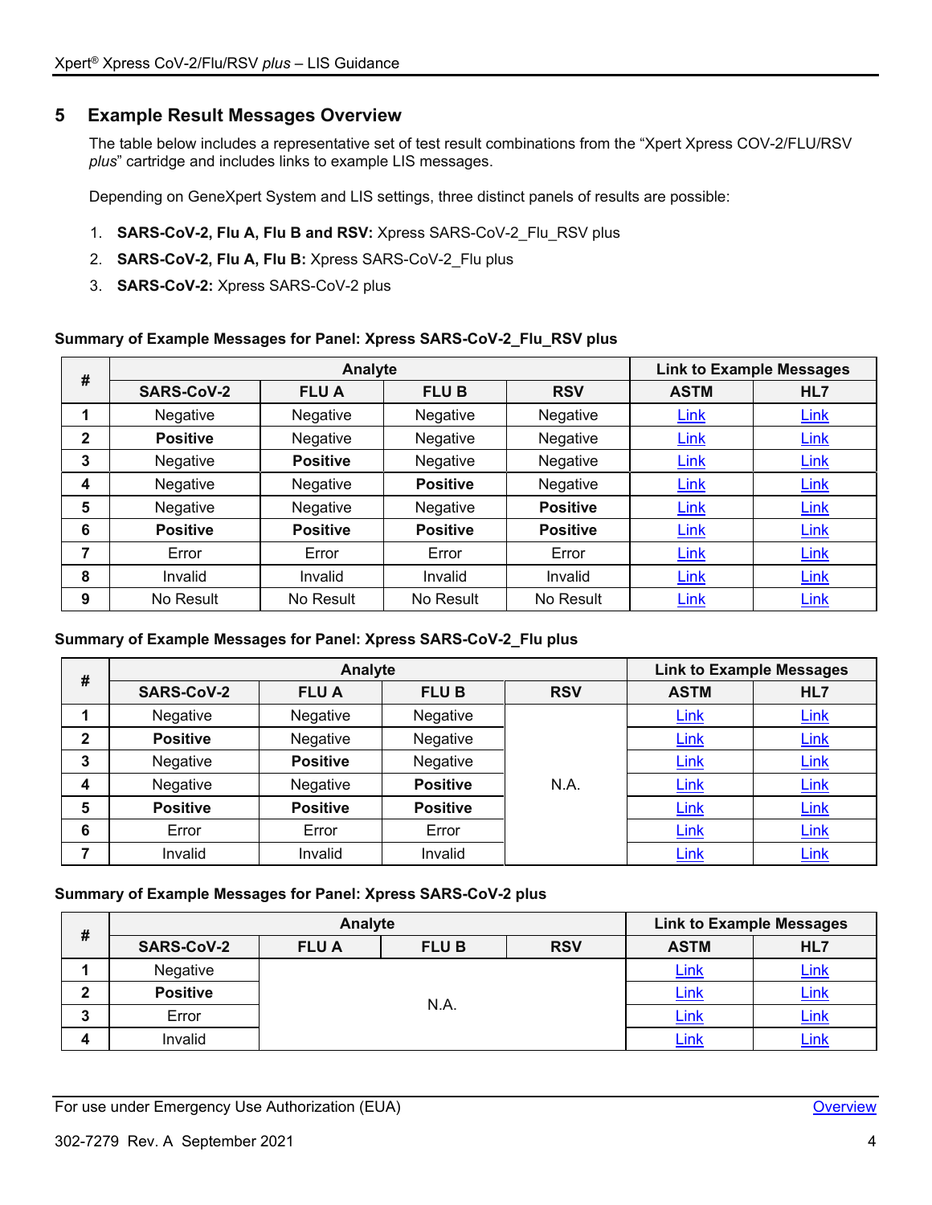## 5 Example Result Messages Overview

The table below includes a representative set of test result combinations from the “Xpert Xpress COV-2/FLU/RSV *plus*” cartridge and includes links to example LIS messages.

Depending on GeneXpert System and LIS settings, three distinct panels of results are possible:

1. **SARS-CoV-2, Flu A, Flu B and RSV:** Xpress SARS-CoV-2_Flu_RSV plus
2. **SARS-CoV-2, Flu A, Flu B:** Xpress SARS-CoV-2_Flu plus
3. **SARS-CoV-2:** Xpress SARS-CoV-2 plus

**Summary of Example Messages for Panel: Xpress SARS-CoV-2_Flu_RSV plus**

| # | Analyte | | | | Link to Example Messages | |
|---|---|---|---|---|---|---|
| | SARS-CoV-2 | FLU A | FLU B | RSV | ASTM | HL7 |
| 1 | Negative | Negative | Negative | Negative | Link | Link |
| 2 | **Positive** | Negative | Negative | Negative | Link | Link |
| 3 | Negative | **Positive** | Negative | Negative | Link | Link |
| 4 | Negative | Negative | **Positive** | Negative | Link | Link |
| 5 | Negative | Negative | Negative | **Positive** | Link | Link |
| 6 | **Positive** | **Positive** | **Positive** | **Positive** | Link | Link |
| 7 | Error | Error | Error | Error | Link | Link |
| 8 | Invalid | Invalid | Invalid | Invalid | Link | Link |
| 9 | No Result | No Result | No Result | No Result | Link | Link |

**Summary of Example Messages for Panel: Xpress SARS-CoV-2_Flu plus**

| # | Analyte | | | | Link to Example Messages | |
|---|---|---|---|---|---|---|
| | SARS-CoV-2 | FLU A | FLU B | RSV | ASTM | HL7 |
| 1 | Negative | Negative | Negative | N.A. | Link | Link |
| 2 | **Positive** | Negative | Negative | | Link | Link |
| 3 | Negative | **Positive** | Negative | | Link | Link |
| 4 | Negative | Negative | **Positive** | | Link | Link |
| 5 | **Positive** | **Positive** | **Positive** | | Link | Link |
| 6 | Error | Error | Error | | Link | Link |
| 7 | Invalid | Invalid | Invalid | | Link | Link |

**Summary of Example Messages for Panel: Xpress SARS-CoV-2 plus**

| # | Analyte | | | | Link to Example Messages | |
|---|---|---|---|---|---|---|
| | SARS-CoV-2 | FLU A | FLU B | RSV | ASTM | HL7 |
| 1 | Negative | N.A. | | | Link | Link |
| 2 | **Positive** | | | | Link | Link |
| 3 | Error | | | | Link | Link |
| 4 | Invalid | | | | Link | Link |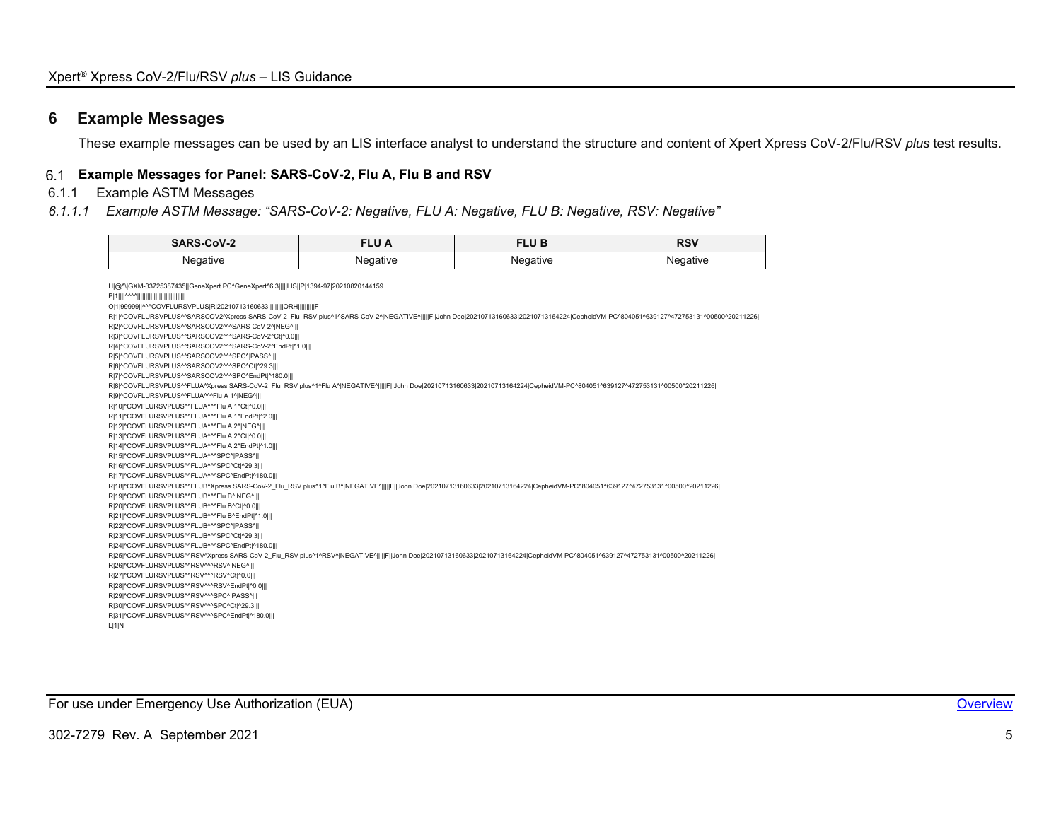## 6 Example Messages

These example messages can be used by an LIS interface analyst to understand the structure and content of Xpert Xpress CoV-2/Flu/RSV *plus* test results.

### 6.1 Example Messages for Panel: SARS-CoV-2, Flu A, Flu B and RSV

#### 6.1.1 Example ASTM Messages

##### *6.1.1.1 Example ASTM Message: "SARS-CoV-2: Negative, FLU A: Negative, FLU B: Negative, RSV: Negative"*

| SARS-CoV-2 | FLU A | FLU B | RSV |
|---|---|---|---|
| Negative | Negative | Negative | Negative |

```
H|@^\|GXM-33725387435||GeneXpert PC^GeneXpert^6.3|||||LIS||P|1394-97|20210820144159
P|1||||^^^^|||||||||||||||||||||||||||
O|1|99999||^^^COVFLURSVPLUS|R|20210713160633|||||||ORH|||||||||F
R|1|^COVFLURSVPLUS^^SARSCOV2^Xpress SARS-CoV-2_Flu_RSV plus^1^SARS-CoV-2^|NEGATIVE^|||||F||John Doe|20210713160633|20210713164224|CepheidVM-PC^804051^639127^472753131^00500^20211226|
R|2|^COVFLURSVPLUS^^SARSCOV2^^^SARS-CoV-2^|NEG^|||
R|3|^COVFLURSVPLUS^^SARSCOV2^^^SARS-CoV-2^Ct|^0.0|||
R|4|^COVFLURSVPLUS^^SARSCOV2^^^SARS-CoV-2^EndPt|^1.0|||
R|5|^COVFLURSVPLUS^^SARSCOV2^^^SPC^|PASS^|||
R|6|^COVFLURSVPLUS^^SARSCOV2^^^SPC^Ct|^29.3|||
R|7|^COVFLURSVPLUS^^SARSCOV2^^^SPC^EndPt|^180.0|||
R|8|^COVFLURSVPLUS^^FLUA^Xpress SARS-CoV-2_Flu_RSV plus^1^Flu A^|NEGATIVE^|||||F||John Doe|20210713160633|20210713164224|CepheidVM-PC^804051^639127^472753131^00500^20211226|
R|9|^COVFLURSVPLUS^^FLUA^^^Flu A 1^|NEG^|||
R|10|^COVFLURSVPLUS^^FLUA^^^Flu A 1^Ct|^0.0|||
R|11|^COVFLURSVPLUS^^FLUA^^^Flu A 1^EndPt|^2.0|||
R|12|^COVFLURSVPLUS^^FLUA^^^Flu A 2^|NEG^|||
R|13|^COVFLURSVPLUS^^FLUA^^^Flu A 2^Ct|^0.0|||
R|14|^COVFLURSVPLUS^^FLUA^^^Flu A 2^EndPt|^1.0|||
R|15|^COVFLURSVPLUS^^FLUA^^^SPC^|PASS^|||
R|16|^COVFLURSVPLUS^^FLUA^^^SPC^Ct|^29.3|||
R|17|^COVFLURSVPLUS^^FLUA^^^SPC^EndPt|^180.0|||
R|18|^COVFLURSVPLUS^^FLUB^Xpress SARS-CoV-2_Flu_RSV plus^1^Flu B^|NEGATIVE^|||||F||John Doe|20210713160633|20210713164224|CepheidVM-PC^804051^639127^472753131^00500^20211226|
R|19|^COVFLURSVPLUS^^FLUB^^^Flu B^|NEG^|||
R|20|^COVFLURSVPLUS^^FLUB^^^Flu B^Ct|^0.0|||
R|21|^COVFLURSVPLUS^^FLUB^^^Flu B^EndPt|^1.0|||
R|22|^COVFLURSVPLUS^^FLUB^^^SPC^|PASS^|||
R|23|^COVFLURSVPLUS^^FLUB^^^SPC^Ct|^29.3|||
R|24|^COVFLURSVPLUS^^FLUB^^^SPC^EndPt|^180.0|||
R|25|^COVFLURSVPLUS^^RSV^Xpress SARS-CoV-2_Flu_RSV plus^1^RSV^|NEGATIVE^|||||F||John Doe|20210713160633|20210713164224|CepheidVM-PC^804051^639127^472753131^00500^20211226|
R|26|^COVFLURSVPLUS^^RSV^^^RSV^|NEG^|||
R|27|^COVFLURSVPLUS^^RSV^^^RSV^Ct|^0.0|||
R|28|^COVFLURSVPLUS^^RSV^^^RSV^EndPt|^0.0|||
R|29|^COVFLURSVPLUS^^RSV^^^SPC^|PASS^|||
R|30|^COVFLURSVPLUS^^RSV^^^SPC^Ct|^29.3|||
R|31|^COVFLURSVPLUS^^RSV^^^SPC^EndPt|^180.0|||
L|1|N
```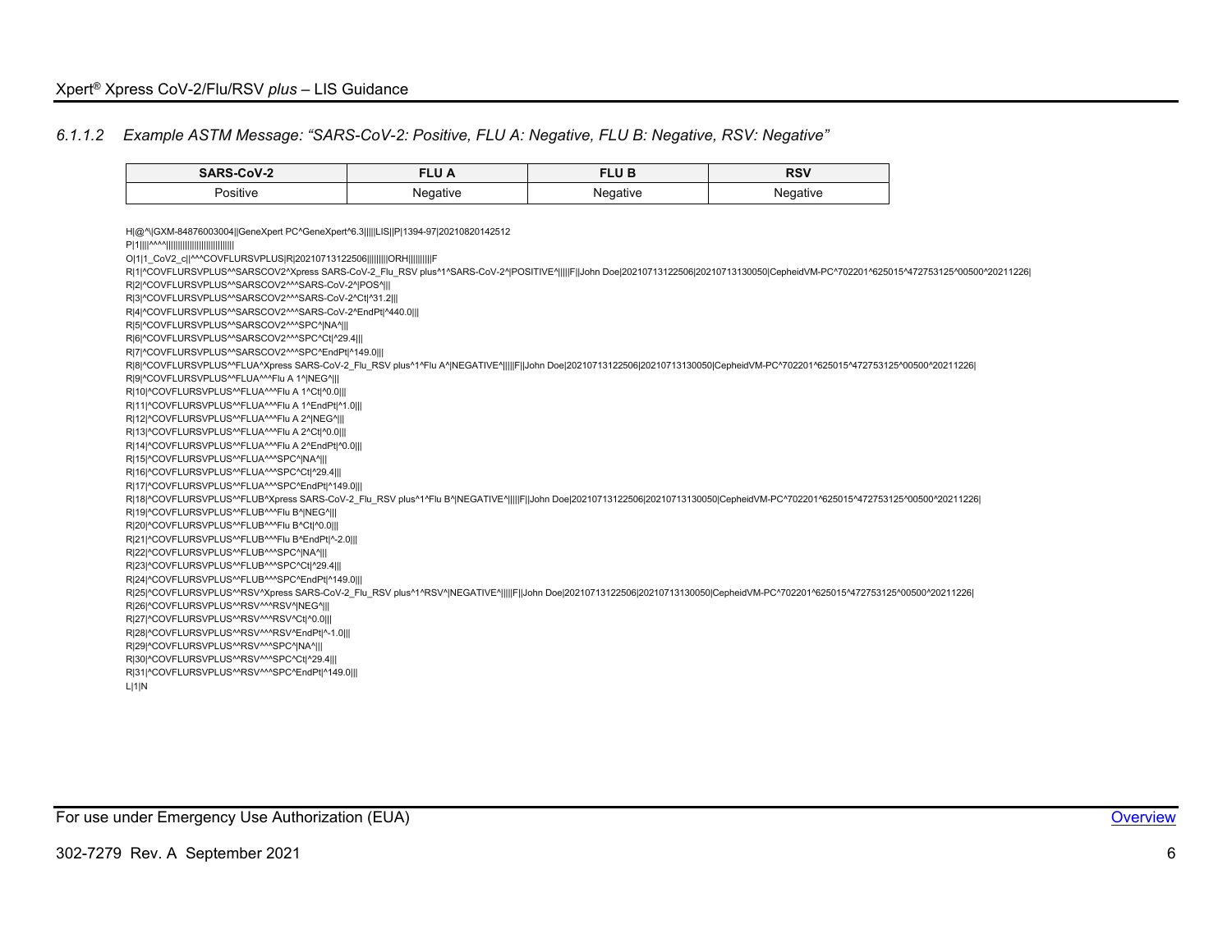#### 6.1.1.2 *Example ASTM Message: "SARS-CoV-2: Positive, FLU A: Negative, FLU B: Negative, RSV: Negative"*

| SARS-CoV-2 | FLU A | FLU B | RSV |
|---|---|---|---|
| Positive | Negative | Negative | Negative |

```
H|@^\|GXM-84876003004||GeneXpert PC^GeneXpert^6.3|||||LIS||P|1394-97|20210820142512
P|1||||^^^^|||||||||||||||||||||||||||||
O|1|1_CoV2_c||^^^COVFLURSVPLUS|R|20210713122506|||||||||ORH||||||||||F
R|1|^COVFLURSVPLUS^^SARSCOV2^Xpress SARS-CoV-2_Flu_RSV plus^1^SARS-CoV-2^|POSITIVE^|||||F||John Doe|20210713122506|20210713130050|CepheidVM-PC^702201^625015^472753125^00500^20211226|
R|2|^COVFLURSVPLUS^^SARSCOV2^^^SARS-CoV-2^|POS^|||
R|3|^COVFLURSVPLUS^^SARSCOV2^^^SARS-CoV-2^Ct|^31.2|||
R|4|^COVFLURSVPLUS^^SARSCOV2^^^SARS-CoV-2^EndPt|^440.0|||
R|5|^COVFLURSVPLUS^^SARSCOV2^^^SPC^|NA^|||
R|6|^COVFLURSVPLUS^^SARSCOV2^^^SPC^Ct|^29.4|||
R|7|^COVFLURSVPLUS^^SARSCOV2^^^SPC^EndPt|^149.0|||
R|8|^COVFLURSVPLUS^^FLUA^Xpress SARS-CoV-2_Flu_RSV plus^1^Flu A^|NEGATIVE^|||||F||John Doe|20210713122506|20210713130050|CepheidVM-PC^702201^625015^472753125^00500^20211226|
R|9|^COVFLURSVPLUS^^FLUA^^^Flu A 1^|NEG^|||
R|10|^COVFLURSVPLUS^^FLUA^^^Flu A 1^Ct|^0.0|||
R|11|^COVFLURSVPLUS^^FLUA^^^Flu A 1^EndPt|^1.0|||
R|12|^COVFLURSVPLUS^^FLUA^^^Flu A 2^|NEG^|||
R|13|^COVFLURSVPLUS^^FLUA^^^Flu A 2^Ct|^0.0|||
R|14|^COVFLURSVPLUS^^FLUA^^^Flu A 2^EndPt|^0.0|||
R|15|^COVFLURSVPLUS^^FLUA^^^SPC^|NA^|||
R|16|^COVFLURSVPLUS^^FLUA^^^SPC^Ct|^29.4|||
R|17|^COVFLURSVPLUS^^FLUA^^^SPC^EndPt|^149.0|||
R|18|^COVFLURSVPLUS^^FLUB^Xpress SARS-CoV-2_Flu_RSV plus^1^Flu B^|NEGATIVE^|||||F||John Doe|20210713122506|20210713130050|CepheidVM-PC^702201^625015^472753125^00500^20211226|
R|19|^COVFLURSVPLUS^^FLUB^^^Flu B^|NEG^|||
R|20|^COVFLURSVPLUS^^FLUB^^^Flu B^Ct|^0.0|||
R|21|^COVFLURSVPLUS^^FLUB^^^Flu B^EndPt|^-2.0|||
R|22|^COVFLURSVPLUS^^FLUB^^^SPC^|NA^|||
R|23|^COVFLURSVPLUS^^FLUB^^^SPC^Ct|^29.4|||
R|24|^COVFLURSVPLUS^^FLUB^^^SPC^EndPt|^149.0|||
R|25|^COVFLURSVPLUS^^RSV^Xpress SARS-CoV-2_Flu_RSV plus^1^RSV^|NEGATIVE^|||||F||John Doe|20210713122506|20210713130050|CepheidVM-PC^702201^625015^472753125^00500^20211226|
R|26|^COVFLURSVPLUS^^RSV^^^RSV^|NEG^|||
R|27|^COVFLURSVPLUS^^RSV^^^RSV^Ct|^0.0|||
R|28|^COVFLURSVPLUS^^RSV^^^RSV^EndPt|^-1.0|||
R|29|^COVFLURSVPLUS^^RSV^^^SPC^|NA^|||
R|30|^COVFLURSVPLUS^^RSV^^^SPC^Ct|^29.4|||
R|31|^COVFLURSVPLUS^^RSV^^^SPC^EndPt|^149.0|||
L|1|N
```

For use under Emergency Use Authorization (EUA)

Overview

302-7279 Rev. A September 2021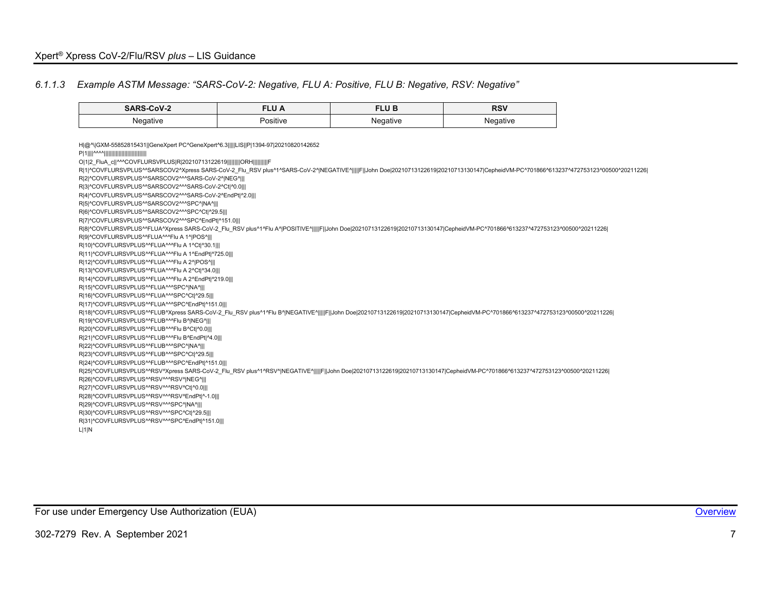#### 6.1.1.3 *Example ASTM Message: "SARS-CoV-2: Negative, FLU A: Positive, FLU B: Negative, RSV: Negative"*

| SARS-CoV-2 | FLU A | FLU B | RSV |
|---|---|---|---|
| Negative | Positive | Negative | Negative |

```
H|@^\|GXM-55852815431||GeneXpert PC^GeneXpert^6.3|||||LIS||P|1394-97|20210820142652
P|1||||^^^^|||||||||||||||||||||||||||
O|1|2_FluA_c||^^^COVFLURSVPLUS|R|20210713122619|||||||||ORH||||||||||F
R|1|^COVFLURSVPLUS^^SARSCOV2^Xpress SARS-CoV-2_Flu_RSV plus^1^SARS-CoV-2^|NEGATIVE^|||||F||John Doe|20210713122619|20210713130147|CepheidVM-PC^701866^613237^472753123^00500^20211226|
R|2|^COVFLURSVPLUS^^SARSCOV2^^^SARS-CoV-2^|NEG^|||
R|3|^COVFLURSVPLUS^^SARSCOV2^^^SARS-CoV-2^Ct|^0.0|||
R|4|^COVFLURSVPLUS^^SARSCOV2^^^SARS-CoV-2^EndPt|^2.0|||
R|5|^COVFLURSVPLUS^^SARSCOV2^^^SPC^|NA^|||
R|6|^COVFLURSVPLUS^^SARSCOV2^^^SPC^Ct|^29.5|||
R|7|^COVFLURSVPLUS^^SARSCOV2^^^SPC^EndPt|^151.0|||
R|8|^COVFLURSVPLUS^^FLUA^Xpress SARS-CoV-2_Flu_RSV plus^1^Flu A^|POSITIVE^|||||F||John Doe|20210713122619|20210713130147|CepheidVM-PC^701866^613237^472753123^00500^20211226|
R|9|^COVFLURSVPLUS^^FLUA^^^Flu A 1^|POS^|||
R|10|^COVFLURSVPLUS^^FLUA^^^Flu A 1^Ct|^30.1|||
R|11|^COVFLURSVPLUS^^FLUA^^^Flu A 1^EndPt|^725.0|||
R|12|^COVFLURSVPLUS^^FLUA^^^Flu A 2^|POS^|||
R|13|^COVFLURSVPLUS^^FLUA^^^Flu A 2^Ct|^34.0|||
R|14|^COVFLURSVPLUS^^FLUA^^^Flu A 2^EndPt|^219.0|||
R|15|^COVFLURSVPLUS^^FLUA^^^SPC^|NA^|||
R|16|^COVFLURSVPLUS^^FLUA^^^SPC^Ct|^29.5|||
R|17|^COVFLURSVPLUS^^FLUA^^^SPC^EndPt|^151.0|||
R|18|^COVFLURSVPLUS^^FLUB^Xpress SARS-CoV-2_Flu_RSV plus^1^Flu B^|NEGATIVE^|||||F||John Doe|20210713122619|20210713130147|CepheidVM-PC^701866^613237^472753123^00500^20211226|
R|19|^COVFLURSVPLUS^^FLUB^^^Flu B^|NEG^|||
R|20|^COVFLURSVPLUS^^FLUB^^^Flu B^Ct|^0.0|||
R|21|^COVFLURSVPLUS^^FLUB^^^Flu B^EndPt|^4.0|||
R|22|^COVFLURSVPLUS^^FLUB^^^SPC^|NA^|||
R|23|^COVFLURSVPLUS^^FLUB^^^SPC^Ct|^29.5|||
R|24|^COVFLURSVPLUS^^FLUB^^^SPC^EndPt|^151.0|||
R|25|^COVFLURSVPLUS^^RSV^Xpress SARS-CoV-2_Flu_RSV plus^1^RSV^|NEGATIVE^|||||F||John Doe|20210713122619|20210713130147|CepheidVM-PC^701866^613237^472753123^00500^20211226|
R|26|^COVFLURSVPLUS^^RSV^^^RSV^|NEG^|||
R|27|^COVFLURSVPLUS^^RSV^^^RSV^Ct|^0.0|||
R|28|^COVFLURSVPLUS^^RSV^^^RSV^EndPt|^-1.0|||
R|29|^COVFLURSVPLUS^^RSV^^^SPC^|NA^|||
R|30|^COVFLURSVPLUS^^RSV^^^SPC^Ct|^29.5|||
R|31|^COVFLURSVPLUS^^RSV^^^SPC^EndPt|^151.0|||
L|1|N
```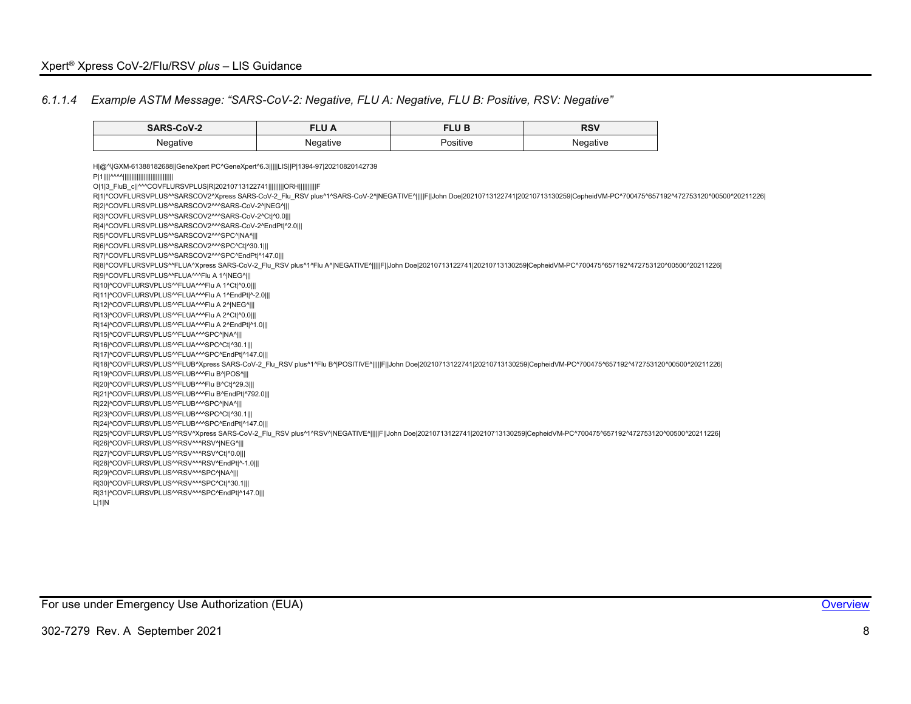### 6.1.1.4 *Example ASTM Message: "SARS-CoV-2: Negative, FLU A: Negative, FLU B: Positive, RSV: Negative"*

| SARS-CoV-2 | FLU A | FLU B | RSV |
|---|---|---|---|
| Negative | Negative | Positive | Negative |

```
H|@^\|GXM-61388182688||GeneXpert PC^GeneXpert^6.3|||||LIS||P|1394-97|20210820142739
P|1||||^^^^||||||||||||||||||||||||||
O|1|3_FluB_c||^^^COVFLURSVPLUS|R|20210713122741|||||||||ORH||||||||||F
R|1|^COVFLURSVPLUS^^SARSCOV2^Xpress SARS-CoV-2_Flu_RSV plus^1^SARS-CoV-2^|NEGATIVE^|||||F||John Doe|20210713122741|20210713130259|CepheidVM-PC^700475^657192^472753120^00500^20211226|
R|2|^COVFLURSVPLUS^^SARSCOV2^^^SARS-CoV-2^|NEG^|||
R|3|^COVFLURSVPLUS^^SARSCOV2^^^SARS-CoV-2^Ct|^0.0|||
R|4|^COVFLURSVPLUS^^SARSCOV2^^^SARS-CoV-2^EndPt|^2.0|||
R|5|^COVFLURSVPLUS^^SARSCOV2^^^SPC^|NA^|||
R|6|^COVFLURSVPLUS^^SARSCOV2^^^SPC^Ct|^30.1|||
R|7|^COVFLURSVPLUS^^SARSCOV2^^^SPC^EndPt|^147.0|||
R|8|^COVFLURSVPLUS^^FLUA^Xpress SARS-CoV-2_Flu_RSV plus^1^Flu A^|NEGATIVE^|||||F||John Doe|20210713122741|20210713130259|CepheidVM-PC^700475^657192^472753120^00500^20211226|
R|9|^COVFLURSVPLUS^^FLUA^^^Flu A 1^|NEG^|||
R|10|^COVFLURSVPLUS^^FLUA^^^Flu A 1^Ct|^0.0|||
R|11|^COVFLURSVPLUS^^FLUA^^^Flu A 1^EndPt|^-2.0|||
R|12|^COVFLURSVPLUS^^FLUA^^^Flu A 2^|NEG^|||
R|13|^COVFLURSVPLUS^^FLUA^^^Flu A 2^Ct|^0.0|||
R|14|^COVFLURSVPLUS^^FLUA^^^Flu A 2^EndPt|^1.0|||
R|15|^COVFLURSVPLUS^^FLUA^^^SPC^|NA^|||
R|16|^COVFLURSVPLUS^^FLUA^^^SPC^Ct|^30.1|||
R|17|^COVFLURSVPLUS^^FLUA^^^SPC^EndPt|^147.0|||
R|18|^COVFLURSVPLUS^^FLUB^Xpress SARS-CoV-2_Flu_RSV plus^1^Flu B^|POSITIVE^|||||F||John Doe|20210713122741|20210713130259|CepheidVM-PC^700475^657192^472753120^00500^20211226|
R|19|^COVFLURSVPLUS^^FLUB^^^Flu B^|POS^|||
R|20|^COVFLURSVPLUS^^FLUB^^^Flu B^Ct|^29.3|||
R|21|^COVFLURSVPLUS^^FLUB^^^Flu B^EndPt|^792.0|||
R|22|^COVFLURSVPLUS^^FLUB^^^SPC^|NA^|||
R|23|^COVFLURSVPLUS^^FLUB^^^SPC^Ct|^30.1|||
R|24|^COVFLURSVPLUS^^FLUB^^^SPC^EndPt|^147.0|||
R|25|^COVFLURSVPLUS^^RSV^Xpress SARS-CoV-2_Flu_RSV plus^1^RSV^|NEGATIVE^|||||F||John Doe|20210713122741|20210713130259|CepheidVM-PC^700475^657192^472753120^00500^20211226|
R|26|^COVFLURSVPLUS^^RSV^^^RSV^|NEG^|||
R|27|^COVFLURSVPLUS^^RSV^^^RSV^Ct|^0.0|||
R|28|^COVFLURSVPLUS^^RSV^^^RSV^EndPt|^-1.0|||
R|29|^COVFLURSVPLUS^^RSV^^^SPC^|NA^|||
R|30|^COVFLURSVPLUS^^RSV^^^SPC^Ct|^30.1|||
R|31|^COVFLURSVPLUS^^RSV^^^SPC^EndPt|^147.0|||
L|1|N
```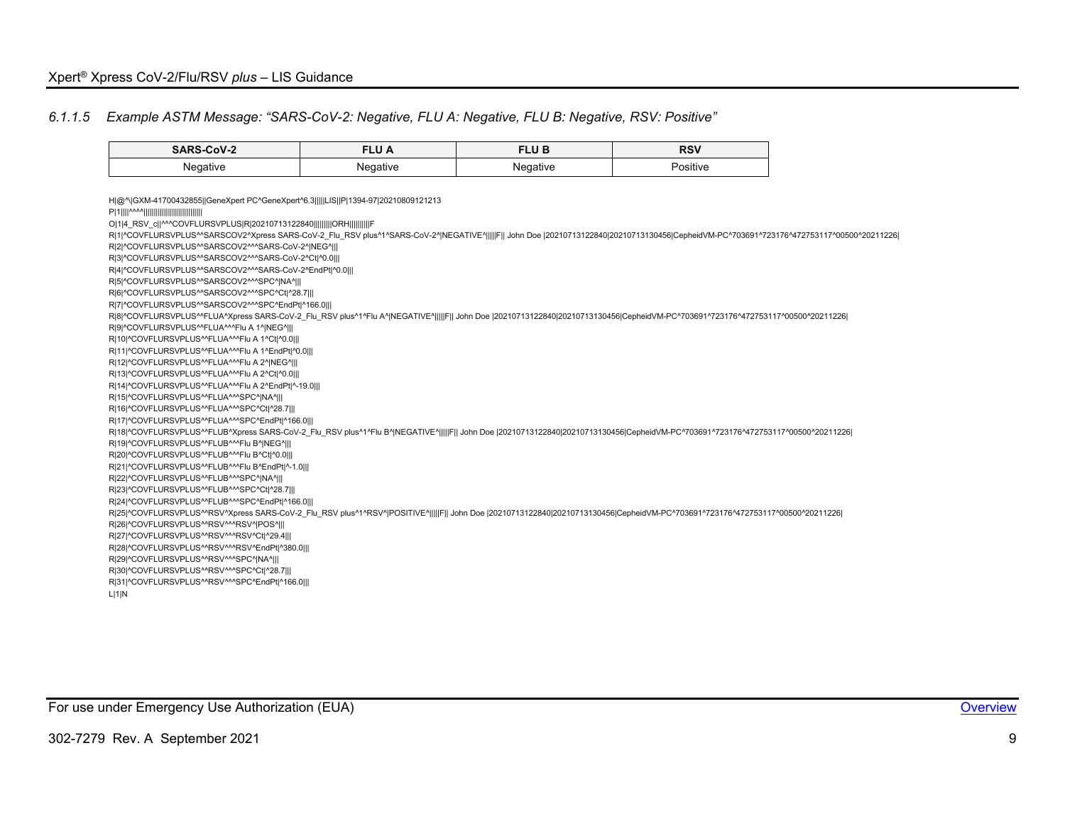### 6.1.1.5 *Example ASTM Message: "SARS-CoV-2: Negative, FLU A: Negative, FLU B: Negative, RSV: Positive"*

| SARS-CoV-2 | FLU A | FLU B | RSV |
|---|---|---|---|
| Negative | Negative | Negative | Positive |

```
H|@^\|GXM-41700432855||GeneXpert PC^GeneXpert^6.3|||||LIS||P|1394-97|20210809121213
P|1||||^^^^||||||||||||||||||||||||||
O|1|4_RSV_c||^^^COVFLURSVPLUS|R|20210713122840|||||||||ORH||||||||||F
R|1|^COVFLURSVPLUS^^SARSCOV2^Xpress SARS-CoV-2_Flu_RSV plus^1^SARS-CoV-2^|NEGATIVE^|||||F|| John Doe |20210713122840|20210713130456|CepheidVM-PC^703691^723176^472753117^00500^20211226|
R|2|^COVFLURSVPLUS^^SARSCOV2^^^SARS-CoV-2^|NEG^|||
R|3|^COVFLURSVPLUS^^SARSCOV2^^^SARS-CoV-2^Ct|^0.0|||
R|4|^COVFLURSVPLUS^^SARSCOV2^^^SARS-CoV-2^EndPt|^0.0|||
R|5|^COVFLURSVPLUS^^SARSCOV2^^^SPC^|NA^|||
R|6|^COVFLURSVPLUS^^SARSCOV2^^^SPC^Ct|^28.7|||
R|7|^COVFLURSVPLUS^^SARSCOV2^^^SPC^EndPt|^166.0|||
R|8|^COVFLURSVPLUS^^FLUA^Xpress SARS-CoV-2_Flu_RSV plus^1^Flu A^|NEGATIVE^|||||F|| John Doe |20210713122840|20210713130456|CepheidVM-PC^703691^723176^472753117^00500^20211226|
R|9|^COVFLURSVPLUS^^FLUA^^^Flu A 1^|NEG^|||
R|10|^COVFLURSVPLUS^^FLUA^^^Flu A 1^Ct|^0.0|||
R|11|^COVFLURSVPLUS^^FLUA^^^Flu A 1^EndPt|^0.0|||
R|12|^COVFLURSVPLUS^^FLUA^^^Flu A 2^|NEG^|||
R|13|^COVFLURSVPLUS^^FLUA^^^Flu A 2^Ct|^0.0|||
R|14|^COVFLURSVPLUS^^FLUA^^^Flu A 2^EndPt|^-19.0|||
R|15|^COVFLURSVPLUS^^FLUA^^^SPC^|NA^|||
R|16|^COVFLURSVPLUS^^FLUA^^^SPC^Ct|^28.7|||
R|17|^COVFLURSVPLUS^^FLUA^^^SPC^EndPt|^166.0|||
R|18|^COVFLURSVPLUS^^FLUB^Xpress SARS-CoV-2_Flu_RSV plus^1^Flu B^|NEGATIVE^|||||F|| John Doe |20210713122840|20210713130456|CepheidVM-PC^703691^723176^472753117^00500^20211226|
R|19|^COVFLURSVPLUS^^FLUB^^^Flu B^|NEG^|||
R|20|^COVFLURSVPLUS^^FLUB^^^Flu B^Ct|^0.0|||
R|21|^COVFLURSVPLUS^^FLUB^^^Flu B^EndPt|^-1.0|||
R|22|^COVFLURSVPLUS^^FLUB^^^SPC^|NA^|||
R|23|^COVFLURSVPLUS^^FLUB^^^SPC^Ct|^28.7|||
R|24|^COVFLURSVPLUS^^FLUB^^^SPC^EndPt|^166.0|||
R|25|^COVFLURSVPLUS^^RSV^Xpress SARS-CoV-2_Flu_RSV plus^1^RSV^|POSITIVE^|||||F|| John Doe |20210713122840|20210713130456|CepheidVM-PC^703691^723176^472753117^00500^20211226|
R|26|^COVFLURSVPLUS^^RSV^^^RSV^|POS^|||
R|27|^COVFLURSVPLUS^^RSV^^^RSV^Ct|^29.4|||
R|28|^COVFLURSVPLUS^^RSV^^^RSV^EndPt|^380.0|||
R|29|^COVFLURSVPLUS^^RSV^^^SPC^|NA^|||
R|30|^COVFLURSVPLUS^^RSV^^^SPC^Ct|^28.7|||
R|31|^COVFLURSVPLUS^^RSV^^^SPC^EndPt|^166.0|||
L|1|N
```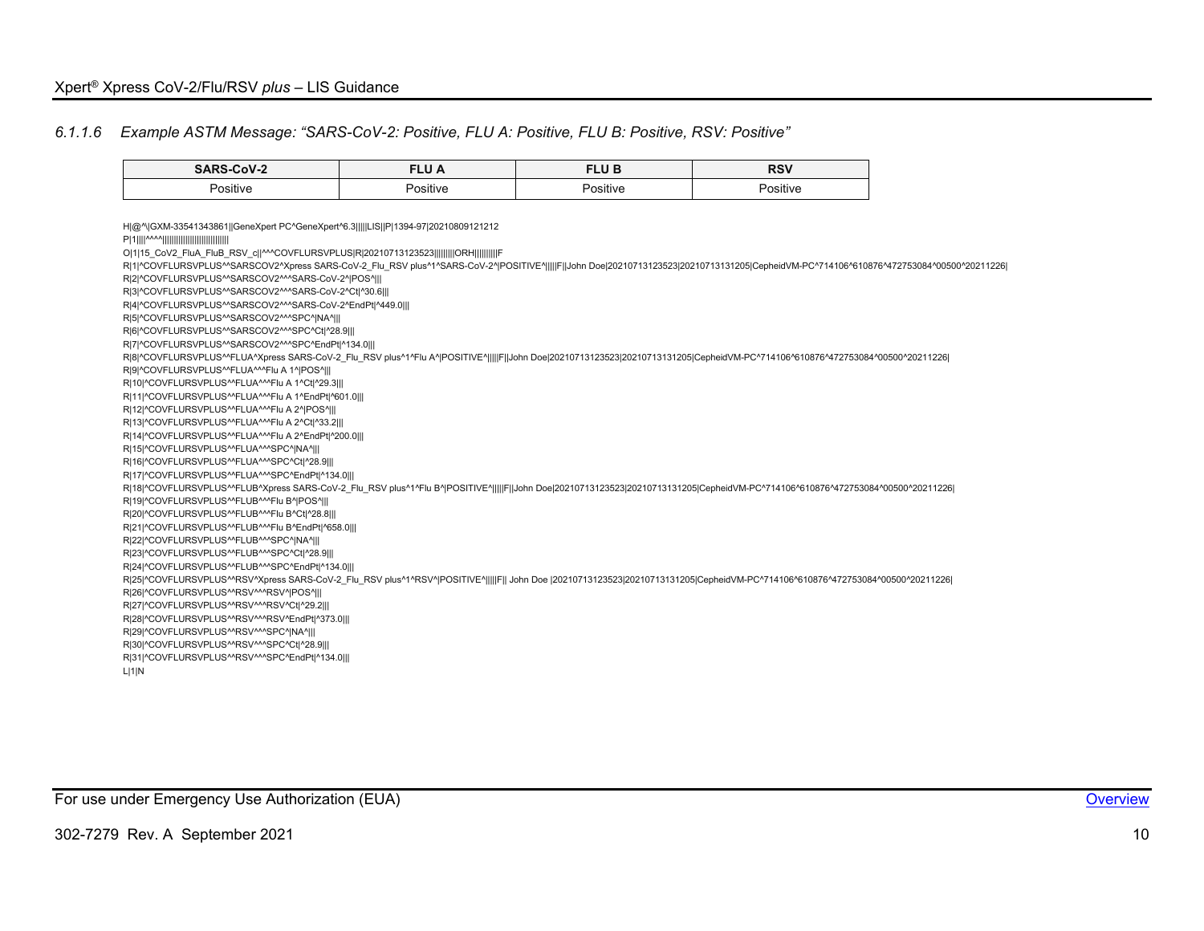#### 6.1.1.6 *Example ASTM Message: "SARS-CoV-2: Positive, FLU A: Positive, FLU B: Positive, RSV: Positive"*

| SARS-CoV-2 | FLU A | FLU B | RSV |
|---|---|---|---|
| Positive | Positive | Positive | Positive |

```
H|@^\|GXM-33541343861||GeneXpert PC^GeneXpert^6.3|||||LIS||P|1394-97|20210809121212
P|1||||^^^^||||||||||||||||||||||||||||||
O|1|15_CoV2_FluA_FluB_RSV_c||^^^COVFLURSVPLUS|R|20210713123523|||||||||ORH||||||||||F
R|1|^COVFLURSVPLUS^^SARSCOV2^Xpress SARS-CoV-2_Flu_RSV plus^1^SARS-CoV-2^|POSITIVE^|||||F||John Doe|20210713123523|20210713131205|CepheidVM-PC^714106^610876^472753084^00500^20211226|
R|2|^COVFLURSVPLUS^^SARSCOV2^^^SARS-CoV-2^|POS^|||
R|3|^COVFLURSVPLUS^^SARSCOV2^^^SARS-CoV-2^Ct|^30.6|||
R|4|^COVFLURSVPLUS^^SARSCOV2^^^SARS-CoV-2^EndPt|^449.0|||
R|5|^COVFLURSVPLUS^^SARSCOV2^^^SPC^|NA^|||
R|6|^COVFLURSVPLUS^^SARSCOV2^^^SPC^Ct|^28.9|||
R|7|^COVFLURSVPLUS^^SARSCOV2^^^SPC^EndPt|^134.0|||
R|8|^COVFLURSVPLUS^^FLUA^Xpress SARS-CoV-2_Flu_RSV plus^1^Flu A^|POSITIVE^|||||F||John Doe|20210713123523|20210713131205|CepheidVM-PC^714106^610876^472753084^00500^20211226|
R|9|^COVFLURSVPLUS^^FLUA^^^Flu A 1^|POS^|||
R|10|^COVFLURSVPLUS^^FLUA^^^Flu A 1^Ct|^29.3|||
R|11|^COVFLURSVPLUS^^FLUA^^^Flu A 1^EndPt|^601.0|||
R|12|^COVFLURSVPLUS^^FLUA^^^Flu A 2^|POS^|||
R|13|^COVFLURSVPLUS^^FLUA^^^Flu A 2^Ct|^33.2|||
R|14|^COVFLURSVPLUS^^FLUA^^^Flu A 2^EndPt|^200.0|||
R|15|^COVFLURSVPLUS^^FLUA^^^SPC^|NA^|||
R|16|^COVFLURSVPLUS^^FLUA^^^SPC^Ct|^28.9|||
R|17|^COVFLURSVPLUS^^FLUA^^^SPC^EndPt|^134.0|||
R|18|^COVFLURSVPLUS^^FLUB^Xpress SARS-CoV-2_Flu_RSV plus^1^Flu B^|POSITIVE^|||||F||John Doe|20210713123523|20210713131205|CepheidVM-PC^714106^610876^472753084^00500^20211226|
R|19|^COVFLURSVPLUS^^FLUB^^^Flu B^|POS^|||
R|20|^COVFLURSVPLUS^^FLUB^^^Flu B^Ct|^28.8|||
R|21|^COVFLURSVPLUS^^FLUB^^^Flu B^EndPt|^658.0|||
R|22|^COVFLURSVPLUS^^FLUB^^^SPC^|NA^|||
R|23|^COVFLURSVPLUS^^FLUB^^^SPC^Ct|^28.9|||
R|24|^COVFLURSVPLUS^^FLUB^^^SPC^EndPt|^134.0|||
R|25|^COVFLURSVPLUS^^RSV^Xpress SARS-CoV-2_Flu_RSV plus^1^RSV^|POSITIVE^|||||F|| John Doe |20210713123523|20210713131205|CepheidVM-PC^714106^610876^472753084^00500^20211226|
R|26|^COVFLURSVPLUS^^RSV^^^RSV^|POS^|||
R|27|^COVFLURSVPLUS^^RSV^^^RSV^Ct|^29.2|||
R|28|^COVFLURSVPLUS^^RSV^^^RSV^EndPt|^373.0|||
R|29|^COVFLURSVPLUS^^RSV^^^SPC^|NA^|||
R|30|^COVFLURSVPLUS^^RSV^^^SPC^Ct|^28.9|||
R|31|^COVFLURSVPLUS^^RSV^^^SPC^EndPt|^134.0|||
L|1|N
```

For use under Emergency Use Authorization (EUA)

Overview

302-7279 Rev. A September 2021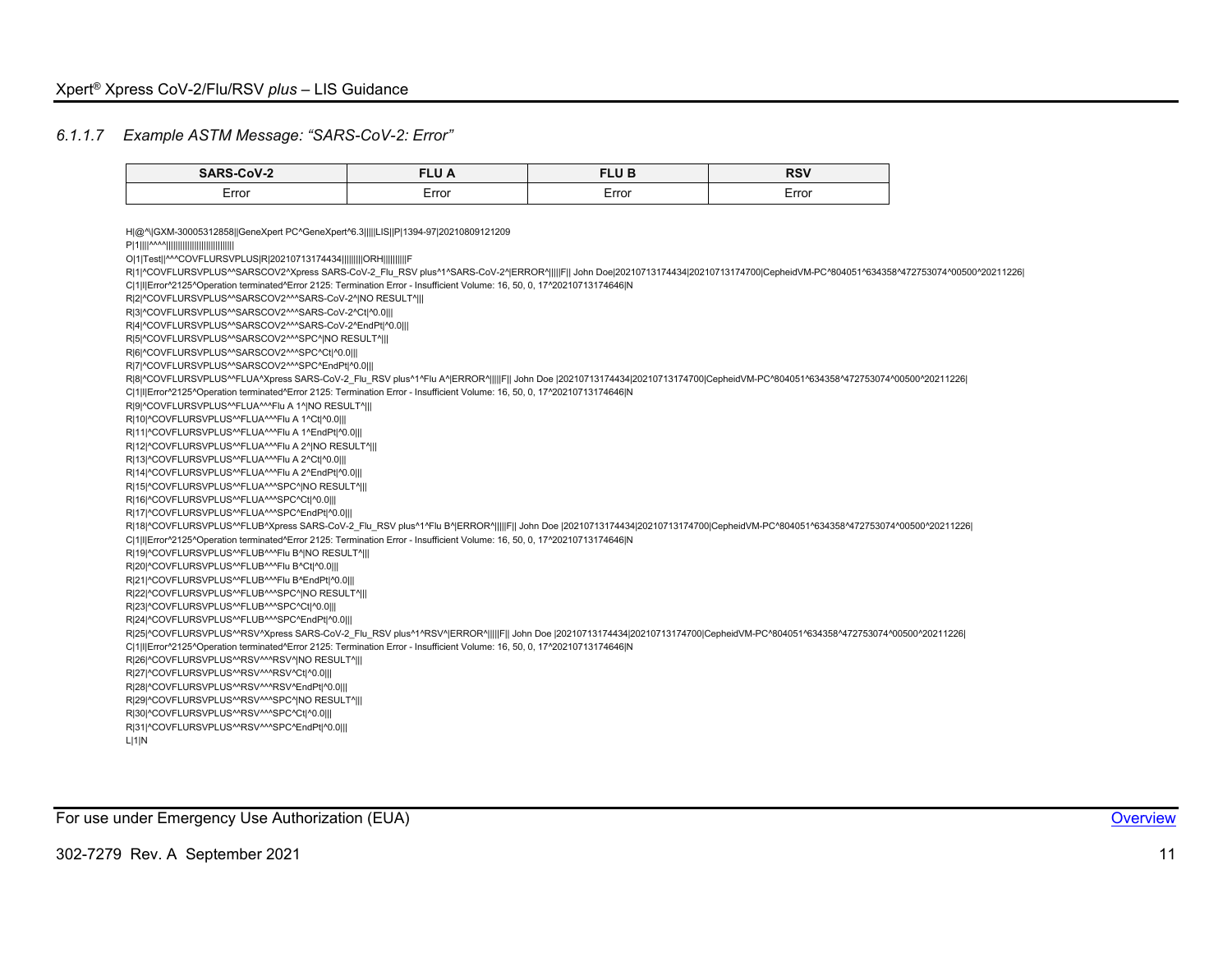### 6.1.1.7 Example ASTM Message: "SARS-CoV-2: Error"

| SARS-CoV-2 | FLU A | FLU B | RSV |
| --- | --- | --- | --- |
| Error | Error | Error | Error |

```
H|@^\|GXM-30005312858||GeneXpert PC^GeneXpert^6.3|||||LIS||P|1394-97|20210809121209
P|1||||^^^^|||||||||||||||||||||||||||
O|1|Test||^^^COVFLURSVPLUS|R|20210713174434|||||||||ORH||||||||||F
R|1|^COVFLURSVPLUS^^SARSCOV2^Xpress SARS-CoV-2_Flu_RSV plus^1^SARS-CoV-2^|ERROR^|||||F|| John Doe|20210713174434|20210713174700|CepheidVM-PC^804051^634358^472753074^00500^20211226|
C|1|I|Error^2125^Operation terminated^Error 2125: Termination Error - Insufficient Volume: 16, 50, 0, 17^20210713174646|N
R|2|^COVFLURSVPLUS^^SARSCOV2^^^SARS-CoV-2^|NO RESULT^|||
R|3|^COVFLURSVPLUS^^SARSCOV2^^^SARS-CoV-2^Ct|^0.0|||
R|4|^COVFLURSVPLUS^^SARSCOV2^^^SARS-CoV-2^EndPt|^0.0|||
R|5|^COVFLURSVPLUS^^SARSCOV2^^^SPC^|NO RESULT^|||
R|6|^COVFLURSVPLUS^^SARSCOV2^^^SPC^Ct|^0.0|||
R|7|^COVFLURSVPLUS^^SARSCOV2^^^SPC^EndPt|^0.0|||
R|8|^COVFLURSVPLUS^^FLUA^Xpress SARS-CoV-2_Flu_RSV plus^1^Flu A^|ERROR^|||||F|| John Doe |20210713174434|20210713174700|CepheidVM-PC^804051^634358^472753074^00500^20211226|
C|1|I|Error^2125^Operation terminated^Error 2125: Termination Error - Insufficient Volume: 16, 50, 0, 17^20210713174646|N
R|9|^COVFLURSVPLUS^^FLUA^^^Flu A 1^|NO RESULT^|||
R|10|^COVFLURSVPLUS^^FLUA^^^Flu A 1^Ct|^0.0|||
R|11|^COVFLURSVPLUS^^FLUA^^^Flu A 1^EndPt|^0.0|||
R|12|^COVFLURSVPLUS^^FLUA^^^Flu A 2^|NO RESULT^|||
R|13|^COVFLURSVPLUS^^FLUA^^^Flu A 2^Ct|^0.0|||
R|14|^COVFLURSVPLUS^^FLUA^^^Flu A 2^EndPt|^0.0|||
R|15|^COVFLURSVPLUS^^FLUA^^^SPC^|NO RESULT^|||
R|16|^COVFLURSVPLUS^^FLUA^^^SPC^Ct|^0.0|||
R|17|^COVFLURSVPLUS^^FLUA^^^SPC^EndPt|^0.0|||
R|18|^COVFLURSVPLUS^^FLUB^Xpress SARS-CoV-2_Flu_RSV plus^1^Flu B^|ERROR^|||||F|| John Doe |20210713174434|20210713174700|CepheidVM-PC^804051^634358^472753074^00500^20211226|
C|1|I|Error^2125^Operation terminated^Error 2125: Termination Error - Insufficient Volume: 16, 50, 0, 17^20210713174646|N
R|19|^COVFLURSVPLUS^^FLUB^^^Flu B^|NO RESULT^|||
R|20|^COVFLURSVPLUS^^FLUB^^^Flu B^Ct|^0.0|||
R|21|^COVFLURSVPLUS^^FLUB^^^Flu B^EndPt|^0.0|||
R|22|^COVFLURSVPLUS^^FLUB^^^SPC^|NO RESULT^|||
R|23|^COVFLURSVPLUS^^FLUB^^^SPC^Ct|^0.0|||
R|24|^COVFLURSVPLUS^^FLUB^^^SPC^EndPt|^0.0|||
R|25|^COVFLURSVPLUS^^RSV^Xpress SARS-CoV-2_Flu_RSV plus^1^RSV^|ERROR^|||||F|| John Doe |20210713174434|20210713174700|CepheidVM-PC^804051^634358^472753074^00500^20211226|
C|1|I|Error^2125^Operation terminated^Error 2125: Termination Error - Insufficient Volume: 16, 50, 0, 17^20210713174646|N
R|26|^COVFLURSVPLUS^^RSV^^^RSV^|NO RESULT^|||
R|27|^COVFLURSVPLUS^^RSV^^^RSV^Ct|^0.0|||
R|28|^COVFLURSVPLUS^^RSV^^^RSV^EndPt|^0.0|||
R|29|^COVFLURSVPLUS^^RSV^^^SPC^|NO RESULT^|||
R|30|^COVFLURSVPLUS^^RSV^^^SPC^Ct|^0.0|||
R|31|^COVFLURSVPLUS^^RSV^^^SPC^EndPt|^0.0|||
L|1|N
```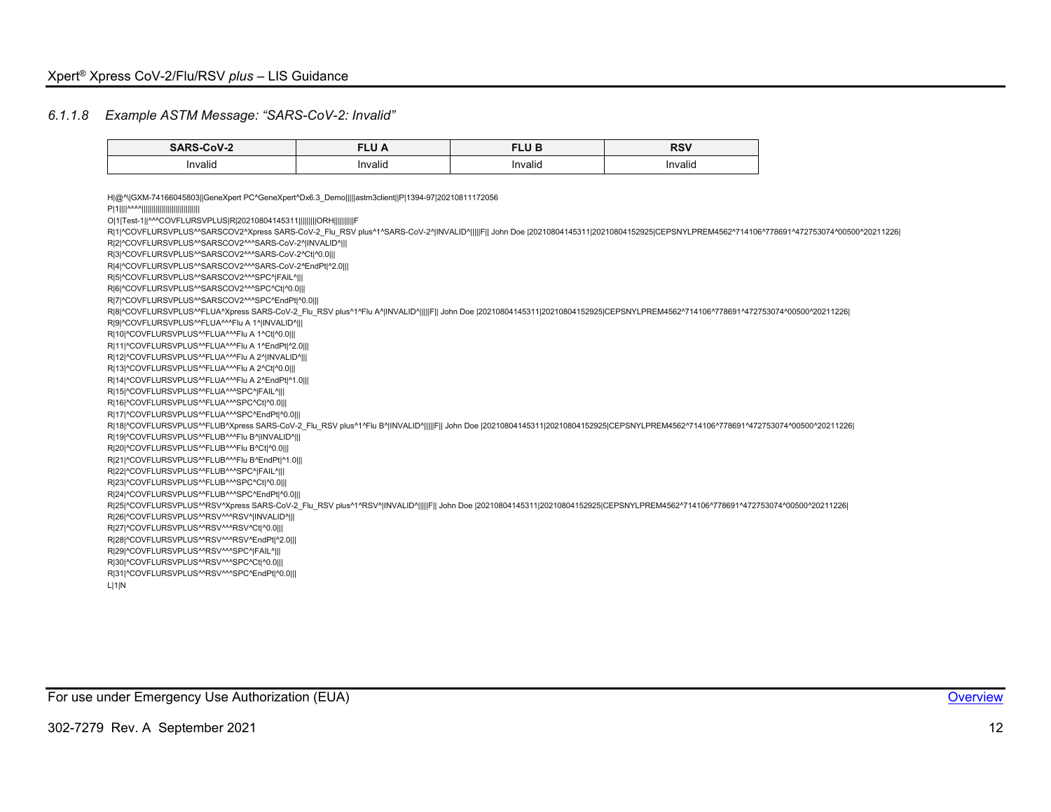#### 6.1.1.8 Example ASTM Message: "SARS-CoV-2: Invalid"

| SARS-CoV-2 | FLU A | FLU B | RSV |
|---|---|---|---|
| Invalid | Invalid | Invalid | Invalid |

```
H|@^\|GXM-74166045803||GeneXpert PC^GeneXpert^Dx6.3_Demo|||||astm3client||P|1394-97|20210811172056
P|1||||^^^^|||||||||||||||||||||||||||
O|1|Test-1||^^^COVFLURSVPLUS|R|20210804145311|||||||||ORH||||||||||F
R|1|^COVFLURSVPLUS^^SARSCOV2^Xpress SARS-CoV-2_Flu_RSV plus^1^SARS-CoV-2^|INVALID^|||||F|| John Doe |20210804145311|20210804152925|CEPSNYLPREM4562^714106^778691^472753074^00500^20211226|
R|2|^COVFLURSVPLUS^^SARSCOV2^^^SARS-CoV-2^|INVALID^|||
R|3|^COVFLURSVPLUS^^SARSCOV2^^^SARS-CoV-2^Ct|^0.0|||
R|4|^COVFLURSVPLUS^^SARSCOV2^^^SARS-CoV-2^EndPt|^2.0|||
R|5|^COVFLURSVPLUS^^SARSCOV2^^^SPC^|FAIL^|||
R|6|^COVFLURSVPLUS^^SARSCOV2^^^SPC^Ct|^0.0|||
R|7|^COVFLURSVPLUS^^SARSCOV2^^^SPC^EndPt|^0.0|||
R|8|^COVFLURSVPLUS^^FLUA^Xpress SARS-CoV-2_Flu_RSV plus^1^Flu A^|INVALID^|||||F|| John Doe |20210804145311|20210804152925|CEPSNYLPREM4562^714106^778691^472753074^00500^20211226|
R|9|^COVFLURSVPLUS^^FLUA^^^Flu A 1^|INVALID^|||
R|10|^COVFLURSVPLUS^^FLUA^^^Flu A 1^Ct|^0.0|||
R|11|^COVFLURSVPLUS^^FLUA^^^Flu A 1^EndPt|^2.0|||
R|12|^COVFLURSVPLUS^^FLUA^^^Flu A 2^|INVALID^|||
R|13|^COVFLURSVPLUS^^FLUA^^^Flu A 2^Ct|^0.0|||
R|14|^COVFLURSVPLUS^^FLUA^^^Flu A 2^EndPt|^1.0|||
R|15|^COVFLURSVPLUS^^FLUA^^^SPC^|FAIL^|||
R|16|^COVFLURSVPLUS^^FLUA^^^SPC^Ct|^0.0|||
R|17|^COVFLURSVPLUS^^FLUA^^^SPC^EndPt|^0.0|||
R|18|^COVFLURSVPLUS^^FLUB^Xpress SARS-CoV-2_Flu_RSV plus^1^Flu B^|INVALID^|||||F|| John Doe |20210804145311|20210804152925|CEPSNYLPREM4562^714106^778691^472753074^00500^20211226|
R|19|^COVFLURSVPLUS^^FLUB^^^Flu B^|INVALID^|||
R|20|^COVFLURSVPLUS^^FLUB^^^Flu B^Ct|^0.0|||
R|21|^COVFLURSVPLUS^^FLUB^^^Flu B^EndPt|^1.0|||
R|22|^COVFLURSVPLUS^^FLUB^^^SPC^|FAIL^|||
R|23|^COVFLURSVPLUS^^FLUB^^^SPC^Ct|^0.0|||
R|24|^COVFLURSVPLUS^^FLUB^^^SPC^EndPt|^0.0|||
R|25|^COVFLURSVPLUS^^RSV^Xpress SARS-CoV-2_Flu_RSV plus^1^RSV^|INVALID^|||||F|| John Doe |20210804145311|20210804152925|CEPSNYLPREM4562^714106^778691^472753074^00500^20211226|
R|26|^COVFLURSVPLUS^^RSV^^^RSV^|INVALID^|||
R|27|^COVFLURSVPLUS^^RSV^^^RSV^Ct|^0.0|||
R|28|^COVFLURSVPLUS^^RSV^^^RSV^EndPt|^2.0|||
R|29|^COVFLURSVPLUS^^RSV^^^SPC^|FAIL^|||
R|30|^COVFLURSVPLUS^^RSV^^^SPC^Ct|^0.0|||
R|31|^COVFLURSVPLUS^^RSV^^^SPC^EndPt|^0.0|||
L|1|N
```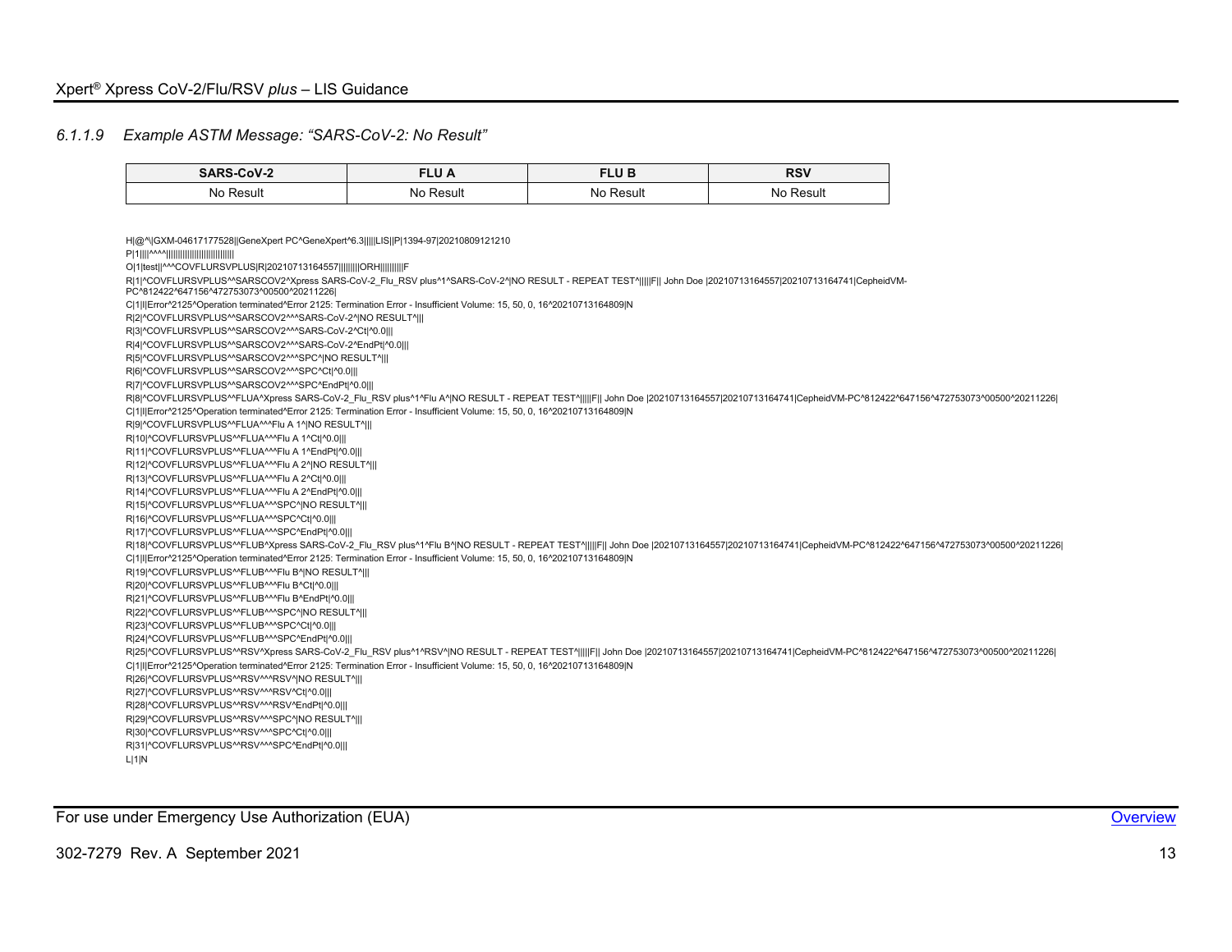### *6.1.1.9 Example ASTM Message: "SARS-CoV-2: No Result"*

| SARS-CoV-2 | FLU A | FLU B | RSV |
|---|---|---|---|
| No Result | No Result | No Result | No Result |

```
H|@^\|GXM-04617177528||GeneXpert PC^GeneXpert^6.3|||||LIS||P|1394-97|20210809121210
P|1||||^^^^||||||||||||||||||||||||||||
O|1|test||^^^COVFLURSVPLUS|R|20210713164557|||||||||ORH||||||||||F
R|1|^COVFLURSVPLUS^^SARSCOV2^Xpress SARS-CoV-2_Flu_RSV plus^1^SARS-CoV-2^|NO RESULT - REPEAT TEST^|||||F|| John Doe |20210713164557|20210713164741|CepheidVM-PC^812422^647156^472753073^00500^20211226|
C|1|I|Error^2125^Operation terminated^Error 2125: Termination Error - Insufficient Volume: 15, 50, 0, 16^20210713164809|N
R|2|^COVFLURSVPLUS^^SARSCOV2^^^SARS-CoV-2^|NO RESULT^|||
R|3|^COVFLURSVPLUS^^SARSCOV2^^^SARS-CoV-2^Ct|^0.0|||
R|4|^COVFLURSVPLUS^^SARSCOV2^^^SARS-CoV-2^EndPt|^0.0|||
R|5|^COVFLURSVPLUS^^SARSCOV2^^^SPC^|NO RESULT^|||
R|6|^COVFLURSVPLUS^^SARSCOV2^^^SPC^Ct|^0.0|||
R|7|^COVFLURSVPLUS^^SARSCOV2^^^SPC^EndPt|^0.0|||
R|8|^COVFLURSVPLUS^^FLUA^Xpress SARS-CoV-2_Flu_RSV plus^1^Flu A^|NO RESULT - REPEAT TEST^|||||F|| John Doe |20210713164557|20210713164741|CepheidVM-PC^812422^647156^472753073^00500^20211226|
C|1|I|Error^2125^Operation terminated^Error 2125: Termination Error - Insufficient Volume: 15, 50, 0, 16^20210713164809|N
R|9|^COVFLURSVPLUS^^FLUA^^^Flu A 1^|NO RESULT^|||
R|10|^COVFLURSVPLUS^^FLUA^^^Flu A 1^Ct|^0.0|||
R|11|^COVFLURSVPLUS^^FLUA^^^Flu A 1^EndPt|^0.0|||
R|12|^COVFLURSVPLUS^^FLUA^^^Flu A 2^|NO RESULT^|||
R|13|^COVFLURSVPLUS^^FLUA^^^Flu A 2^Ct|^0.0|||
R|14|^COVFLURSVPLUS^^FLUA^^^Flu A 2^EndPt|^0.0|||
R|15|^COVFLURSVPLUS^^FLUA^^^SPC^|NO RESULT^|||
R|16|^COVFLURSVPLUS^^FLUA^^^SPC^Ct|^0.0|||
R|17|^COVFLURSVPLUS^^FLUA^^^SPC^EndPt|^0.0|||
R|18|^COVFLURSVPLUS^^FLUB^Xpress SARS-CoV-2_Flu_RSV plus^1^Flu B^|NO RESULT - REPEAT TEST^|||||F|| John Doe |20210713164557|20210713164741|CepheidVM-PC^812422^647156^472753073^00500^20211226|
C|1|I|Error^2125^Operation terminated^Error 2125: Termination Error - Insufficient Volume: 15, 50, 0, 16^20210713164809|N
R|19|^COVFLURSVPLUS^^FLUB^^^Flu B^|NO RESULT^|||
R|20|^COVFLURSVPLUS^^FLUB^^^Flu B^Ct|^0.0|||
R|21|^COVFLURSVPLUS^^FLUB^^^Flu B^EndPt|^0.0|||
R|22|^COVFLURSVPLUS^^FLUB^^^SPC^|NO RESULT^|||
R|23|^COVFLURSVPLUS^^FLUB^^^SPC^Ct|^0.0|||
R|24|^COVFLURSVPLUS^^FLUB^^^SPC^EndPt|^0.0|||
R|25|^COVFLURSVPLUS^^RSV^Xpress SARS-CoV-2_Flu_RSV plus^1^RSV^|NO RESULT - REPEAT TEST^|||||F|| John Doe |20210713164557|20210713164741|CepheidVM-PC^812422^647156^472753073^00500^20211226|
C|1|I|Error^2125^Operation terminated^Error 2125: Termination Error - Insufficient Volume: 15, 50, 0, 16^20210713164809|N
R|26|^COVFLURSVPLUS^^RSV^^^RSV^|NO RESULT^|||
R|27|^COVFLURSVPLUS^^RSV^^^RSV^Ct|^0.0|||
R|28|^COVFLURSVPLUS^^RSV^^^RSV^EndPt|^0.0|||
R|29|^COVFLURSVPLUS^^RSV^^^SPC^|NO RESULT^|||
R|30|^COVFLURSVPLUS^^RSV^^^SPC^Ct|^0.0|||
R|31|^COVFLURSVPLUS^^RSV^^^SPC^EndPt|^0.0|||
L|1|N
```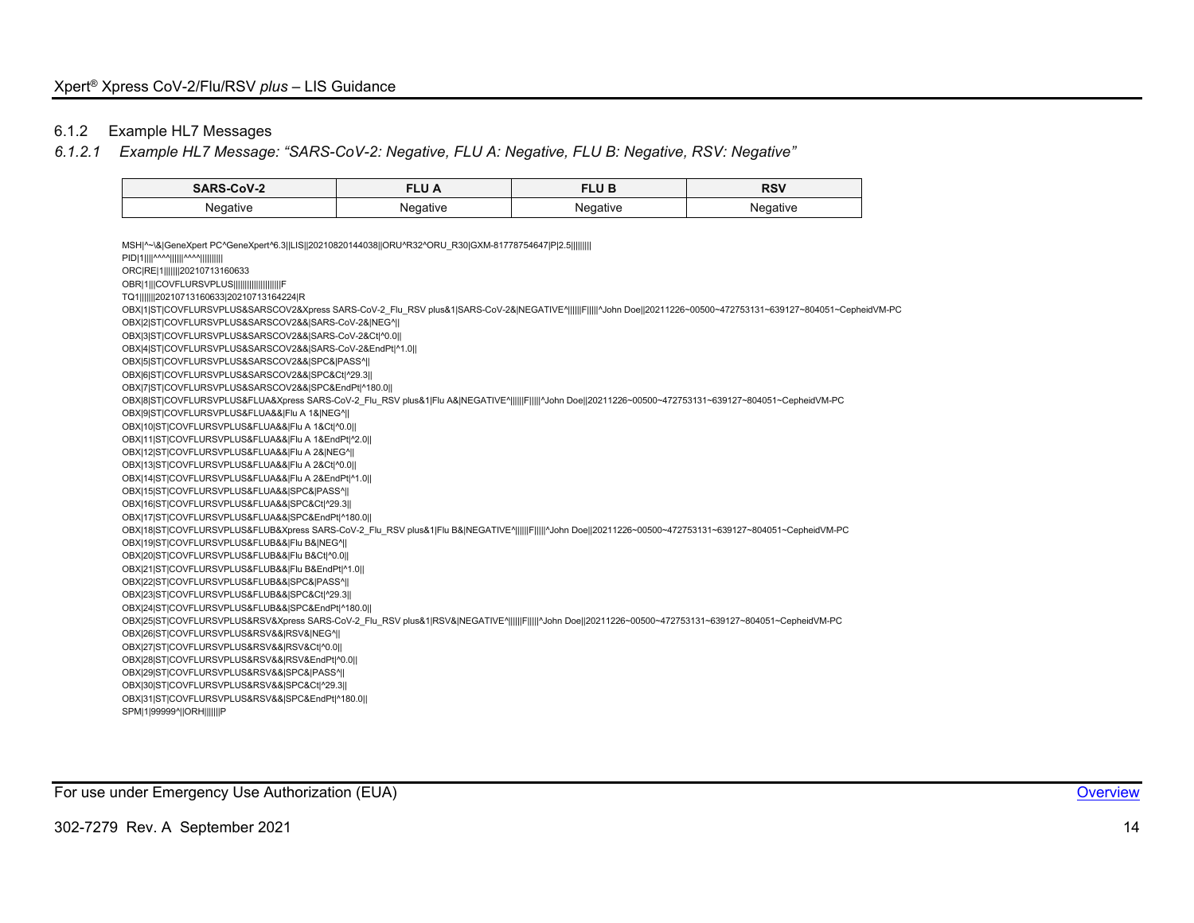### 6.1.2 Example HL7 Messages

#### *6.1.2.1 Example HL7 Message: "SARS-CoV-2: Negative, FLU A: Negative, FLU B: Negative, RSV: Negative"*

| SARS-CoV-2 | FLU A | FLU B | RSV |
|---|---|---|---|
| Negative | Negative | Negative | Negative |

```
MSH|^~\&|GeneXpert PC^GeneXpert^6.3||LIS||20210820144038||ORU^R32^ORU_R30|GXM-81778754647|P|2.5||||||||
PID|1||||^^^^||||||^^^^||||||||||
ORC|RE|1|||||||20210713160633
OBR|1|||COVFLURSVPLUS|||||||||||||||||||F
TQ1|||||||20210713160633|20210713164224|R
OBX|1|ST|COVFLURSVPLUS&SARSCOV2&Xpress SARS-CoV-2_Flu_RSV plus&1|SARS-CoV-2&|NEGATIVE^||||||F|||||^John Doe||20211226~00500~472753131~639127~804051~CepheidVM-PC
OBX|2|ST|COVFLURSVPLUS&SARSCOV2&&|SARS-CoV-2&|NEG^||
OBX|3|ST|COVFLURSVPLUS&SARSCOV2&&|SARS-CoV-2&Ct|^0.0||
OBX|4|ST|COVFLURSVPLUS&SARSCOV2&&|SARS-CoV-2&EndPt|^1.0||
OBX|5|ST|COVFLURSVPLUS&SARSCOV2&&|SPC&|PASS^||
OBX|6|ST|COVFLURSVPLUS&SARSCOV2&&|SPC&Ct|^29.3||
OBX|7|ST|COVFLURSVPLUS&SARSCOV2&&|SPC&EndPt|^180.0||
OBX|8|ST|COVFLURSVPLUS&FLUA&Xpress SARS-CoV-2_Flu_RSV plus&1|Flu A&|NEGATIVE^||||||F|||||^John Doe||20211226~00500~472753131~639127~804051~CepheidVM-PC
OBX|9|ST|COVFLURSVPLUS&FLUA&&|Flu A 1&|NEG^||
OBX|10|ST|COVFLURSVPLUS&FLUA&&|Flu A 1&Ct|^0.0||
OBX|11|ST|COVFLURSVPLUS&FLUA&&|Flu A 1&EndPt|^2.0||
OBX|12|ST|COVFLURSVPLUS&FLUA&&|Flu A 2&|NEG^||
OBX|13|ST|COVFLURSVPLUS&FLUA&&|Flu A 2&Ct|^0.0||
OBX|14|ST|COVFLURSVPLUS&FLUA&&|Flu A 2&EndPt|^1.0||
OBX|15|ST|COVFLURSVPLUS&FLUA&&|SPC&|PASS^||
OBX|16|ST|COVFLURSVPLUS&FLUA&&|SPC&Ct|^29.3||
OBX|17|ST|COVFLURSVPLUS&FLUA&&|SPC&EndPt|^180.0||
OBX|18|ST|COVFLURSVPLUS&FLUB&Xpress SARS-CoV-2_Flu_RSV plus&1|Flu B&|NEGATIVE^||||||F|||||^John Doe||20211226~00500~472753131~639127~804051~CepheidVM-PC
OBX|19|ST|COVFLURSVPLUS&FLUB&&|Flu B&|NEG^||
OBX|20|ST|COVFLURSVPLUS&FLUB&&|Flu B&Ct|^0.0||
OBX|21|ST|COVFLURSVPLUS&FLUB&&|Flu B&EndPt|^1.0||
OBX|22|ST|COVFLURSVPLUS&FLUB&&|SPC&|PASS^||
OBX|23|ST|COVFLURSVPLUS&FLUB&&|SPC&Ct|^29.3||
OBX|24|ST|COVFLURSVPLUS&FLUB&&|SPC&EndPt|^180.0||
OBX|25|ST|COVFLURSVPLUS&RSV&Xpress SARS-CoV-2_Flu_RSV plus&1|RSV&|NEGATIVE^||||||F|||||^John Doe||20211226~00500~472753131~639127~804051~CepheidVM-PC
OBX|26|ST|COVFLURSVPLUS&RSV&&|RSV&|NEG^||
OBX|27|ST|COVFLURSVPLUS&RSV&&|RSV&Ct|^0.0||
OBX|28|ST|COVFLURSVPLUS&RSV&&|RSV&EndPt|^0.0||
OBX|29|ST|COVFLURSVPLUS&RSV&&|SPC&|PASS^||
OBX|30|ST|COVFLURSVPLUS&RSV&&|SPC&Ct|^29.3||
OBX|31|ST|COVFLURSVPLUS&RSV&&|SPC&EndPt|^180.0||
SPM|1|99999^||ORH|||||||P
```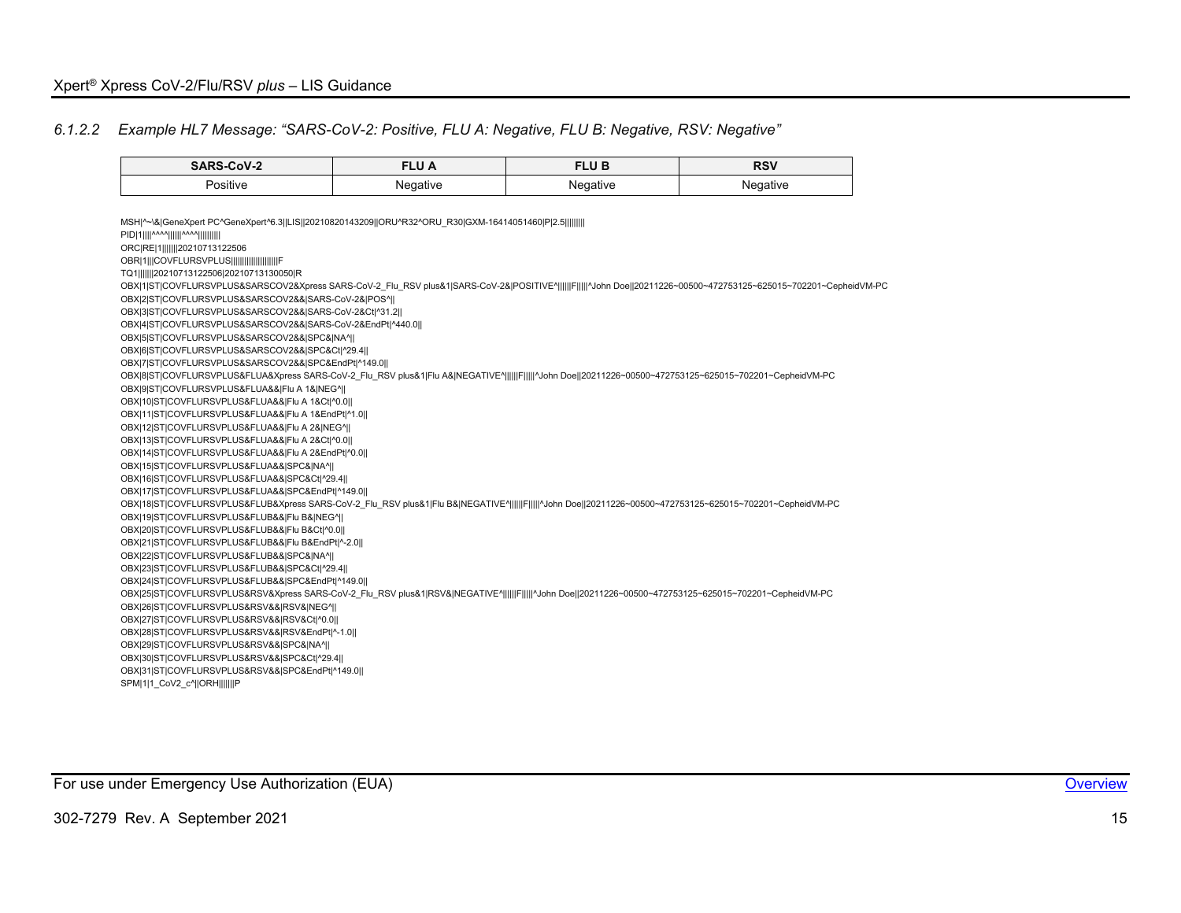#### 6.1.2.2 *Example HL7 Message: "SARS-CoV-2: Positive, FLU A: Negative, FLU B: Negative, RSV: Negative"*

| SARS-CoV-2 | FLU A | FLU B | RSV |
|---|---|---|---|
| Positive | Negative | Negative | Negative |

```
MSH|^~\&|GeneXpert PC^GeneXpert^6.3||LIS||20210820143209||ORU^R32^ORU_R30|GXM-16414051460|P|2.5||||||||
PID|1||||^^^^||||||^^^^||||||||||
ORC|RE|1|||||||20210713122506
OBR|1|||COVFLURSVPLUS|||||||||||||||||||F
TQ1|||||||20210713122506|20210713130050|R
OBX|1|ST|COVFLURSVPLUS&SARSCOV2&Xpress SARS-CoV-2_Flu_RSV plus&1|SARS-CoV-2&|POSITIVE^||||||F|||||^John Doe||20211226~00500~472753125~625015~702201~CepheidVM-PC
OBX|2|ST|COVFLURSVPLUS&SARSCOV2&&|SARS-CoV-2&|POS^||
OBX|3|ST|COVFLURSVPLUS&SARSCOV2&&|SARS-CoV-2&Ct|^31.2||
OBX|4|ST|COVFLURSVPLUS&SARSCOV2&&|SARS-CoV-2&EndPt|^440.0||
OBX|5|ST|COVFLURSVPLUS&SARSCOV2&&|SPC&|NA^||
OBX|6|ST|COVFLURSVPLUS&SARSCOV2&&|SPC&Ct|^29.4||
OBX|7|ST|COVFLURSVPLUS&SARSCOV2&&|SPC&EndPt|^149.0||
OBX|8|ST|COVFLURSVPLUS&FLUA&Xpress SARS-CoV-2_Flu_RSV plus&1|Flu A&|NEGATIVE^||||||F|||||^John Doe||20211226~00500~472753125~625015~702201~CepheidVM-PC
OBX|9|ST|COVFLURSVPLUS&FLUA&&|Flu A 1&|NEG^||
OBX|10|ST|COVFLURSVPLUS&FLUA&&|Flu A 1&Ct|^0.0||
OBX|11|ST|COVFLURSVPLUS&FLUA&&|Flu A 1&EndPt|^1.0||
OBX|12|ST|COVFLURSVPLUS&FLUA&&|Flu A 2&|NEG^||
OBX|13|ST|COVFLURSVPLUS&FLUA&&|Flu A 2&Ct|^0.0||
OBX|14|ST|COVFLURSVPLUS&FLUA&&|Flu A 2&EndPt|^0.0||
OBX|15|ST|COVFLURSVPLUS&FLUA&&|SPC&|NA^||
OBX|16|ST|COVFLURSVPLUS&FLUA&&|SPC&Ct|^29.4||
OBX|17|ST|COVFLURSVPLUS&FLUA&&|SPC&EndPt|^149.0||
OBX|18|ST|COVFLURSVPLUS&FLUB&Xpress SARS-CoV-2_Flu_RSV plus&1|Flu B&|NEGATIVE^||||||F|||||^John Doe||20211226~00500~472753125~625015~702201~CepheidVM-PC
OBX|19|ST|COVFLURSVPLUS&FLUB&&|Flu B&|NEG^||
OBX|20|ST|COVFLURSVPLUS&FLUB&&|Flu B&Ct|^0.0||
OBX|21|ST|COVFLURSVPLUS&FLUB&&|Flu B&EndPt|^-2.0||
OBX|22|ST|COVFLURSVPLUS&FLUB&&|SPC&|NA^||
OBX|23|ST|COVFLURSVPLUS&FLUB&&|SPC&Ct|^29.4||
OBX|24|ST|COVFLURSVPLUS&FLUB&&|SPC&EndPt|^149.0||
OBX|25|ST|COVFLURSVPLUS&RSV&Xpress SARS-CoV-2_Flu_RSV plus&1|RSV&|NEGATIVE^||||||F|||||^John Doe||20211226~00500~472753125~625015~702201~CepheidVM-PC
OBX|26|ST|COVFLURSVPLUS&RSV&&|RSV&|NEG^||
OBX|27|ST|COVFLURSVPLUS&RSV&&|RSV&Ct|^0.0||
OBX|28|ST|COVFLURSVPLUS&RSV&&|RSV&EndPt|^-1.0||
OBX|29|ST|COVFLURSVPLUS&RSV&&|SPC&|NA^||
OBX|30|ST|COVFLURSVPLUS&RSV&&|SPC&Ct|^29.4||
OBX|31|ST|COVFLURSVPLUS&RSV&&|SPC&EndPt|^149.0||
SPM|1|1_CoV2_c^||ORH|||||||P
```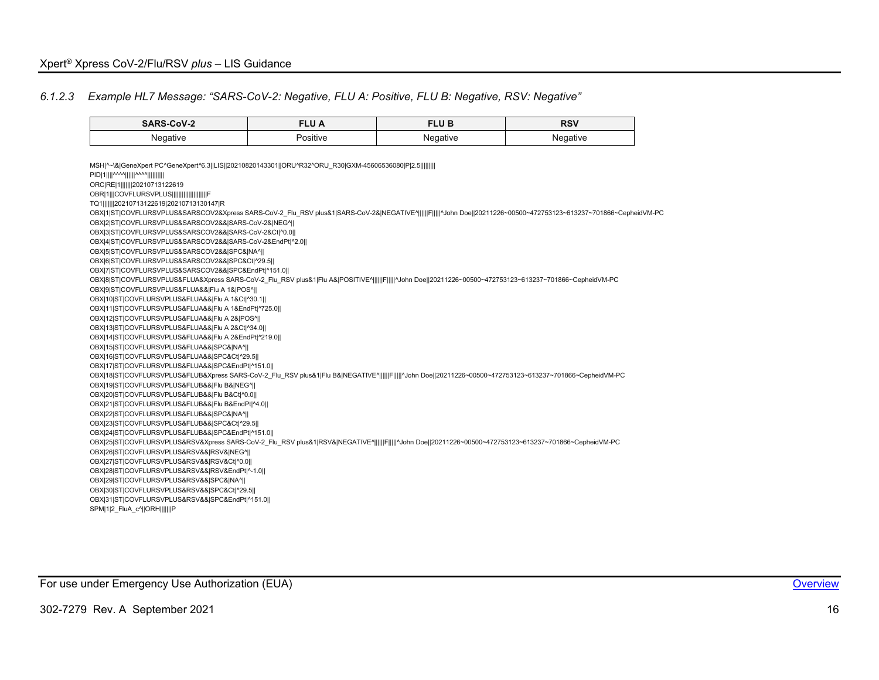### 6.1.2.3 *Example HL7 Message: "SARS-CoV-2: Negative, FLU A: Positive, FLU B: Negative, RSV: Negative"*

| SARS-CoV-2 | FLU A | FLU B | RSV |
|---|---|---|---|
| Negative | Positive | Negative | Negative |

```
MSH|^~\&|GeneXpert PC^GeneXpert^6.3||LIS||20210820143301||ORU^R32^ORU_R30|GXM-45606536080|P|2.5||||||||
PID|1||||^^^^||||||^^^^||||||||||
ORC|RE|1|||||||20210713122619
OBR|1|||COVFLURSVPLUS||||||||||||||||||||F
TQ1|||||||20210713122619|20210713130147|R
OBX|1|ST|COVFLURSVPLUS&SARSCOV2&Xpress SARS-CoV-2_Flu_RSV plus&1|SARS-CoV-2&|NEGATIVE^||||||F|||||^John Doe||20211226~00500~472753123~613237~701866~CepheidVM-PC
OBX|2|ST|COVFLURSVPLUS&SARSCOV2&&|SARS-CoV-2&|NEG^||
OBX|3|ST|COVFLURSVPLUS&SARSCOV2&&|SARS-CoV-2&Ct|^0.0||
OBX|4|ST|COVFLURSVPLUS&SARSCOV2&&|SARS-CoV-2&EndPt|^2.0||
OBX|5|ST|COVFLURSVPLUS&SARSCOV2&&|SPC&|NA^||
OBX|6|ST|COVFLURSVPLUS&SARSCOV2&&|SPC&Ct|^29.5||
OBX|7|ST|COVFLURSVPLUS&SARSCOV2&&|SPC&EndPt|^151.0||
OBX|8|ST|COVFLURSVPLUS&FLUA&Xpress SARS-CoV-2_Flu_RSV plus&1|Flu A&|POSITIVE^||||||F|||||^John Doe||20211226~00500~472753123~613237~701866~CepheidVM-PC
OBX|9|ST|COVFLURSVPLUS&FLUA&&|Flu A 1&|POS^||
OBX|10|ST|COVFLURSVPLUS&FLUA&&|Flu A 1&Ct|^30.1||
OBX|11|ST|COVFLURSVPLUS&FLUA&&|Flu A 1&EndPt|^725.0||
OBX|12|ST|COVFLURSVPLUS&FLUA&&|Flu A 2&|POS^||
OBX|13|ST|COVFLURSVPLUS&FLUA&&|Flu A 2&Ct|^34.0||
OBX|14|ST|COVFLURSVPLUS&FLUA&&|Flu A 2&EndPt|^219.0||
OBX|15|ST|COVFLURSVPLUS&FLUA&&|SPC&|NA^||
OBX|16|ST|COVFLURSVPLUS&FLUA&&|SPC&Ct|^29.5||
OBX|17|ST|COVFLURSVPLUS&FLUA&&|SPC&EndPt|^151.0||
OBX|18|ST|COVFLURSVPLUS&FLUB&Xpress SARS-CoV-2_Flu_RSV plus&1|Flu B&|NEGATIVE^||||||F|||||^John Doe||20211226~00500~472753123~613237~701866~CepheidVM-PC
OBX|19|ST|COVFLURSVPLUS&FLUB&&|Flu B&|NEG^||
OBX|20|ST|COVFLURSVPLUS&FLUB&&|Flu B&Ct|^0.0||
OBX|21|ST|COVFLURSVPLUS&FLUB&&|Flu B&EndPt|^4.0||
OBX|22|ST|COVFLURSVPLUS&FLUB&&|SPC&|NA^||
OBX|23|ST|COVFLURSVPLUS&FLUB&&|SPC&Ct|^29.5||
OBX|24|ST|COVFLURSVPLUS&FLUB&&|SPC&EndPt|^151.0||
OBX|25|ST|COVFLURSVPLUS&RSV&Xpress SARS-CoV-2_Flu_RSV plus&1|RSV&|NEGATIVE^||||||F|||||^John Doe||20211226~00500~472753123~613237~701866~CepheidVM-PC
OBX|26|ST|COVFLURSVPLUS&RSV&&|RSV&|NEG^||
OBX|27|ST|COVFLURSVPLUS&RSV&&|RSV&Ct|^0.0||
OBX|28|ST|COVFLURSVPLUS&RSV&&|RSV&EndPt|^-1.0||
OBX|29|ST|COVFLURSVPLUS&RSV&&|SPC&|NA^||
OBX|30|ST|COVFLURSVPLUS&RSV&&|SPC&Ct|^29.5||
OBX|31|ST|COVFLURSVPLUS&RSV&&|SPC&EndPt|^151.0||
SPM|1|2_FluA_c^||ORH|||||||P
```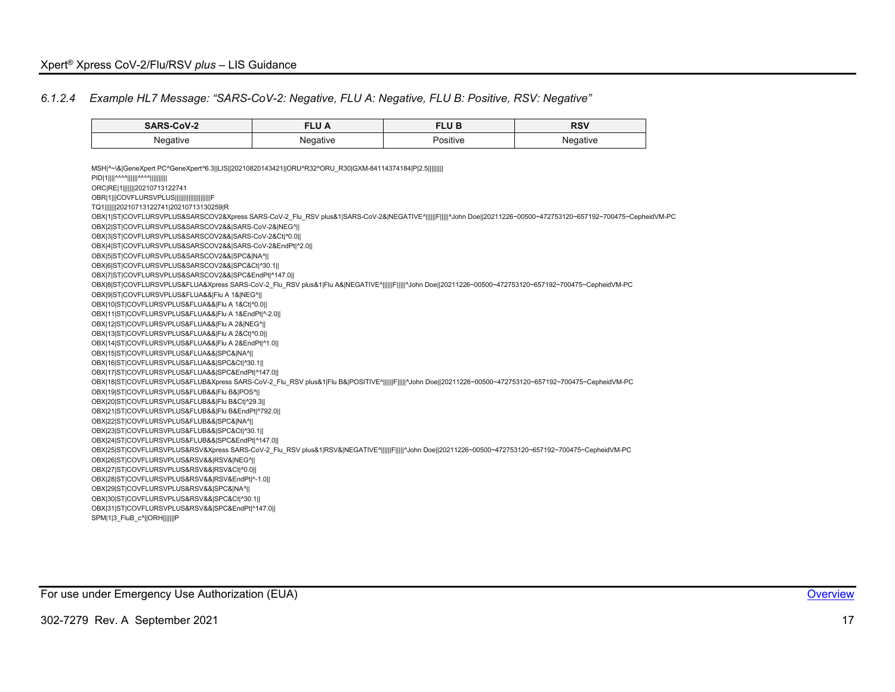### 6.1.2.4 *Example HL7 Message: "SARS-CoV-2: Negative, FLU A: Negative, FLU B: Positive, RSV: Negative"*

| SARS-CoV-2 | FLU A | FLU B | RSV |
|---|---|---|---|
| Negative | Negative | Positive | Negative |

```
MSH|^~\&|GeneXpert PC^GeneXpert^6.3||LIS||20210820143421||ORU^R32^ORU_R30|GXM-84114374184|P|2.5||||||||
PID|1||||^^^^||||||^^^^||||||||||
ORC|RE|1|||||||20210713122741
OBR|1|||COVFLURSVPLUS||||||||||||||||||||F
TQ1|||||||20210713122741|20210713130259|R
OBX|1|ST|COVFLURSVPLUS&SARSCOV2&Xpress SARS-CoV-2_Flu_RSV plus&1|SARS-CoV-2&|NEGATIVE^||||||F|||||^John Doe||20211226~00500~472753120~657192~700475~CepheidVM-PC
OBX|2|ST|COVFLURSVPLUS&SARSCOV2&&|SARS-CoV-2&|NEG^||
OBX|3|ST|COVFLURSVPLUS&SARSCOV2&&|SARS-CoV-2&Ct|^0.0||
OBX|4|ST|COVFLURSVPLUS&SARSCOV2&&|SARS-CoV-2&EndPt|^2.0||
OBX|5|ST|COVFLURSVPLUS&SARSCOV2&&|SPC&|NA^||
OBX|6|ST|COVFLURSVPLUS&SARSCOV2&&|SPC&Ct|^30.1||
OBX|7|ST|COVFLURSVPLUS&SARSCOV2&&|SPC&EndPt|^147.0||
OBX|8|ST|COVFLURSVPLUS&FLUA&Xpress SARS-CoV-2_Flu_RSV plus&1|Flu A&|NEGATIVE^||||||F|||||^John Doe||20211226~00500~472753120~657192~700475~CepheidVM-PC
OBX|9|ST|COVFLURSVPLUS&FLUA&&|Flu A 1&|NEG^||
OBX|10|ST|COVFLURSVPLUS&FLUA&&|Flu A 1&Ct|^0.0||
OBX|11|ST|COVFLURSVPLUS&FLUA&&|Flu A 1&EndPt|^-2.0||
OBX|12|ST|COVFLURSVPLUS&FLUA&&|Flu A 2&|NEG^||
OBX|13|ST|COVFLURSVPLUS&FLUA&&|Flu A 2&Ct|^0.0||
OBX|14|ST|COVFLURSVPLUS&FLUA&&|Flu A 2&EndPt|^1.0||
OBX|15|ST|COVFLURSVPLUS&FLUA&&|SPC&|NA^||
OBX|16|ST|COVFLURSVPLUS&FLUA&&|SPC&Ct|^30.1||
OBX|17|ST|COVFLURSVPLUS&FLUA&&|SPC&EndPt|^147.0||
OBX|18|ST|COVFLURSVPLUS&FLUB&Xpress SARS-CoV-2_Flu_RSV plus&1|Flu B&|POSITIVE^||||||F|||||^John Doe||20211226~00500~472753120~657192~700475~CepheidVM-PC
OBX|19|ST|COVFLURSVPLUS&FLUB&&|Flu B&|POS^||
OBX|20|ST|COVFLURSVPLUS&FLUB&&|Flu B&Ct|^29.3||
OBX|21|ST|COVFLURSVPLUS&FLUB&&|Flu B&EndPt|^792.0||
OBX|22|ST|COVFLURSVPLUS&FLUB&&|SPC&|NA^||
OBX|23|ST|COVFLURSVPLUS&FLUB&&|SPC&Ct|^30.1||
OBX|24|ST|COVFLURSVPLUS&FLUB&&|SPC&EndPt|^147.0||
OBX|25|ST|COVFLURSVPLUS&RSV&Xpress SARS-CoV-2_Flu_RSV plus&1|RSV&|NEGATIVE^||||||F|||||^John Doe||20211226~00500~472753120~657192~700475~CepheidVM-PC
OBX|26|ST|COVFLURSVPLUS&RSV&&|RSV&|NEG^||
OBX|27|ST|COVFLURSVPLUS&RSV&&|RSV&Ct|^0.0||
OBX|28|ST|COVFLURSVPLUS&RSV&&|RSV&EndPt|^-1.0||
OBX|29|ST|COVFLURSVPLUS&RSV&&|SPC&|NA^||
OBX|30|ST|COVFLURSVPLUS&RSV&&|SPC&Ct|^30.1||
OBX|31|ST|COVFLURSVPLUS&RSV&&|SPC&EndPt|^147.0||
SPM|1|3_FluB_c^||ORH|||||||P
```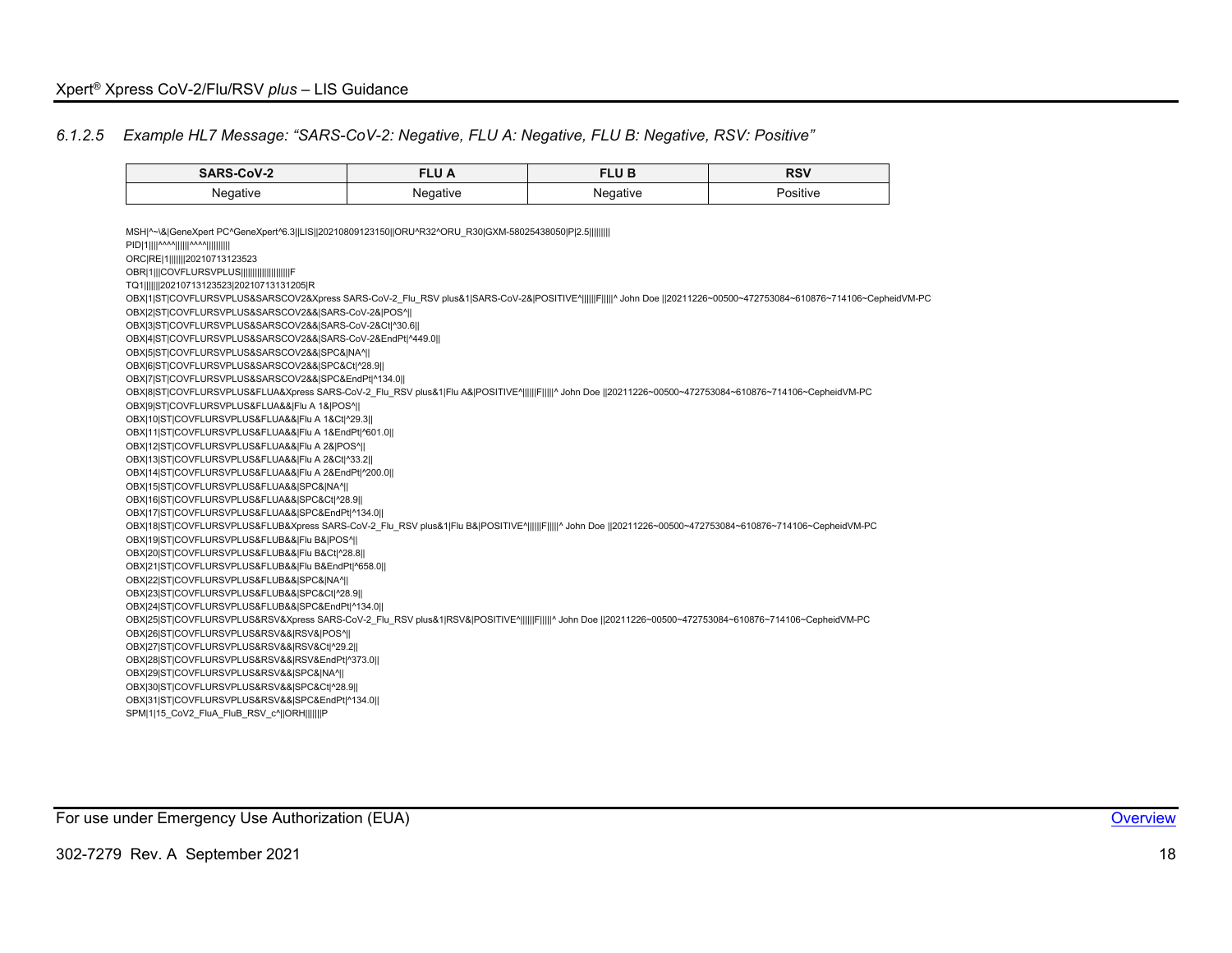### 6.1.2.5 *Example HL7 Message: “SARS-CoV-2: Negative, FLU A: Negative, FLU B: Negative, RSV: Positive”*

| SARS-CoV-2 | FLU A | FLU B | RSV |
|---|---|---|---|
| Negative | Negative | Negative | Positive |

```
MSH|^~\&|GeneXpert PC^GeneXpert^6.3||LIS||20210809123150||ORU^R32^ORU_R30|GXM-58025438050|P|2.5||||||||
PID|1||||^^^^||||||^^^^||||||||||
ORC|RE|1|||||||20210713123523
OBR|1|||COVFLURSVPLUS|||||||||||||||||||F
TQ1|||||||20210713123523|20210713131205|R
OBX|1|ST|COVFLURSVPLUS&SARSCOV2&Xpress SARS-CoV-2_Flu_RSV plus&1|SARS-CoV-2&|POSITIVE^||||||F|||||^ John Doe ||20211226~00500~472753084~610876~714106~CepheidVM-PC
OBX|2|ST|COVFLURSVPLUS&SARSCOV2&&|SARS-CoV-2&|POS^||
OBX|3|ST|COVFLURSVPLUS&SARSCOV2&&|SARS-CoV-2&Ct|^30.6||
OBX|4|ST|COVFLURSVPLUS&SARSCOV2&&|SARS-CoV-2&EndPt|^449.0||
OBX|5|ST|COVFLURSVPLUS&SARSCOV2&&|SPC&|NA^||
OBX|6|ST|COVFLURSVPLUS&SARSCOV2&&|SPC&Ct|^28.9||
OBX|7|ST|COVFLURSVPLUS&SARSCOV2&&|SPC&EndPt|^134.0||
OBX|8|ST|COVFLURSVPLUS&FLUA&Xpress SARS-CoV-2_Flu_RSV plus&1|Flu A&|POSITIVE^||||||F|||||^ John Doe ||20211226~00500~472753084~610876~714106~CepheidVM-PC
OBX|9|ST|COVFLURSVPLUS&FLUA&&|Flu A 1&|POS^||
OBX|10|ST|COVFLURSVPLUS&FLUA&&|Flu A 1&Ct|^29.3||
OBX|11|ST|COVFLURSVPLUS&FLUA&&|Flu A 1&EndPt|^601.0||
OBX|12|ST|COVFLURSVPLUS&FLUA&&|Flu A 2&|POS^||
OBX|13|ST|COVFLURSVPLUS&FLUA&&|Flu A 2&Ct|^33.2||
OBX|14|ST|COVFLURSVPLUS&FLUA&&|Flu A 2&EndPt|^200.0||
OBX|15|ST|COVFLURSVPLUS&FLUA&&|SPC&|NA^||
OBX|16|ST|COVFLURSVPLUS&FLUA&&|SPC&Ct|^28.9||
OBX|17|ST|COVFLURSVPLUS&FLUA&&|SPC&EndPt|^134.0||
OBX|18|ST|COVFLURSVPLUS&FLUB&Xpress SARS-CoV-2_Flu_RSV plus&1|Flu B&|POSITIVE^||||||F|||||^ John Doe ||20211226~00500~472753084~610876~714106~CepheidVM-PC
OBX|19|ST|COVFLURSVPLUS&FLUB&&|Flu B&|POS^||
OBX|20|ST|COVFLURSVPLUS&FLUB&&|Flu B&Ct|^28.8||
OBX|21|ST|COVFLURSVPLUS&FLUB&&|Flu B&EndPt|^658.0||
OBX|22|ST|COVFLURSVPLUS&FLUB&&|SPC&|NA^||
OBX|23|ST|COVFLURSVPLUS&FLUB&&|SPC&Ct|^28.9||
OBX|24|ST|COVFLURSVPLUS&FLUB&&|SPC&EndPt|^134.0||
OBX|25|ST|COVFLURSVPLUS&RSV&Xpress SARS-CoV-2_Flu_RSV plus&1|RSV&|POSITIVE^||||||F|||||^ John Doe ||20211226~00500~472753084~610876~714106~CepheidVM-PC
OBX|26|ST|COVFLURSVPLUS&RSV&&|RSV&|POS^||
OBX|27|ST|COVFLURSVPLUS&RSV&&|RSV&Ct|^29.2||
OBX|28|ST|COVFLURSVPLUS&RSV&&|RSV&EndPt|^373.0||
OBX|29|ST|COVFLURSVPLUS&RSV&&|SPC&|NA^||
OBX|30|ST|COVFLURSVPLUS&RSV&&|SPC&Ct|^28.9||
OBX|31|ST|COVFLURSVPLUS&RSV&&|SPC&EndPt|^134.0||
SPM|1|15_CoV2_FluA_FluB_RSV_c^||ORH|||||||P
```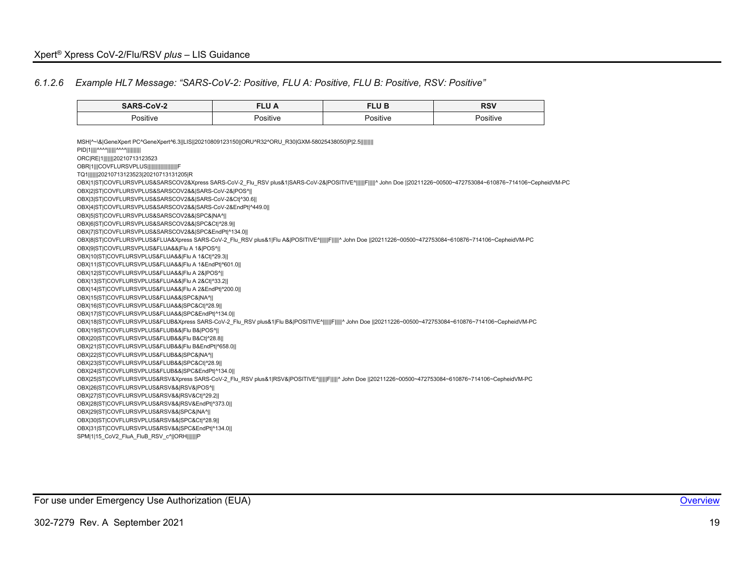#### 6.1.2.6 *Example HL7 Message: "SARS-CoV-2: Positive, FLU A: Positive, FLU B: Positive, RSV: Positive"*

| SARS-CoV-2 | FLU A | FLU B | RSV |
|---|---|---|---|
| Positive | Positive | Positive | Positive |

```
MSH|^~\&|GeneXpert PC^GeneXpert^6.3||LIS||20210809123150||ORU^R32^ORU_R30|GXM-58025438050|P|2.5||||||||
PID|1||||^^^^||||||^^^^||||||||||
ORC|RE|1|||||||20210713123523
OBR|1|||COVFLURSVPLUS||||||||||||||||||||F
TQ1|||||||20210713123523|20210713131205|R
OBX|1|ST|COVFLURSVPLUS&SARSCOV2&Xpress SARS-CoV-2_Flu_RSV plus&1|SARS-CoV-2&|POSITIVE^||||||F|||||^ John Doe ||20211226~00500~472753084~610876~714106~CepheidVM-PC
OBX|2|ST|COVFLURSVPLUS&SARSCOV2&&|SARS-CoV-2&|POS^||
OBX|3|ST|COVFLURSVPLUS&SARSCOV2&&|SARS-CoV-2&Ct|^30.6||
OBX|4|ST|COVFLURSVPLUS&SARSCOV2&&|SARS-CoV-2&EndPt|^449.0||
OBX|5|ST|COVFLURSVPLUS&SARSCOV2&&|SPC&|NA^||
OBX|6|ST|COVFLURSVPLUS&SARSCOV2&&|SPC&Ct|^28.9||
OBX|7|ST|COVFLURSVPLUS&SARSCOV2&&|SPC&EndPt|^134.0||
OBX|8|ST|COVFLURSVPLUS&FLUA&Xpress SARS-CoV-2_Flu_RSV plus&1|Flu A&|POSITIVE^||||||F|||||^ John Doe ||20211226~00500~472753084~610876~714106~CepheidVM-PC
OBX|9|ST|COVFLURSVPLUS&FLUA&&|Flu A 1&|POS^||
OBX|10|ST|COVFLURSVPLUS&FLUA&&|Flu A 1&Ct|^29.3||
OBX|11|ST|COVFLURSVPLUS&FLUA&&|Flu A 1&EndPt|^601.0||
OBX|12|ST|COVFLURSVPLUS&FLUA&&|Flu A 2&|POS^||
OBX|13|ST|COVFLURSVPLUS&FLUA&&|Flu A 2&Ct|^33.2||
OBX|14|ST|COVFLURSVPLUS&FLUA&&|Flu A 2&EndPt|^200.0||
OBX|15|ST|COVFLURSVPLUS&FLUA&&|SPC&|NA^||
OBX|16|ST|COVFLURSVPLUS&FLUA&&|SPC&Ct|^28.9||
OBX|17|ST|COVFLURSVPLUS&FLUA&&|SPC&EndPt|^134.0||
OBX|18|ST|COVFLURSVPLUS&FLUB&Xpress SARS-CoV-2_Flu_RSV plus&1|Flu B&|POSITIVE^||||||F|||||^ John Doe ||20211226~00500~472753084~610876~714106~CepheidVM-PC
OBX|19|ST|COVFLURSVPLUS&FLUB&&|Flu B&|POS^||
OBX|20|ST|COVFLURSVPLUS&FLUB&&|Flu B&Ct|^28.8||
OBX|21|ST|COVFLURSVPLUS&FLUB&&|Flu B&EndPt|^658.0||
OBX|22|ST|COVFLURSVPLUS&FLUB&&|SPC&|NA^||
OBX|23|ST|COVFLURSVPLUS&FLUB&&|SPC&Ct|^28.9||
OBX|24|ST|COVFLURSVPLUS&FLUB&&|SPC&EndPt|^134.0||
OBX|25|ST|COVFLURSVPLUS&RSV&Xpress SARS-CoV-2_Flu_RSV plus&1|RSV&|POSITIVE^||||||F|||||^ John Doe ||20211226~00500~472753084~610876~714106~CepheidVM-PC
OBX|26|ST|COVFLURSVPLUS&RSV&&|RSV&|POS^||
OBX|27|ST|COVFLURSVPLUS&RSV&&|RSV&Ct|^29.2||
OBX|28|ST|COVFLURSVPLUS&RSV&&|RSV&EndPt|^373.0||
OBX|29|ST|COVFLURSVPLUS&RSV&&|SPC&|NA^||
OBX|30|ST|COVFLURSVPLUS&RSV&&|SPC&Ct|^28.9||
OBX|31|ST|COVFLURSVPLUS&RSV&&|SPC&EndPt|^134.0||
SPM|1|15_CoV2_FluA_FluB_RSV_c^||ORH|||||||P
```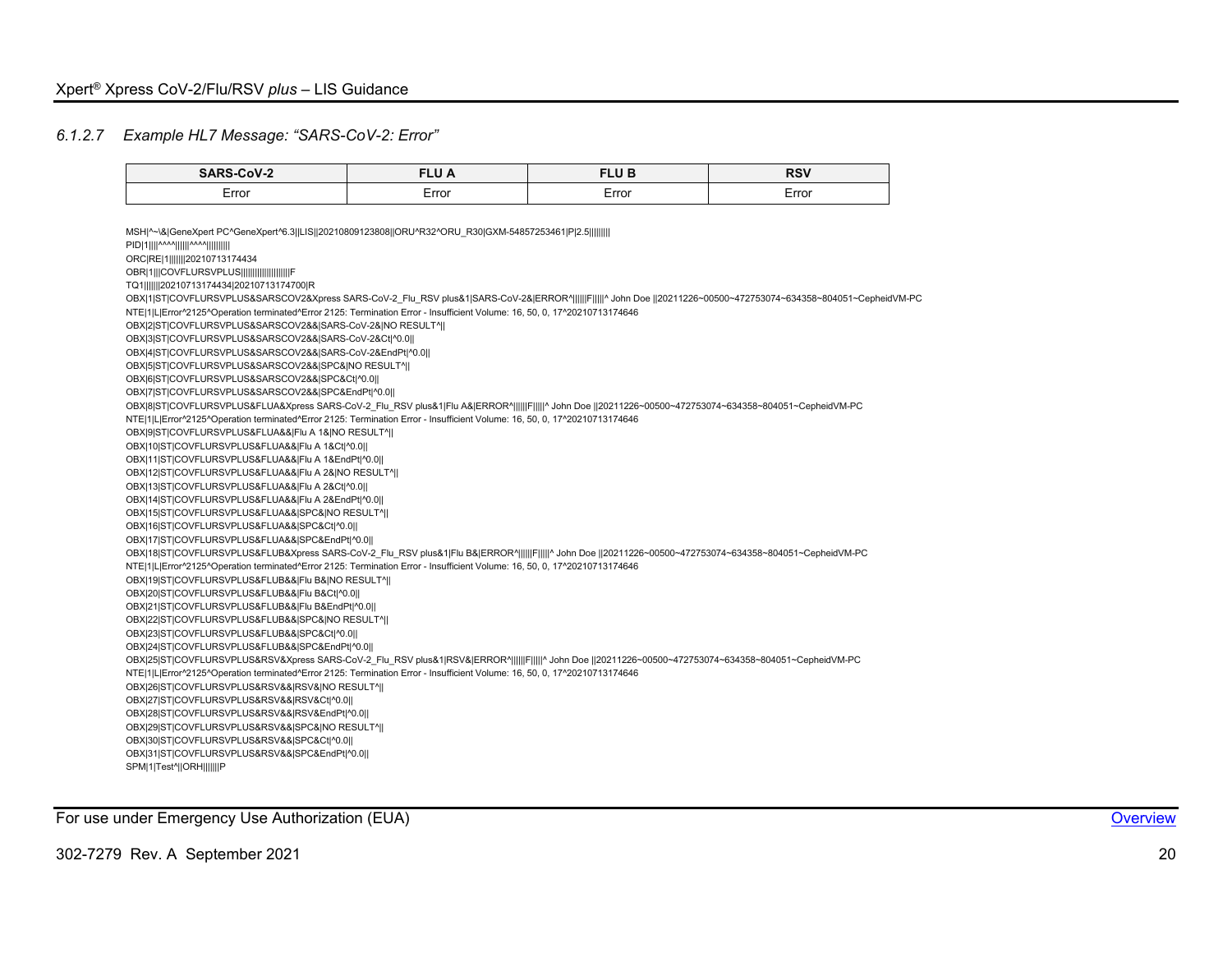#### 6.1.2.7 Example HL7 Message: “SARS-CoV-2: Error”

| SARS-CoV-2 | FLU A | FLU B | RSV |
|---|---|---|---|
| Error | Error | Error | Error |

```
MSH|^~\&|GeneXpert PC^GeneXpert^6.3||LIS||20210809123808||ORU^R32^ORU_R30|GXM-54857253461|P|2.5||||||||
PID|1||||^^^^||||||^^^^||||||||||
ORC|RE|1|||||||20210713174434
OBR|1|||COVFLURSVPLUS|||||||||||||||||||F
TQ1|||||||20210713174434|20210713174700|R
OBX|1|ST|COVFLURSVPLUS&SARSCOV2&Xpress SARS-CoV-2_Flu_RSV plus&1|SARS-CoV-2&|ERROR^||||||F|||||^ John Doe ||20211226~00500~472753074~634358~804051~CepheidVM-PC
NTE|1|L|Error^2125^Operation terminated^Error 2125: Termination Error - Insufficient Volume: 16, 50, 0, 17^20210713174646
OBX|2|ST|COVFLURSVPLUS&SARSCOV2&&|SARS-CoV-2&|NO RESULT^||
OBX|3|ST|COVFLURSVPLUS&SARSCOV2&&|SARS-CoV-2&Ct|^0.0||
OBX|4|ST|COVFLURSVPLUS&SARSCOV2&&|SARS-CoV-2&EndPt|^0.0||
OBX|5|ST|COVFLURSVPLUS&SARSCOV2&&|SPC&|NO RESULT^||
OBX|6|ST|COVFLURSVPLUS&SARSCOV2&&|SPC&Ct|^0.0||
OBX|7|ST|COVFLURSVPLUS&SARSCOV2&&|SPC&EndPt|^0.0||
OBX|8|ST|COVFLURSVPLUS&FLUA&Xpress SARS-CoV-2_Flu_RSV plus&1|Flu A&|ERROR^||||||F|||||^ John Doe ||20211226~00500~472753074~634358~804051~CepheidVM-PC
NTE|1|L|Error^2125^Operation terminated^Error 2125: Termination Error - Insufficient Volume: 16, 50, 0, 17^20210713174646
OBX|9|ST|COVFLURSVPLUS&FLUA&&|Flu A 1&|NO RESULT^||
OBX|10|ST|COVFLURSVPLUS&FLUA&&|Flu A 1&Ct|^0.0||
OBX|11|ST|COVFLURSVPLUS&FLUA&&|Flu A 1&EndPt|^0.0||
OBX|12|ST|COVFLURSVPLUS&FLUA&&|Flu A 2&|NO RESULT^||
OBX|13|ST|COVFLURSVPLUS&FLUA&&|Flu A 2&Ct|^0.0||
OBX|14|ST|COVFLURSVPLUS&FLUA&&|Flu A 2&EndPt|^0.0||
OBX|15|ST|COVFLURSVPLUS&FLUA&&|SPC&|NO RESULT^||
OBX|16|ST|COVFLURSVPLUS&FLUA&&|SPC&Ct|^0.0||
OBX|17|ST|COVFLURSVPLUS&FLUA&&|SPC&EndPt|^0.0||
OBX|18|ST|COVFLURSVPLUS&FLUB&Xpress SARS-CoV-2_Flu_RSV plus&1|Flu B&|ERROR^||||||F|||||^ John Doe ||20211226~00500~472753074~634358~804051~CepheidVM-PC
NTE|1|L|Error^2125^Operation terminated^Error 2125: Termination Error - Insufficient Volume: 16, 50, 0, 17^20210713174646
OBX|19|ST|COVFLURSVPLUS&FLUB&&|Flu B&|NO RESULT^||
OBX|20|ST|COVFLURSVPLUS&FLUB&&|Flu B&Ct|^0.0||
OBX|21|ST|COVFLURSVPLUS&FLUB&&|Flu B&EndPt|^0.0||
OBX|22|ST|COVFLURSVPLUS&FLUB&&|SPC&|NO RESULT^||
OBX|23|ST|COVFLURSVPLUS&FLUB&&|SPC&Ct|^0.0||
OBX|24|ST|COVFLURSVPLUS&FLUB&&|SPC&EndPt|^0.0||
OBX|25|ST|COVFLURSVPLUS&RSV&Xpress SARS-CoV-2_Flu_RSV plus&1|RSV&|ERROR^||||||F|||||^ John Doe ||20211226~00500~472753074~634358~804051~CepheidVM-PC
NTE|1|L|Error^2125^Operation terminated^Error 2125: Termination Error - Insufficient Volume: 16, 50, 0, 17^20210713174646
OBX|26|ST|COVFLURSVPLUS&RSV&&|RSV&|NO RESULT^||
OBX|27|ST|COVFLURSVPLUS&RSV&&|RSV&Ct|^0.0||
OBX|28|ST|COVFLURSVPLUS&RSV&&|RSV&EndPt|^0.0||
OBX|29|ST|COVFLURSVPLUS&RSV&&|SPC&|NO RESULT^||
OBX|30|ST|COVFLURSVPLUS&RSV&&|SPC&Ct|^0.0||
OBX|31|ST|COVFLURSVPLUS&RSV&&|SPC&EndPt|^0.0||
SPM|1|Test^||ORH|||||||P
```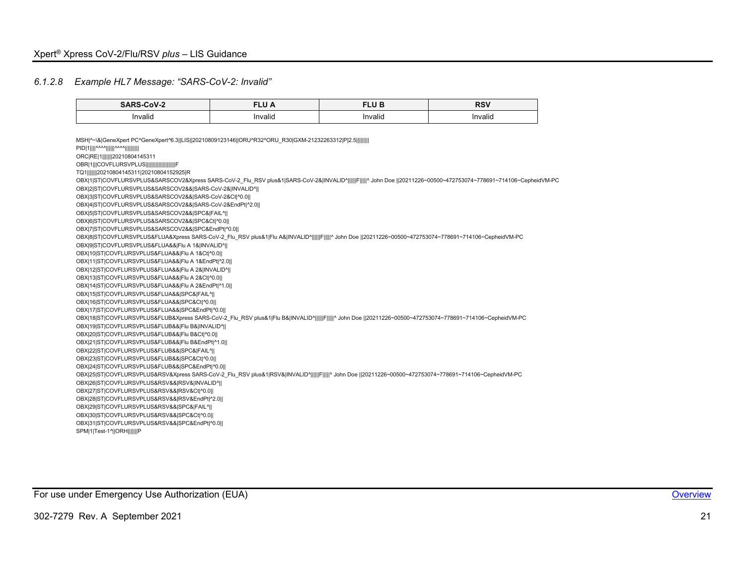### *6.1.2.8 Example HL7 Message: "SARS-CoV-2: Invalid"*

| SARS-CoV-2 | FLU A | FLU B | RSV |
| --- | --- | --- | --- |
| Invalid | Invalid | Invalid | Invalid |

```
MSH|^~\&|GeneXpert PC^GeneXpert^6.3||LIS||20210809123146||ORU^R32^ORU_R30|GXM-21232263312|P|2.5||||||||
PID|1||||^^^^||||||^^^^||||||||||
ORC|RE|1|||||||20210804145311
OBR|1|||COVFLURSVPLUS||||||||||||||||||||F
TQ1||||||||20210804145311|20210804152925|R
OBX|1|ST|COVFLURSVPLUS&SARSCOV2&Xpress SARS-CoV-2_Flu_RSV plus&1|SARS-CoV-2&|INVALID^||||||F|||||^ John Doe ||20211226~00500~472753074~778691~714106~CepheidVM-PC
OBX|2|ST|COVFLURSVPLUS&SARSCOV2&&|SARS-CoV-2&|INVALID^||
OBX|3|ST|COVFLURSVPLUS&SARSCOV2&&|SARS-CoV-2&Ct|^0.0||
OBX|4|ST|COVFLURSVPLUS&SARSCOV2&&|SARS-CoV-2&EndPt|^2.0||
OBX|5|ST|COVFLURSVPLUS&SARSCOV2&&|SPC&|FAIL^||
OBX|6|ST|COVFLURSVPLUS&SARSCOV2&&|SPC&Ct|^0.0||
OBX|7|ST|COVFLURSVPLUS&SARSCOV2&&|SPC&EndPt|^0.0||
OBX|8|ST|COVFLURSVPLUS&FLUA&Xpress SARS-CoV-2_Flu_RSV plus&1|Flu A&|INVALID^||||||F|||||^ John Doe ||20211226~00500~472753074~778691~714106~CepheidVM-PC
OBX|9|ST|COVFLURSVPLUS&FLUA&&|Flu A 1&|INVALID^||
OBX|10|ST|COVFLURSVPLUS&FLUA&&|Flu A 1&Ct|^0.0||
OBX|11|ST|COVFLURSVPLUS&FLUA&&|Flu A 1&EndPt|^2.0||
OBX|12|ST|COVFLURSVPLUS&FLUA&&|Flu A 2&|INVALID^||
OBX|13|ST|COVFLURSVPLUS&FLUA&&|Flu A 2&Ct|^0.0||
OBX|14|ST|COVFLURSVPLUS&FLUA&&|Flu A 2&EndPt|^1.0||
OBX|15|ST|COVFLURSVPLUS&FLUA&&|SPC&|FAIL^||
OBX|16|ST|COVFLURSVPLUS&FLUA&&|SPC&Ct|^0.0||
OBX|17|ST|COVFLURSVPLUS&FLUA&&|SPC&EndPt|^0.0||
OBX|18|ST|COVFLURSVPLUS&FLUB&Xpress SARS-CoV-2_Flu_RSV plus&1|Flu B&|INVALID^||||||F|||||^ John Doe ||20211226~00500~472753074~778691~714106~CepheidVM-PC
OBX|19|ST|COVFLURSVPLUS&FLUB&&|Flu B&|INVALID^||
OBX|20|ST|COVFLURSVPLUS&FLUB&&|Flu B&Ct|^0.0||
OBX|21|ST|COVFLURSVPLUS&FLUB&&|Flu B&EndPt|^1.0||
OBX|22|ST|COVFLURSVPLUS&FLUB&&|SPC&|FAIL^||
OBX|23|ST|COVFLURSVPLUS&FLUB&&|SPC&Ct|^0.0||
OBX|24|ST|COVFLURSVPLUS&FLUB&&|SPC&EndPt|^0.0||
OBX|25|ST|COVFLURSVPLUS&RSV&Xpress SARS-CoV-2_Flu_RSV plus&1|RSV&|INVALID^||||||F|||||^ John Doe ||20211226~00500~472753074~778691~714106~CepheidVM-PC
OBX|26|ST|COVFLURSVPLUS&RSV&&|RSV&|INVALID^||
OBX|27|ST|COVFLURSVPLUS&RSV&&|RSV&Ct|^0.0||
OBX|28|ST|COVFLURSVPLUS&RSV&&|RSV&EndPt|^2.0||
OBX|29|ST|COVFLURSVPLUS&RSV&&|SPC&|FAIL^||
OBX|30|ST|COVFLURSVPLUS&RSV&&|SPC&Ct|^0.0||
OBX|31|ST|COVFLURSVPLUS&RSV&&|SPC&EndPt|^0.0||
SPM|1|Test-1^||ORH|||||||P
```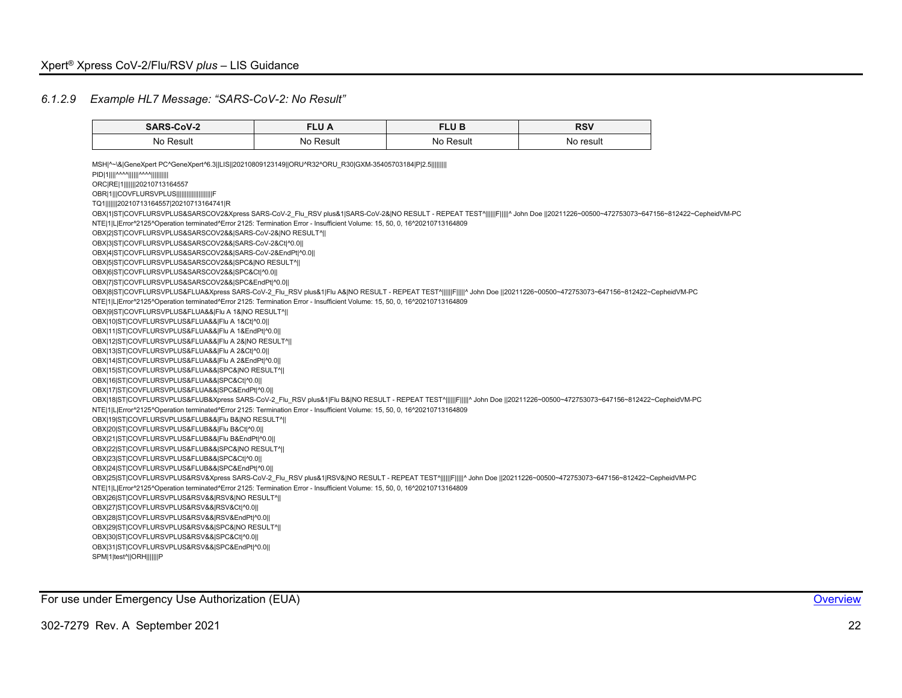### 6.1.2.9 Example HL7 Message: "SARS-CoV-2: No Result"

| SARS-CoV-2 | FLU A | FLU B | RSV |
|---|---|---|---|
| No Result | No Result | No Result | No result |

```
MSH|^~\&|GeneXpert PC^GeneXpert^6.3||LIS||20210809123149||ORU^R32^ORU_R30|GXM-35405703184|P|2.5||||||||
PID|1||||^^^^||||||^^^^||||||||||
ORC|RE|1|||||||20210713164557
OBR|1|||COVFLURSVPLUS||||||||||||||||||||F
TQ1|||||||20210713164557|20210713164741|R
OBX|1|ST|COVFLURSVPLUS&SARSCOV2&Xpress SARS-CoV-2_Flu_RSV plus&1|SARS-CoV-2&|NO RESULT - REPEAT TEST^||||||F|||||^ John Doe ||20211226~00500~472753073~647156~812422~CepheidVM-PC
NTE|1|L|Error^2125^Operation terminated^Error 2125: Termination Error - Insufficient Volume: 15, 50, 0, 16^20210713164809
OBX|2|ST|COVFLURSVPLUS&SARSCOV2&&|SARS-CoV-2&|NO RESULT^||
OBX|3|ST|COVFLURSVPLUS&SARSCOV2&&|SARS-CoV-2&Ct|^0.0||
OBX|4|ST|COVFLURSVPLUS&SARSCOV2&&|SARS-CoV-2&EndPt|^0.0||
OBX|5|ST|COVFLURSVPLUS&SARSCOV2&&|SPC&|NO RESULT^||
OBX|6|ST|COVFLURSVPLUS&SARSCOV2&&|SPC&Ct|^0.0||
OBX|7|ST|COVFLURSVPLUS&SARSCOV2&&|SPC&EndPt|^0.0||
OBX|8|ST|COVFLURSVPLUS&FLUA&Xpress SARS-CoV-2_Flu_RSV plus&1|Flu A&|NO RESULT - REPEAT TEST^||||||F|||||^ John Doe ||20211226~00500~472753073~647156~812422~CepheidVM-PC
NTE|1|L|Error^2125^Operation terminated^Error 2125: Termination Error - Insufficient Volume: 15, 50, 0, 16^20210713164809
OBX|9|ST|COVFLURSVPLUS&FLUA&&|Flu A 1&|NO RESULT^||
OBX|10|ST|COVFLURSVPLUS&FLUA&&|Flu A 1&Ct|^0.0||
OBX|11|ST|COVFLURSVPLUS&FLUA&&|Flu A 1&EndPt|^0.0||
OBX|12|ST|COVFLURSVPLUS&FLUA&&|Flu A 2&|NO RESULT^||
OBX|13|ST|COVFLURSVPLUS&FLUA&&|Flu A 2&Ct|^0.0||
OBX|14|ST|COVFLURSVPLUS&FLUA&&|Flu A 2&EndPt|^0.0||
OBX|15|ST|COVFLURSVPLUS&FLUA&&|SPC&|NO RESULT^||
OBX|16|ST|COVFLURSVPLUS&FLUA&&|SPC&Ct|^0.0||
OBX|17|ST|COVFLURSVPLUS&FLUA&&|SPC&EndPt|^0.0||
OBX|18|ST|COVFLURSVPLUS&FLUB&Xpress SARS-CoV-2_Flu_RSV plus&1|Flu B&|NO RESULT - REPEAT TEST^||||||F|||||^ John Doe ||20211226~00500~472753073~647156~812422~CepheidVM-PC
NTE|1|L|Error^2125^Operation terminated^Error 2125: Termination Error - Insufficient Volume: 15, 50, 0, 16^20210713164809
OBX|19|ST|COVFLURSVPLUS&FLUB&&|Flu B&|NO RESULT^||
OBX|20|ST|COVFLURSVPLUS&FLUB&&|Flu B&Ct|^0.0||
OBX|21|ST|COVFLURSVPLUS&FLUB&&|Flu B&EndPt|^0.0||
OBX|22|ST|COVFLURSVPLUS&FLUB&&|SPC&|NO RESULT^||
OBX|23|ST|COVFLURSVPLUS&FLUB&&|SPC&Ct|^0.0||
OBX|24|ST|COVFLURSVPLUS&FLUB&&|SPC&EndPt|^0.0||
OBX|25|ST|COVFLURSVPLUS&RSV&Xpress SARS-CoV-2_Flu_RSV plus&1|RSV&|NO RESULT - REPEAT TEST^||||||F|||||^ John Doe ||20211226~00500~472753073~647156~812422~CepheidVM-PC
NTE|1|L|Error^2125^Operation terminated^Error 2125: Termination Error - Insufficient Volume: 15, 50, 0, 16^20210713164809
OBX|26|ST|COVFLURSVPLUS&RSV&&|RSV&|NO RESULT^||
OBX|27|ST|COVFLURSVPLUS&RSV&&|RSV&Ct|^0.0||
OBX|28|ST|COVFLURSVPLUS&RSV&&|RSV&EndPt|^0.0||
OBX|29|ST|COVFLURSVPLUS&RSV&&|SPC&|NO RESULT^||
OBX|30|ST|COVFLURSVPLUS&RSV&&|SPC&Ct|^0.0||
OBX|31|ST|COVFLURSVPLUS&RSV&&|SPC&EndPt|^0.0||
SPM|1|test^||ORH|||||||P
```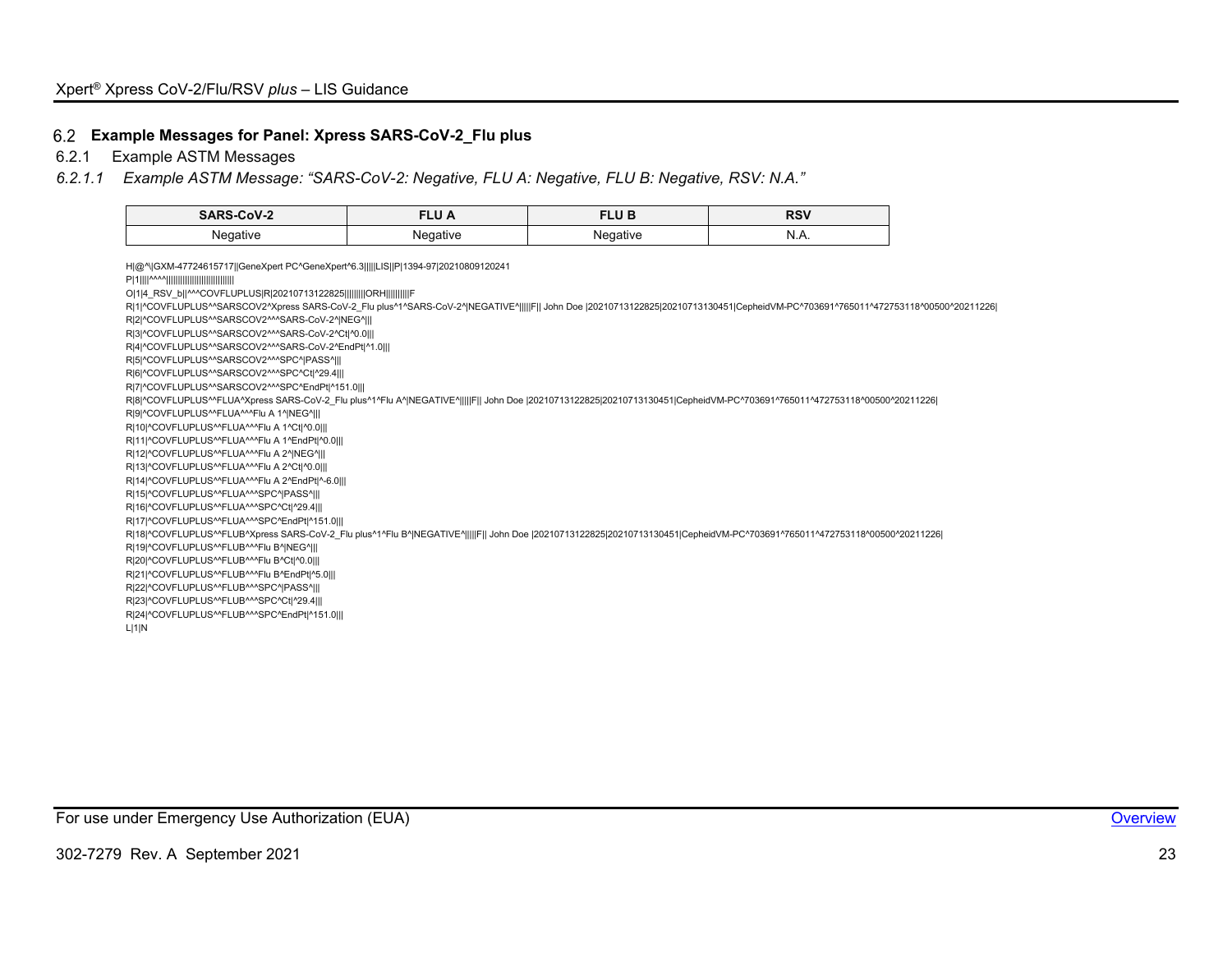## 6.2 Example Messages for Panel: Xpress SARS-CoV-2_Flu plus

### 6.2.1 Example ASTM Messages

#### *6.2.1.1 Example ASTM Message: "SARS-CoV-2: Negative, FLU A: Negative, FLU B: Negative, RSV: N.A."*

| SARS-CoV-2 | FLU A | FLU B | RSV |
|---|---|---|---|
| Negative | Negative | Negative | N.A. |

```
H|@^\|GXM-47724615717||GeneXpert PC^GeneXpert^6.3|||||LIS||P|1394-97|20210809120241
P|1||||^^^^|||||||||||||||||||||||||
O|1|4_RSV_b||^^^COVFLUPLUS|R|20210713122825|||||||||ORH||||||||||F
R|1|^COVFLUPLUS^^SARSCOV2^Xpress SARS-CoV-2_Flu plus^1^SARS-CoV-2^|NEGATIVE^|||||F|| John Doe |20210713122825|20210713130451|CepheidVM-PC^703691^765011^472753118^00500^20211226|
R|2|^COVFLUPLUS^^SARSCOV2^^^SARS-CoV-2^|NEG^|||
R|3|^COVFLUPLUS^^SARSCOV2^^^SARS-CoV-2^Ct|^0.0|||
R|4|^COVFLUPLUS^^SARSCOV2^^^SARS-CoV-2^EndPt|^1.0|||
R|5|^COVFLUPLUS^^SARSCOV2^^^SPC^|PASS^|||
R|6|^COVFLUPLUS^^SARSCOV2^^^SPC^Ct|^29.4|||
R|7|^COVFLUPLUS^^SARSCOV2^^^SPC^EndPt|^151.0|||
R|8|^COVFLUPLUS^^FLUA^Xpress SARS-CoV-2_Flu plus^1^Flu A^|NEGATIVE^|||||F|| John Doe |20210713122825|20210713130451|CepheidVM-PC^703691^765011^472753118^00500^20211226|
R|9|^COVFLUPLUS^^FLUA^^^Flu A 1^|NEG^|||
R|10|^COVFLUPLUS^^FLUA^^^Flu A 1^Ct|^0.0|||
R|11|^COVFLUPLUS^^FLUA^^^Flu A 1^EndPt|^0.0|||
R|12|^COVFLUPLUS^^FLUA^^^Flu A 2^|NEG^|||
R|13|^COVFLUPLUS^^FLUA^^^Flu A 2^Ct|^0.0|||
R|14|^COVFLUPLUS^^FLUA^^^Flu A 2^EndPt|^-6.0|||
R|15|^COVFLUPLUS^^FLUA^^^SPC^|PASS^|||
R|16|^COVFLUPLUS^^FLUA^^^SPC^Ct|^29.4|||
R|17|^COVFLUPLUS^^FLUA^^^SPC^EndPt|^151.0|||
R|18|^COVFLUPLUS^^FLUB^Xpress SARS-CoV-2_Flu plus^1^Flu B^|NEGATIVE^|||||F|| John Doe |20210713122825|20210713130451|CepheidVM-PC^703691^765011^472753118^00500^20211226|
R|19|^COVFLUPLUS^^FLUB^^^Flu B^|NEG^|||
R|20|^COVFLUPLUS^^FLUB^^^Flu B^Ct|^0.0|||
R|21|^COVFLUPLUS^^FLUB^^^Flu B^EndPt|^5.0|||
R|22|^COVFLUPLUS^^FLUB^^^SPC^|PASS^|||
R|23|^COVFLUPLUS^^FLUB^^^SPC^Ct|^29.4|||
R|24|^COVFLUPLUS^^FLUB^^^SPC^EndPt|^151.0|||
L|1|N
```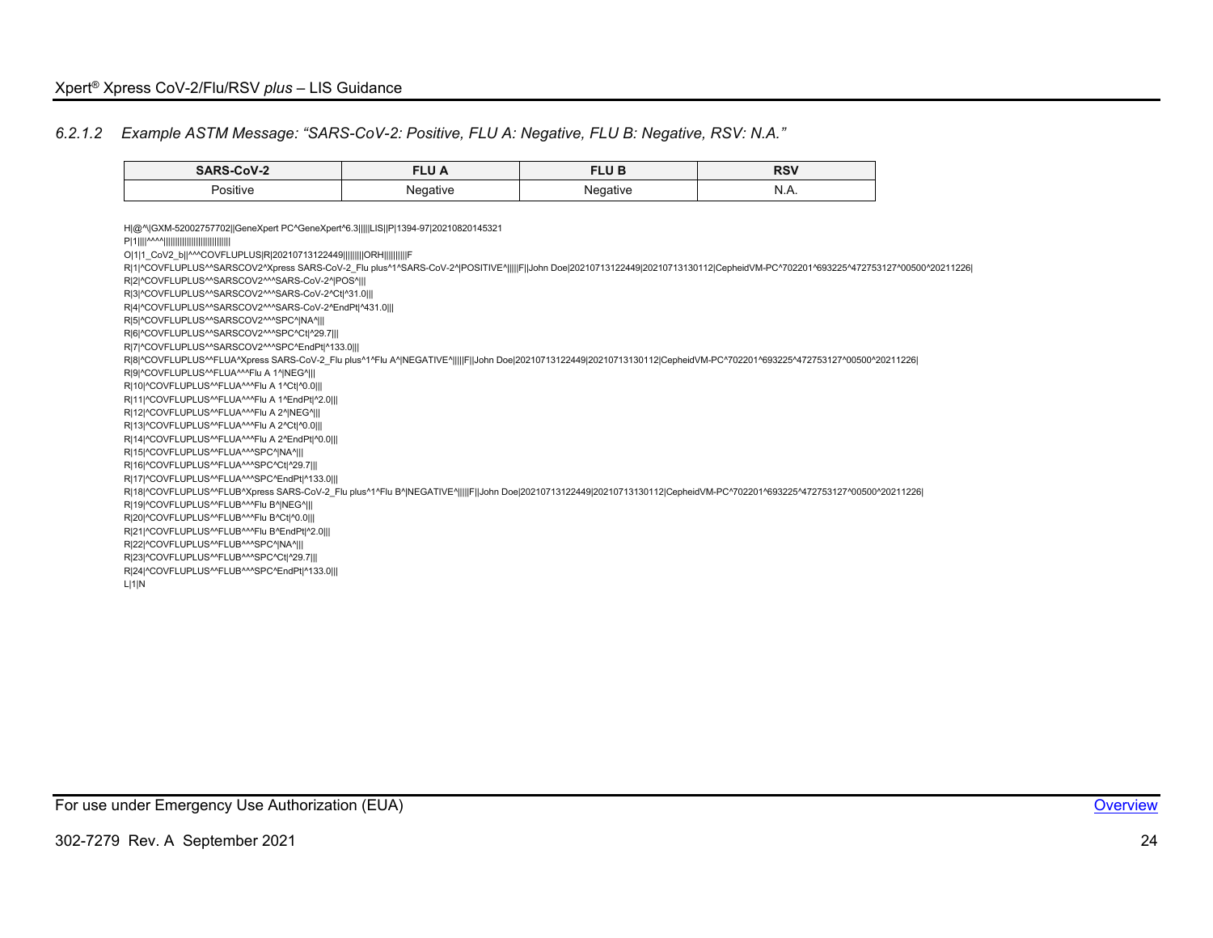#### 6.2.1.2 *Example ASTM Message: "SARS-CoV-2: Positive, FLU A: Negative, FLU B: Negative, RSV: N.A."*

| SARS-CoV-2 | FLU A | FLU B | RSV |
|---|---|---|---|
| Positive | Negative | Negative | N.A. |

```
H|@^\|GXM-52002757702||GeneXpert PC^GeneXpert^6.3|||||LIS||P|1394-97|20210820145321
P|1||||^^^^|||||||||||||||||||||||||||
O|1|1_CoV2_b||^^^COVFLUPLUS|R|20210713122449|||||||||ORH||||||||||F
R|1|^COVFLUPLUS^^SARSCOV2^Xpress SARS-CoV-2_Flu plus^1^SARS-CoV-2^|POSITIVE^|||||F||John Doe|20210713122449|20210713130112|CepheidVM-PC^702201^693225^472753127^00500^20211226|
R|2|^COVFLUPLUS^^SARSCOV2^^^SARS-CoV-2^|POS^|||
R|3|^COVFLUPLUS^^SARSCOV2^^^SARS-CoV-2^Ct|^31.0|||
R|4|^COVFLUPLUS^^SARSCOV2^^^SARS-CoV-2^EndPt|^431.0|||
R|5|^COVFLUPLUS^^SARSCOV2^^^SPC^|NA^|||
R|6|^COVFLUPLUS^^SARSCOV2^^^SPC^Ct|^29.7|||
R|7|^COVFLUPLUS^^SARSCOV2^^^SPC^EndPt|^133.0|||
R|8|^COVFLUPLUS^^FLUA^Xpress SARS-CoV-2_Flu plus^1^Flu A^|NEGATIVE^|||||F||John Doe|20210713122449|20210713130112|CepheidVM-PC^702201^693225^472753127^00500^20211226|
R|9|^COVFLUPLUS^^FLUA^^^Flu A 1^|NEG^|||
R|10|^COVFLUPLUS^^FLUA^^^Flu A 1^Ct|^0.0|||
R|11|^COVFLUPLUS^^FLUA^^^Flu A 1^EndPt|^2.0|||
R|12|^COVFLUPLUS^^FLUA^^^Flu A 2^|NEG^|||
R|13|^COVFLUPLUS^^FLUA^^^Flu A 2^Ct|^0.0|||
R|14|^COVFLUPLUS^^FLUA^^^Flu A 2^EndPt|^0.0|||
R|15|^COVFLUPLUS^^FLUA^^^SPC^|NA^|||
R|16|^COVFLUPLUS^^FLUA^^^SPC^Ct|^29.7|||
R|17|^COVFLUPLUS^^FLUA^^^SPC^EndPt|^133.0|||
R|18|^COVFLUPLUS^^FLUB^Xpress SARS-CoV-2_Flu plus^1^Flu B^|NEGATIVE^|||||F||John Doe|20210713122449|20210713130112|CepheidVM-PC^702201^693225^472753127^00500^20211226|
R|19|^COVFLUPLUS^^FLUB^^^Flu B^|NEG^|||
R|20|^COVFLUPLUS^^FLUB^^^Flu B^Ct|^0.0|||
R|21|^COVFLUPLUS^^FLUB^^^Flu B^EndPt|^2.0|||
R|22|^COVFLUPLUS^^FLUB^^^SPC^|NA^|||
R|23|^COVFLUPLUS^^FLUB^^^SPC^Ct|^29.7|||
R|24|^COVFLUPLUS^^FLUB^^^SPC^EndPt|^133.0|||
L|1|N
```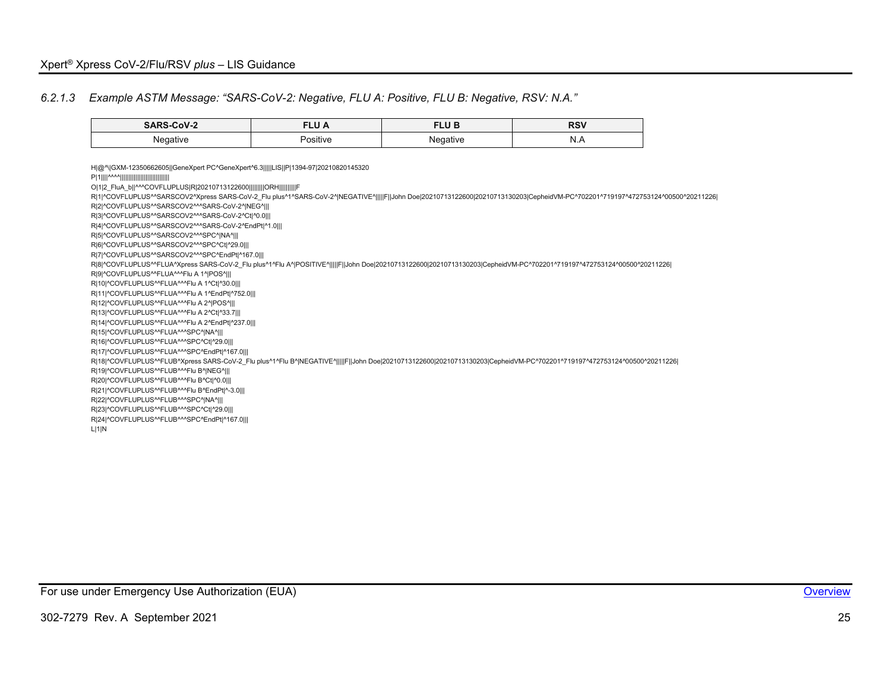#### 6.2.1.3 *Example ASTM Message: "SARS-CoV-2: Negative, FLU A: Positive, FLU B: Negative, RSV: N.A."*

| SARS-CoV-2 | FLU A | FLU B | RSV |
|---|---|---|---|
| Negative | Positive | Negative | N.A |

```
H|@^\|GXM-12350662605||GeneXpert PC^GeneXpert^6.3|||||LIS||P|1394-97|20210820145320
P|1||||^^^^||||||||||||||||||||||||||||
O|1|2_FluA_b||^^^COVFLUPLUS|R|20210713122600|||||||||ORH||||||||||F
R|1|^COVFLUPLUS^^SARSCOV2^Xpress SARS-CoV-2_Flu plus^1^SARS-CoV-2^|NEGATIVE^|||||F||John Doe|20210713122600|20210713130203|CepheidVM-PC^702201^719197^472753124^00500^20211226|
R|2|^COVFLUPLUS^^SARSCOV2^^^SARS-CoV-2^|NEG^|||
R|3|^COVFLUPLUS^^SARSCOV2^^^SARS-CoV-2^Ct|^0.0|||
R|4|^COVFLUPLUS^^SARSCOV2^^^SARS-CoV-2^EndPt|^1.0|||
R|5|^COVFLUPLUS^^SARSCOV2^^^SPC^|NA^|||
R|6|^COVFLUPLUS^^SARSCOV2^^^SPC^Ct|^29.0|||
R|7|^COVFLUPLUS^^SARSCOV2^^^SPC^EndPt|^167.0|||
R|8|^COVFLUPLUS^^FLUA^Xpress SARS-CoV-2_Flu plus^1^Flu A^|POSITIVE^|||||F||John Doe|20210713122600|20210713130203|CepheidVM-PC^702201^719197^472753124^00500^20211226|
R|9|^COVFLUPLUS^^FLUA^^^Flu A 1^|POS^|||
R|10|^COVFLUPLUS^^FLUA^^^Flu A 1^Ct|^30.0|||
R|11|^COVFLUPLUS^^FLUA^^^Flu A 1^EndPt|^752.0|||
R|12|^COVFLUPLUS^^FLUA^^^Flu A 2^|POS^|||
R|13|^COVFLUPLUS^^FLUA^^^Flu A 2^Ct|^33.7|||
R|14|^COVFLUPLUS^^FLUA^^^Flu A 2^EndPt|^237.0|||
R|15|^COVFLUPLUS^^FLUA^^^SPC^|NA^|||
R|16|^COVFLUPLUS^^FLUA^^^SPC^Ct|^29.0|||
R|17|^COVFLUPLUS^^FLUA^^^SPC^EndPt|^167.0|||
R|18|^COVFLUPLUS^^FLUB^Xpress SARS-CoV-2_Flu plus^1^Flu B^|NEGATIVE^|||||F||John Doe|20210713122600|20210713130203|CepheidVM-PC^702201^719197^472753124^00500^20211226|
R|19|^COVFLUPLUS^^FLUB^^^Flu B^|NEG^|||
R|20|^COVFLUPLUS^^FLUB^^^Flu B^Ct|^0.0|||
R|21|^COVFLUPLUS^^FLUB^^^Flu B^EndPt|^-3.0|||
R|22|^COVFLUPLUS^^FLUB^^^SPC^|NA^|||
R|23|^COVFLUPLUS^^FLUB^^^SPC^Ct|^29.0|||
R|24|^COVFLUPLUS^^FLUB^^^SPC^EndPt|^167.0|||
L|1|N
```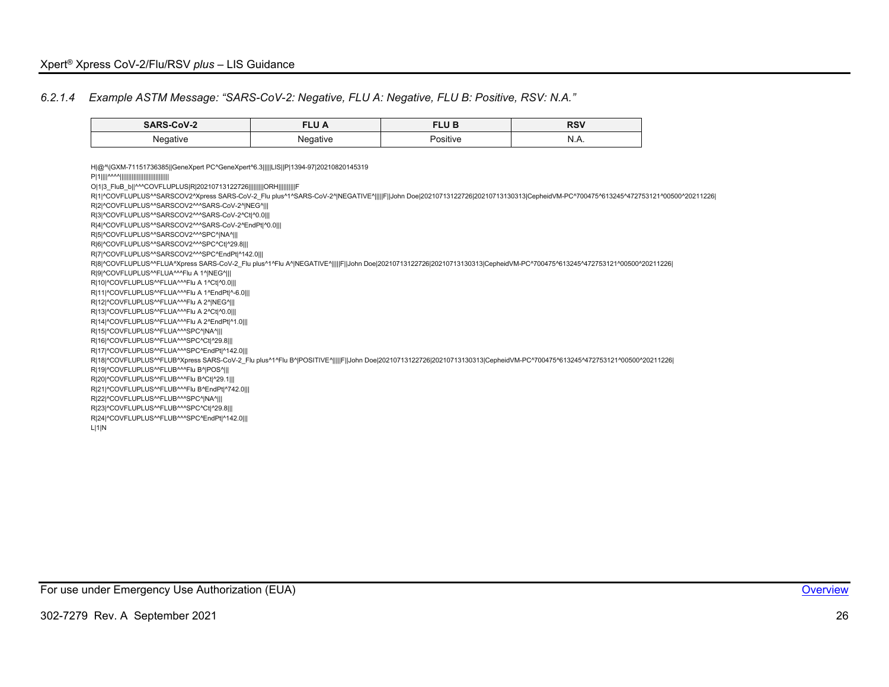### 6.2.1.4 *Example ASTM Message: "SARS-CoV-2: Negative, FLU A: Negative, FLU B: Positive, RSV: N.A."*

| SARS-CoV-2 | FLU A | FLU B | RSV |
|---|---|---|---|
| Negative | Negative | Positive | N.A. |

```
H|@^\|GXM-71151736385||GeneXpert PC^GeneXpert^6.3|||||LIS||P|1394-97|20210820145319
P|1||||^^^^|||||||||||||||||||||||||||||
O|1|3_FluB_b||^^^COVFLUPLUS|R|20210713122726|||||||||ORH||||||||||F
R|1|^COVFLUPLUS^^SARSCOV2^Xpress SARS-CoV-2_Flu plus^1^SARS-CoV-2^|NEGATIVE^|||||F||John Doe|20210713122726|20210713130313|CepheidVM-PC^700475^613245^472753121^00500^20211226|
R|2|^COVFLUPLUS^^SARSCOV2^^^SARS-CoV-2^|NEG^|||
R|3|^COVFLUPLUS^^SARSCOV2^^^SARS-CoV-2^Ct|^0.0|||
R|4|^COVFLUPLUS^^SARSCOV2^^^SARS-CoV-2^EndPt|^0.0|||
R|5|^COVFLUPLUS^^SARSCOV2^^^SPC^|NA^|||
R|6|^COVFLUPLUS^^SARSCOV2^^^SPC^Ct|^29.8|||
R|7|^COVFLUPLUS^^SARSCOV2^^^SPC^EndPt|^142.0|||
R|8|^COVFLUPLUS^^FLUA^Xpress SARS-CoV-2_Flu plus^1^Flu A^|NEGATIVE^|||||F||John Doe|20210713122726|20210713130313|CepheidVM-PC^700475^613245^472753121^00500^20211226|
R|9|^COVFLUPLUS^^FLUA^^^Flu A 1^|NEG^|||
R|10|^COVFLUPLUS^^FLUA^^^Flu A 1^Ct|^0.0|||
R|11|^COVFLUPLUS^^FLUA^^^Flu A 1^EndPt|^-6.0|||
R|12|^COVFLUPLUS^^FLUA^^^Flu A 2^|NEG^|||
R|13|^COVFLUPLUS^^FLUA^^^Flu A 2^Ct|^0.0|||
R|14|^COVFLUPLUS^^FLUA^^^Flu A 2^EndPt|^1.0|||
R|15|^COVFLUPLUS^^FLUA^^^SPC^|NA^|||
R|16|^COVFLUPLUS^^FLUA^^^SPC^Ct|^29.8|||
R|17|^COVFLUPLUS^^FLUA^^^SPC^EndPt|^142.0|||
R|18|^COVFLUPLUS^^FLUB^Xpress SARS-CoV-2_Flu plus^1^Flu B^|POSITIVE^|||||F||John Doe|20210713122726|20210713130313|CepheidVM-PC^700475^613245^472753121^00500^20211226|
R|19|^COVFLUPLUS^^FLUB^^^Flu B^|POS^|||
R|20|^COVFLUPLUS^^FLUB^^^Flu B^Ct|^29.1|||
R|21|^COVFLUPLUS^^FLUB^^^Flu B^EndPt|^742.0|||
R|22|^COVFLUPLUS^^FLUB^^^SPC^|NA^|||
R|23|^COVFLUPLUS^^FLUB^^^SPC^Ct|^29.8|||
R|24|^COVFLUPLUS^^FLUB^^^SPC^EndPt|^142.0|||
L|1|N
```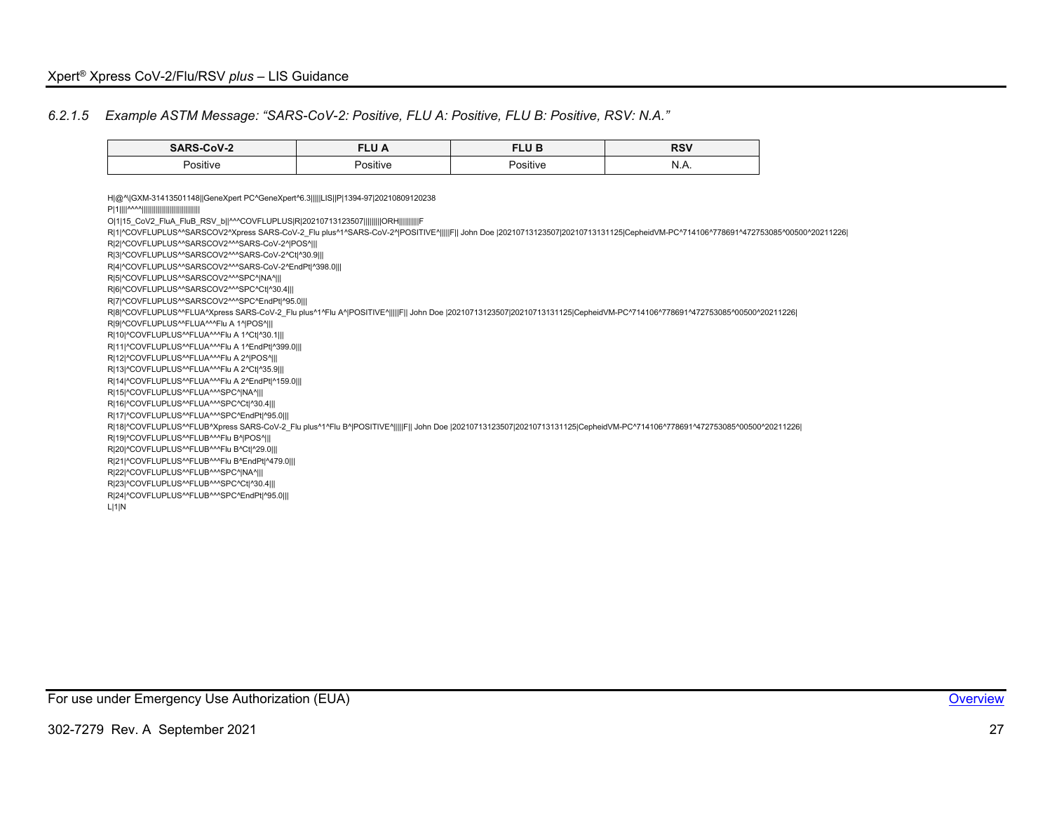#### 6.2.1.5 *Example ASTM Message: "SARS-CoV-2: Positive, FLU A: Positive, FLU B: Positive, RSV: N.A."*

| SARS-CoV-2 | FLU A | FLU B | RSV |
|---|---|---|---|
| Positive | Positive | Positive | N.A. |

```
H|@^\|GXM-31413501148||GeneXpert PC^GeneXpert^6.3|||||LIS||P|1394-97|20210809120238
P|1||||^^^^|||||||||||||||||||||||||||
O|1|15_CoV2_FluA_FluB_RSV_b||^^^COVFLUPLUS|R|20210713123507|||||||||ORH||||||||||F
R|1|^COVFLUPLUS^^SARSCOV2^Xpress SARS-CoV-2_Flu plus^1^SARS-CoV-2^|POSITIVE^|||||F|| John Doe |20210713123507|20210713131125|CepheidVM-PC^714106^778691^472753085^00500^20211226|
R|2|^COVFLUPLUS^^SARSCOV2^^^SARS-CoV-2^|POS^|||
R|3|^COVFLUPLUS^^SARSCOV2^^^SARS-CoV-2^Ct|^30.9|||
R|4|^COVFLUPLUS^^SARSCOV2^^^SARS-CoV-2^EndPt|^398.0|||
R|5|^COVFLUPLUS^^SARSCOV2^^^SPC^|NA^|||
R|6|^COVFLUPLUS^^SARSCOV2^^^SPC^Ct|^30.4|||
R|7|^COVFLUPLUS^^SARSCOV2^^^SPC^EndPt|^95.0|||
R|8|^COVFLUPLUS^^FLUA^Xpress SARS-CoV-2_Flu plus^1^Flu A^|POSITIVE^|||||F|| John Doe |20210713123507|20210713131125|CepheidVM-PC^714106^778691^472753085^00500^20211226|
R|9|^COVFLUPLUS^^FLUA^^^Flu A 1^|POS^|||
R|10|^COVFLUPLUS^^FLUA^^^Flu A 1^Ct|^30.1|||
R|11|^COVFLUPLUS^^FLUA^^^Flu A 1^EndPt|^399.0|||
R|12|^COVFLUPLUS^^FLUA^^^Flu A 2^|POS^|||
R|13|^COVFLUPLUS^^FLUA^^^Flu A 2^Ct|^35.9|||
R|14|^COVFLUPLUS^^FLUA^^^Flu A 2^EndPt|^159.0|||
R|15|^COVFLUPLUS^^FLUA^^^SPC^|NA^|||
R|16|^COVFLUPLUS^^FLUA^^^SPC^Ct|^30.4|||
R|17|^COVFLUPLUS^^FLUA^^^SPC^EndPt|^95.0|||
R|18|^COVFLUPLUS^^FLUB^Xpress SARS-CoV-2_Flu plus^1^Flu B^|POSITIVE^|||||F|| John Doe |20210713123507|20210713131125|CepheidVM-PC^714106^778691^472753085^00500^20211226|
R|19|^COVFLUPLUS^^FLUB^^^Flu B^|POS^|||
R|20|^COVFLUPLUS^^FLUB^^^Flu B^Ct|^29.0|||
R|21|^COVFLUPLUS^^FLUB^^^Flu B^EndPt|^479.0|||
R|22|^COVFLUPLUS^^FLUB^^^SPC^|NA^|||
R|23|^COVFLUPLUS^^FLUB^^^SPC^Ct|^30.4|||
R|24|^COVFLUPLUS^^FLUB^^^SPC^EndPt|^95.0|||
L|1|N
```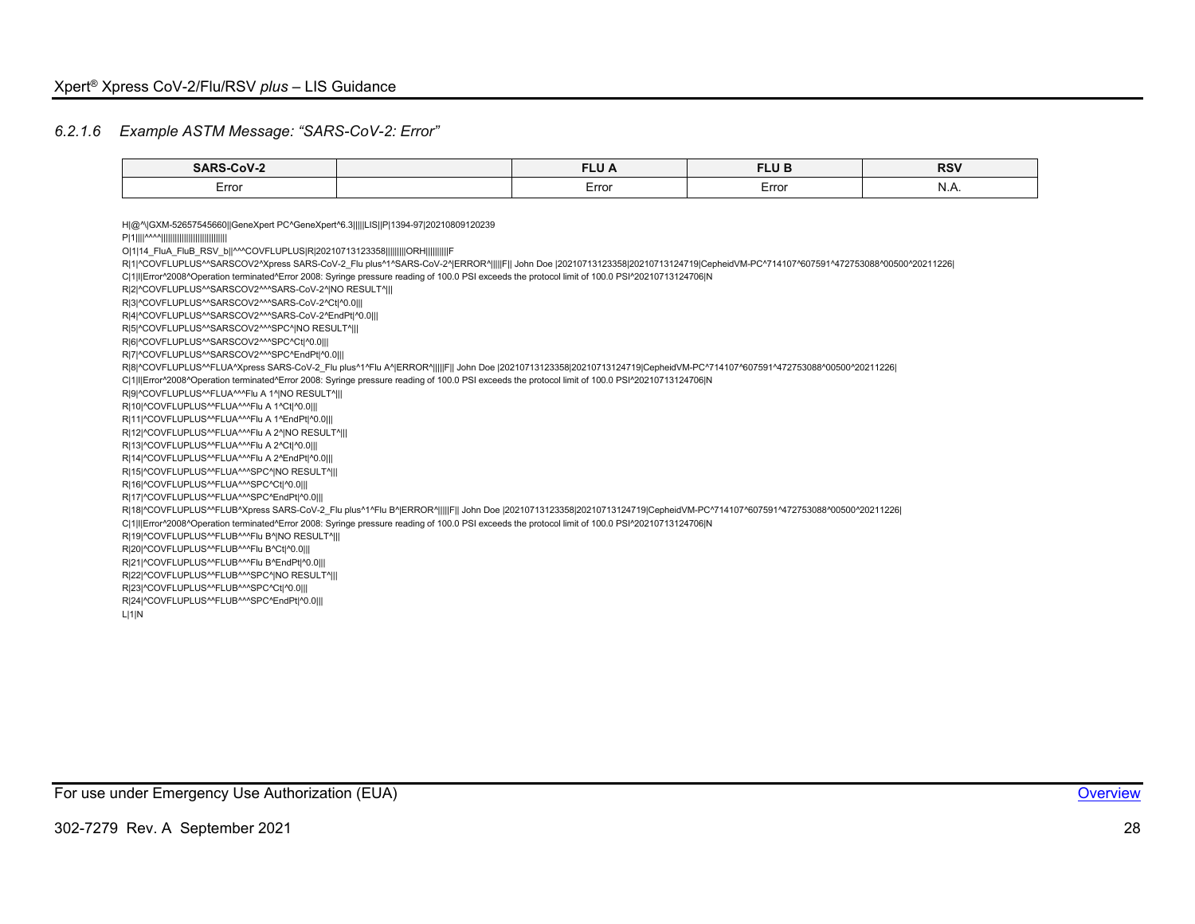### 6.2.1.6 *Example ASTM Message: "SARS-CoV-2: Error"*

| SARS-CoV-2 | | FLU A | FLU B | RSV |
|---|---|---|---|---|
| Error | | Error | Error | N.A. |

```
H|@^\|GXM-52657545660||GeneXpert PC^GeneXpert^6.3|||||LIS||P|1394-97|20210809120239
P|1||||^^^^|||||||||||||||||||||||||||
O|1|14_FluA_FluB_RSV_b||^^^COVFLUPLUS|R|20210713123358|||||||||ORH||||||||||F
R|1|^COVFLUPLUS^^SARSCOV2^Xpress SARS-CoV-2_Flu plus^1^SARS-CoV-2^|ERROR^|||||F|| John Doe |20210713123358|20210713124719|CepheidVM-PC^714107^607591^472753088^00500^20211226|
C|1|I|Error^2008^Operation terminated^Error 2008: Syringe pressure reading of 100.0 PSI exceeds the protocol limit of 100.0 PSI^20210713124706|N
R|2|^COVFLUPLUS^^SARSCOV2^^^SARS-CoV-2^|NO RESULT^|||
R|3|^COVFLUPLUS^^SARSCOV2^^^SARS-CoV-2^Ct|^0.0|||
R|4|^COVFLUPLUS^^SARSCOV2^^^SARS-CoV-2^EndPt|^0.0|||
R|5|^COVFLUPLUS^^SARSCOV2^^^SPC^|NO RESULT^|||
R|6|^COVFLUPLUS^^SARSCOV2^^^SPC^Ct|^0.0|||
R|7|^COVFLUPLUS^^SARSCOV2^^^SPC^EndPt|^0.0|||
R|8|^COVFLUPLUS^^FLUA^Xpress SARS-CoV-2_Flu plus^1^Flu A^|ERROR^|||||F|| John Doe |20210713123358|20210713124719|CepheidVM-PC^714107^607591^472753088^00500^20211226|
C|1|I|Error^2008^Operation terminated^Error 2008: Syringe pressure reading of 100.0 PSI exceeds the protocol limit of 100.0 PSI^20210713124706|N
R|9|^COVFLUPLUS^^FLUA^^^Flu A 1^|NO RESULT^|||
R|10|^COVFLUPLUS^^FLUA^^^Flu A 1^Ct|^0.0|||
R|11|^COVFLUPLUS^^FLUA^^^Flu A 1^EndPt|^0.0|||
R|12|^COVFLUPLUS^^FLUA^^^Flu A 2^|NO RESULT^|||
R|13|^COVFLUPLUS^^FLUA^^^Flu A 2^Ct|^0.0|||
R|14|^COVFLUPLUS^^FLUA^^^Flu A 2^EndPt|^0.0|||
R|15|^COVFLUPLUS^^FLUA^^^SPC^|NO RESULT^|||
R|16|^COVFLUPLUS^^FLUA^^^SPC^Ct|^0.0|||
R|17|^COVFLUPLUS^^FLUA^^^SPC^EndPt|^0.0|||
R|18|^COVFLUPLUS^^FLUB^Xpress SARS-CoV-2_Flu plus^1^Flu B^|ERROR^|||||F|| John Doe |20210713123358|20210713124719|CepheidVM-PC^714107^607591^472753088^00500^20211226|
C|1|I|Error^2008^Operation terminated^Error 2008: Syringe pressure reading of 100.0 PSI exceeds the protocol limit of 100.0 PSI^20210713124706|N
R|19|^COVFLUPLUS^^FLUB^^^Flu B^|NO RESULT^|||
R|20|^COVFLUPLUS^^FLUB^^^Flu B^Ct|^0.0|||
R|21|^COVFLUPLUS^^FLUB^^^Flu B^EndPt|^0.0|||
R|22|^COVFLUPLUS^^FLUB^^^SPC^|NO RESULT^|||
R|23|^COVFLUPLUS^^FLUB^^^SPC^Ct|^0.0|||
R|24|^COVFLUPLUS^^FLUB^^^SPC^EndPt|^0.0|||
L|1|N
```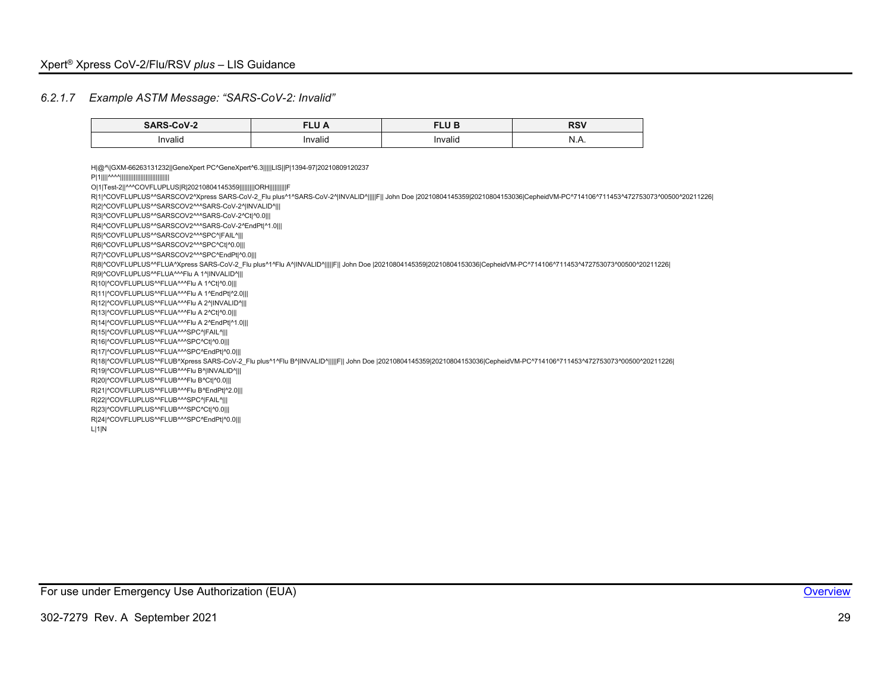#### 6.2.1.7 Example ASTM Message: "SARS-CoV-2: Invalid"

| SARS-CoV-2 | FLU A | FLU B | RSV |
|---|---|---|---|
| Invalid | Invalid | Invalid | N.A. |

```
H|@^\|GXM-66263131232||GeneXpert PC^GeneXpert^6.3|||||LIS||P|1394-97|20210809120237
P|1||||^^^^|||||||||||||||||||||||||||||
O|1|Test-2||^^^COVFLUPLUS|R|20210804145359|||||||||ORH||||||||||F
R|1|^COVFLUPLUS^^SARSCOV2^Xpress SARS-CoV-2_Flu plus^1^SARS-CoV-2^|INVALID^|||||F|| John Doe |20210804145359|20210804153036|CepheidVM-PC^714106^711453^472753073^00500^20211226|
R|2|^COVFLUPLUS^^SARSCOV2^^^SARS-CoV-2^|INVALID^|||
R|3|^COVFLUPLUS^^SARSCOV2^^^SARS-CoV-2^Ct|^0.0|||
R|4|^COVFLUPLUS^^SARSCOV2^^^SARS-CoV-2^EndPt|^1.0|||
R|5|^COVFLUPLUS^^SARSCOV2^^^SPC^|FAIL^|||
R|6|^COVFLUPLUS^^SARSCOV2^^^SPC^Ct|^0.0|||
R|7|^COVFLUPLUS^^SARSCOV2^^^SPC^EndPt|^0.0|||
R|8|^COVFLUPLUS^^FLUA^Xpress SARS-CoV-2_Flu plus^1^Flu A^|INVALID^|||||F|| John Doe |20210804145359|20210804153036|CepheidVM-PC^714106^711453^472753073^00500^20211226|
R|9|^COVFLUPLUS^^FLUA^^^Flu A 1^|INVALID^|||
R|10|^COVFLUPLUS^^FLUA^^^Flu A 1^Ct|^0.0|||
R|11|^COVFLUPLUS^^FLUA^^^Flu A 1^EndPt|^2.0|||
R|12|^COVFLUPLUS^^FLUA^^^Flu A 2^|INVALID^|||
R|13|^COVFLUPLUS^^FLUA^^^Flu A 2^Ct|^0.0|||
R|14|^COVFLUPLUS^^FLUA^^^Flu A 2^EndPt|^1.0|||
R|15|^COVFLUPLUS^^FLUA^^^SPC^|FAIL^|||
R|16|^COVFLUPLUS^^FLUA^^^SPC^Ct|^0.0|||
R|17|^COVFLUPLUS^^FLUA^^^SPC^EndPt|^0.0|||
R|18|^COVFLUPLUS^^FLUB^Xpress SARS-CoV-2_Flu plus^1^Flu B^|INVALID^|||||F|| John Doe |20210804145359|20210804153036|CepheidVM-PC^714106^711453^472753073^00500^20211226|
R|19|^COVFLUPLUS^^FLUB^^^Flu B^|INVALID^|||
R|20|^COVFLUPLUS^^FLUB^^^Flu B^Ct|^0.0|||
R|21|^COVFLUPLUS^^FLUB^^^Flu B^EndPt|^2.0|||
R|22|^COVFLUPLUS^^FLUB^^^SPC^|FAIL^|||
R|23|^COVFLUPLUS^^FLUB^^^SPC^Ct|^0.0|||
R|24|^COVFLUPLUS^^FLUB^^^SPC^EndPt|^0.0|||
L|1|N
```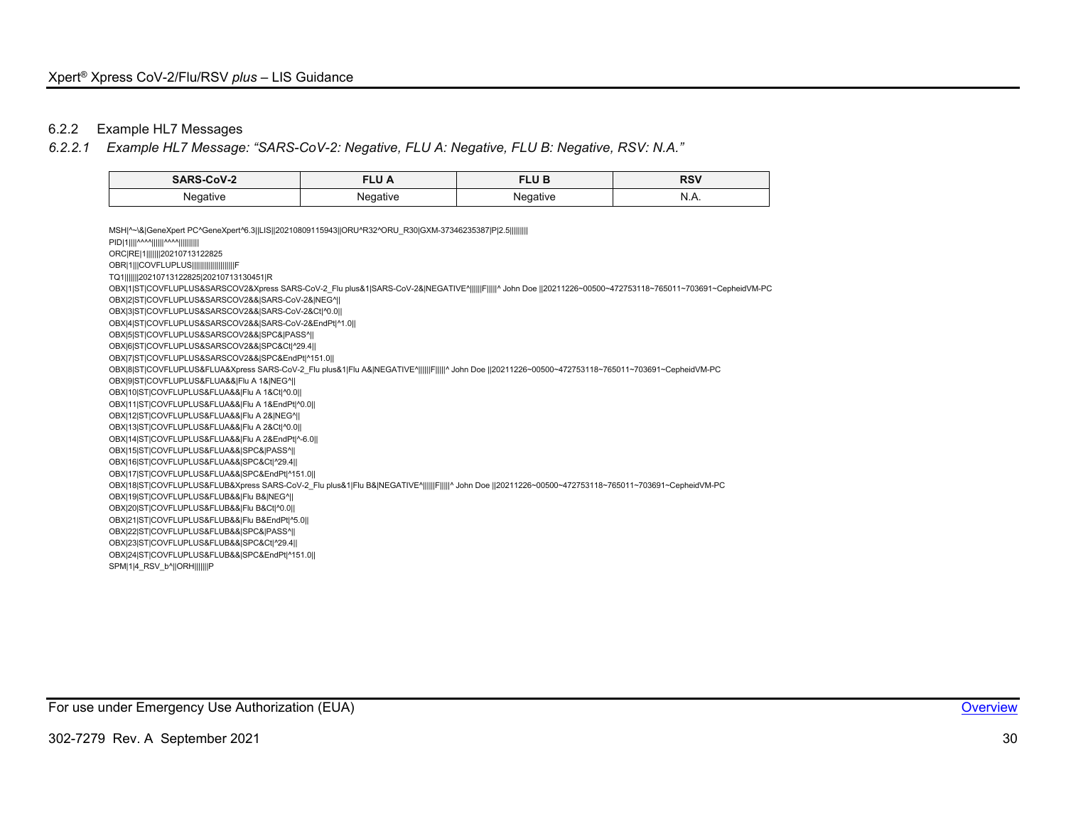### 6.2.2 Example HL7 Messages

#### *6.2.2.1 Example HL7 Message: "SARS-CoV-2: Negative, FLU A: Negative, FLU B: Negative, RSV: N.A."*

| SARS-CoV-2 | FLU A | FLU B | RSV |
|---|---|---|---|
| Negative | Negative | Negative | N.A. |

```
MSH|^~\&|GeneXpert PC^GeneXpert^6.3||LIS||20210809115943||ORU^R32^ORU_R30|GXM-37346235387|P|2.5||||||||
PID|1||||^^^^||||||^^^^||||||||||
ORC|RE|1|||||||20210713122825
OBR|1|||COVFLUPLUS||||||||||||||||||||F
TQ1|||||||20210713122825|20210713130451|R
OBX|1|ST|COVFLUPLUS&SARSCOV2&Xpress SARS-CoV-2_Flu plus&1|SARS-CoV-2&|NEGATIVE^||||||F|||||^ John Doe ||20211226~00500~472753118~765011~703691~CepheidVM-PC
OBX|2|ST|COVFLUPLUS&SARSCOV2&&|SARS-CoV-2&|NEG^||
OBX|3|ST|COVFLUPLUS&SARSCOV2&&|SARS-CoV-2&Ct|^0.0||
OBX|4|ST|COVFLUPLUS&SARSCOV2&&|SARS-CoV-2&EndPt|^1.0||
OBX|5|ST|COVFLUPLUS&SARSCOV2&&|SPC&|PASS^||
OBX|6|ST|COVFLUPLUS&SARSCOV2&&|SPC&Ct|^29.4||
OBX|7|ST|COVFLUPLUS&SARSCOV2&&|SPC&EndPt|^151.0||
OBX|8|ST|COVFLUPLUS&FLUA&Xpress SARS-CoV-2_Flu plus&1|Flu A&|NEGATIVE^||||||F|||||^ John Doe ||20211226~00500~472753118~765011~703691~CepheidVM-PC
OBX|9|ST|COVFLUPLUS&FLUA&&|Flu A 1&|NEG^||
OBX|10|ST|COVFLUPLUS&FLUA&&|Flu A 1&Ct|^0.0||
OBX|11|ST|COVFLUPLUS&FLUA&&|Flu A 1&EndPt|^0.0||
OBX|12|ST|COVFLUPLUS&FLUA&&|Flu A 2&|NEG^||
OBX|13|ST|COVFLUPLUS&FLUA&&|Flu A 2&Ct|^0.0||
OBX|14|ST|COVFLUPLUS&FLUA&&|Flu A 2&EndPt|^-6.0||
OBX|15|ST|COVFLUPLUS&FLUA&&|SPC&|PASS^||
OBX|16|ST|COVFLUPLUS&FLUA&&|SPC&Ct|^29.4||
OBX|17|ST|COVFLUPLUS&FLUA&&|SPC&EndPt|^151.0||
OBX|18|ST|COVFLUPLUS&FLUB&Xpress SARS-CoV-2_Flu plus&1|Flu B&|NEGATIVE^||||||F|||||^ John Doe ||20211226~00500~472753118~765011~703691~CepheidVM-PC
OBX|19|ST|COVFLUPLUS&FLUB&&|Flu B&|NEG^||
OBX|20|ST|COVFLUPLUS&FLUB&&|Flu B&Ct|^0.0||
OBX|21|ST|COVFLUPLUS&FLUB&&|Flu B&EndPt|^5.0||
OBX|22|ST|COVFLUPLUS&FLUB&&|SPC&|PASS^||
OBX|23|ST|COVFLUPLUS&FLUB&&|SPC&Ct|^29.4||
OBX|24|ST|COVFLUPLUS&FLUB&&|SPC&EndPt|^151.0||
SPM|1|4_RSV_b^||ORH|||||||P
```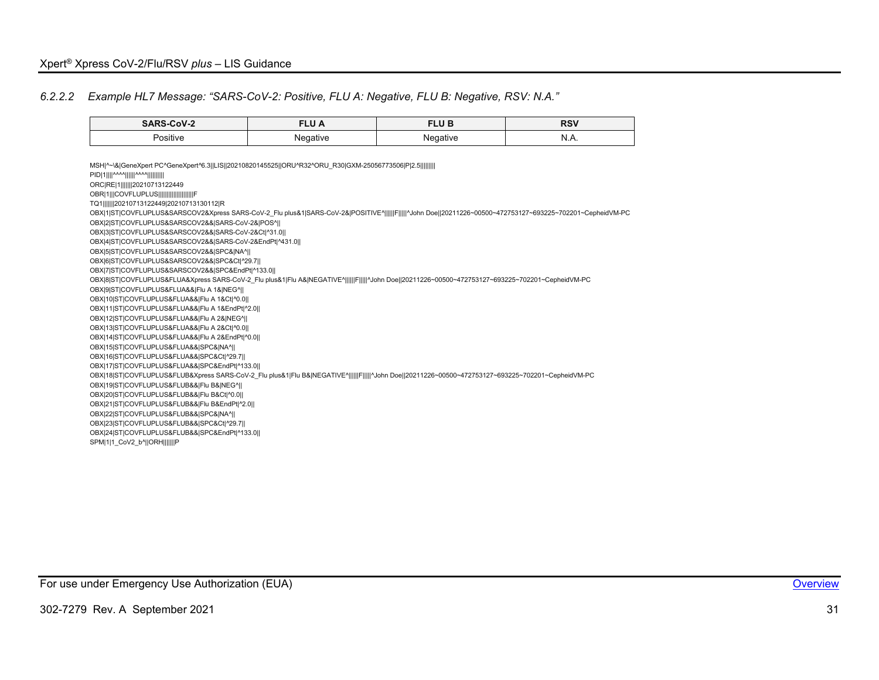### 6.2.2.2 *Example HL7 Message: "SARS-CoV-2: Positive, FLU A: Negative, FLU B: Negative, RSV: N.A."*

| SARS-CoV-2 | FLU A | FLU B | RSV |
|---|---|---|---|
| Positive | Negative | Negative | N.A. |

```
MSH|^~\&|GeneXpert PC^GeneXpert^6.3||LIS||20210820145525||ORU^R32^ORU_R30|GXM-25056773506|P|2.5|||||||
PID|1||||^^^^||||||^^^^|||||||||
ORC|RE|1|||||||20210713122449
OBR|1|||COVFLUPLUS|||||||||||||||||||F
TQ1|||||||20210713122449|20210713130112|R
OBX|1|ST|COVFLUPLUS&SARSCOV2&Xpress SARS-CoV-2_Flu plus&1|SARS-CoV-2&|POSITIVE^||||||F|||||^John Doe||20211226~00500~472753127~693225~702201~CepheidVM-PC
OBX|2|ST|COVFLUPLUS&SARSCOV2&&|SARS-CoV-2&|POS^||
OBX|3|ST|COVFLUPLUS&SARSCOV2&&|SARS-CoV-2&Ct|^31.0||
OBX|4|ST|COVFLUPLUS&SARSCOV2&&|SARS-CoV-2&EndPt|^431.0||
OBX|5|ST|COVFLUPLUS&SARSCOV2&&|SPC&|NA^||
OBX|6|ST|COVFLUPLUS&SARSCOV2&&|SPC&Ct|^29.7||
OBX|7|ST|COVFLUPLUS&SARSCOV2&&|SPC&EndPt|^133.0||
OBX|8|ST|COVFLUPLUS&FLUA&Xpress SARS-CoV-2_Flu plus&1|Flu A&|NEGATIVE^||||||F|||||^John Doe||20211226~00500~472753127~693225~702201~CepheidVM-PC
OBX|9|ST|COVFLUPLUS&FLUA&&|Flu A 1&|NEG^||
OBX|10|ST|COVFLUPLUS&FLUA&&|Flu A 1&Ct|^0.0||
OBX|11|ST|COVFLUPLUS&FLUA&&|Flu A 1&EndPt|^2.0||
OBX|12|ST|COVFLUPLUS&FLUA&&|Flu A 2&|NEG^||
OBX|13|ST|COVFLUPLUS&FLUA&&|Flu A 2&Ct|^0.0||
OBX|14|ST|COVFLUPLUS&FLUA&&|Flu A 2&EndPt|^0.0||
OBX|15|ST|COVFLUPLUS&FLUA&&|SPC&|NA^||
OBX|16|ST|COVFLUPLUS&FLUA&&|SPC&Ct|^29.7||
OBX|17|ST|COVFLUPLUS&FLUA&&|SPC&EndPt|^133.0||
OBX|18|ST|COVFLUPLUS&FLUB&Xpress SARS-CoV-2_Flu plus&1|Flu B&|NEGATIVE^||||||F|||||^John Doe||20211226~00500~472753127~693225~702201~CepheidVM-PC
OBX|19|ST|COVFLUPLUS&FLUB&&|Flu B&|NEG^||
OBX|20|ST|COVFLUPLUS&FLUB&&|Flu B&Ct|^0.0||
OBX|21|ST|COVFLUPLUS&FLUB&&|Flu B&EndPt|^2.0||
OBX|22|ST|COVFLUPLUS&FLUB&&|SPC&|NA^||
OBX|23|ST|COVFLUPLUS&FLUB&&|SPC&Ct|^29.7||
OBX|24|ST|COVFLUPLUS&FLUB&&|SPC&EndPt|^133.0||
SPM|1|1_CoV2_b^||ORH|||||||P
```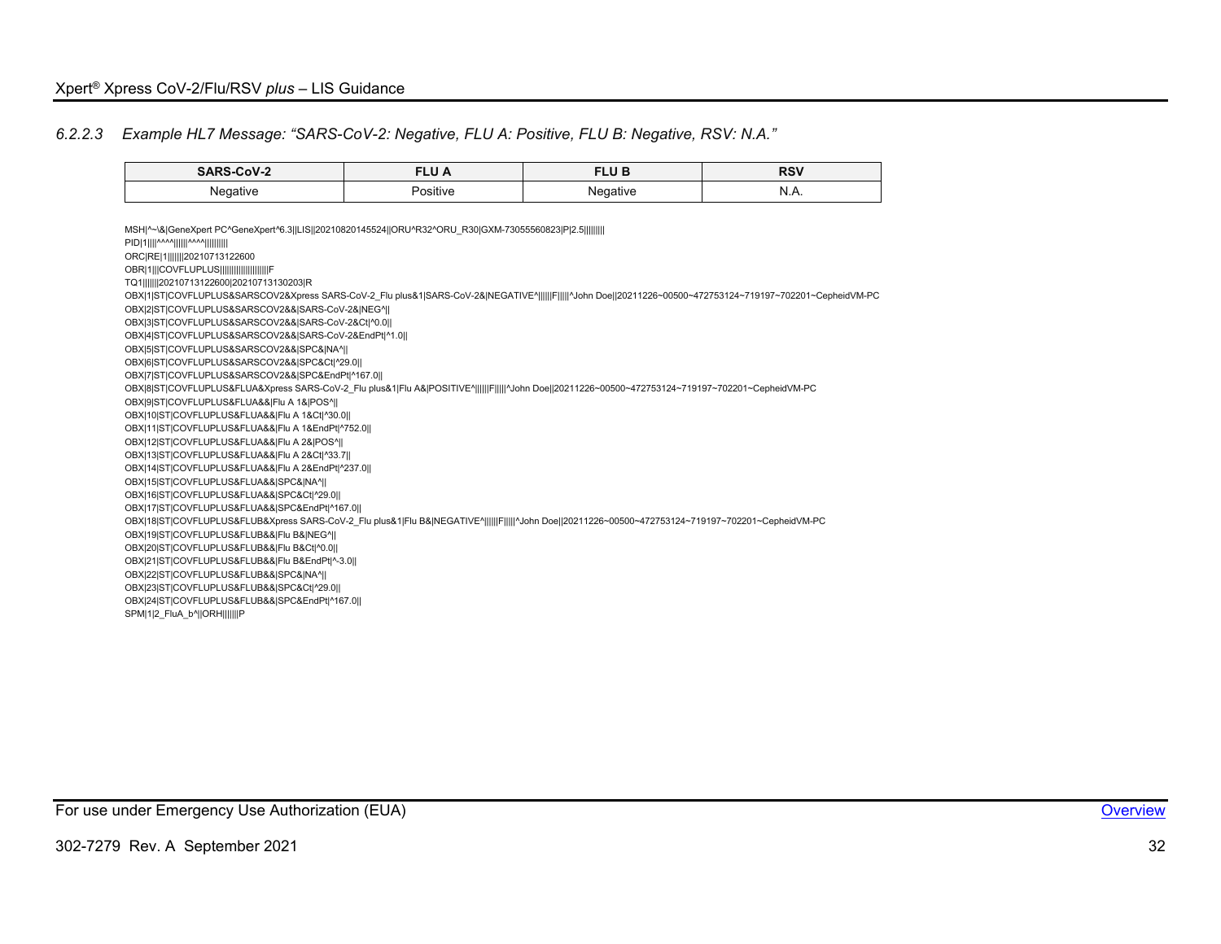#### 6.2.2.3 *Example HL7 Message: "SARS-CoV-2: Negative, FLU A: Positive, FLU B: Negative, RSV: N.A."*

| SARS-CoV-2 | FLU A | FLU B | RSV |
|---|---|---|---|
| Negative | Positive | Negative | N.A. |

```
MSH|^~\&|GeneXpert PC^GeneXpert^6.3||LIS||20210820145524||ORU^R32^ORU_R30|GXM-73055560823|P|2.5||||||||
PID|1||||^^^^||||||^^^^||||||||||
ORC|RE|1|||||||20210713122600
OBR|1|||COVFLUPLUS|||||||||||||||||||||F
TQ1|||||||20210713122600|20210713130203|R
OBX|1|ST|COVFLUPLUS&SARSCOV2&Xpress SARS-CoV-2_Flu plus&1|SARS-CoV-2&|NEGATIVE^||||||F|||||^John Doe||20211226~00500~472753124~719197~702201~CepheidVM-PC
OBX|2|ST|COVFLUPLUS&SARSCOV2&&|SARS-CoV-2&|NEG^||
OBX|3|ST|COVFLUPLUS&SARSCOV2&&|SARS-CoV-2&Ct|^0.0||
OBX|4|ST|COVFLUPLUS&SARSCOV2&&|SARS-CoV-2&EndPt|^1.0||
OBX|5|ST|COVFLUPLUS&SARSCOV2&&|SPC&|NA^||
OBX|6|ST|COVFLUPLUS&SARSCOV2&&|SPC&Ct|^29.0||
OBX|7|ST|COVFLUPLUS&SARSCOV2&&|SPC&EndPt|^167.0||
OBX|8|ST|COVFLUPLUS&FLUA&Xpress SARS-CoV-2_Flu plus&1|Flu A&|POSITIVE^||||||F|||||^John Doe||20211226~00500~472753124~719197~702201~CepheidVM-PC
OBX|9|ST|COVFLUPLUS&FLUA&&|Flu A 1&|POS^||
OBX|10|ST|COVFLUPLUS&FLUA&&|Flu A 1&Ct|^30.0||
OBX|11|ST|COVFLUPLUS&FLUA&&|Flu A 1&EndPt|^752.0||
OBX|12|ST|COVFLUPLUS&FLUA&&|Flu A 2&|POS^||
OBX|13|ST|COVFLUPLUS&FLUA&&|Flu A 2&Ct|^33.7||
OBX|14|ST|COVFLUPLUS&FLUA&&|Flu A 2&EndPt|^237.0||
OBX|15|ST|COVFLUPLUS&FLUA&&|SPC&|NA^||
OBX|16|ST|COVFLUPLUS&FLUA&&|SPC&Ct|^29.0||
OBX|17|ST|COVFLUPLUS&FLUA&&|SPC&EndPt|^167.0||
OBX|18|ST|COVFLUPLUS&FLUB&Xpress SARS-CoV-2_Flu plus&1|Flu B&|NEGATIVE^||||||F|||||^John Doe||20211226~00500~472753124~719197~702201~CepheidVM-PC
OBX|19|ST|COVFLUPLUS&FLUB&&|Flu B&|NEG^||
OBX|20|ST|COVFLUPLUS&FLUB&&|Flu B&Ct|^0.0||
OBX|21|ST|COVFLUPLUS&FLUB&&|Flu B&EndPt|^-3.0||
OBX|22|ST|COVFLUPLUS&FLUB&&|SPC&|NA^||
OBX|23|ST|COVFLUPLUS&FLUB&&|SPC&Ct|^29.0||
OBX|24|ST|COVFLUPLUS&FLUB&&|SPC&EndPt|^167.0||
SPM|1|2_FluA_b^||ORH|||||||P
```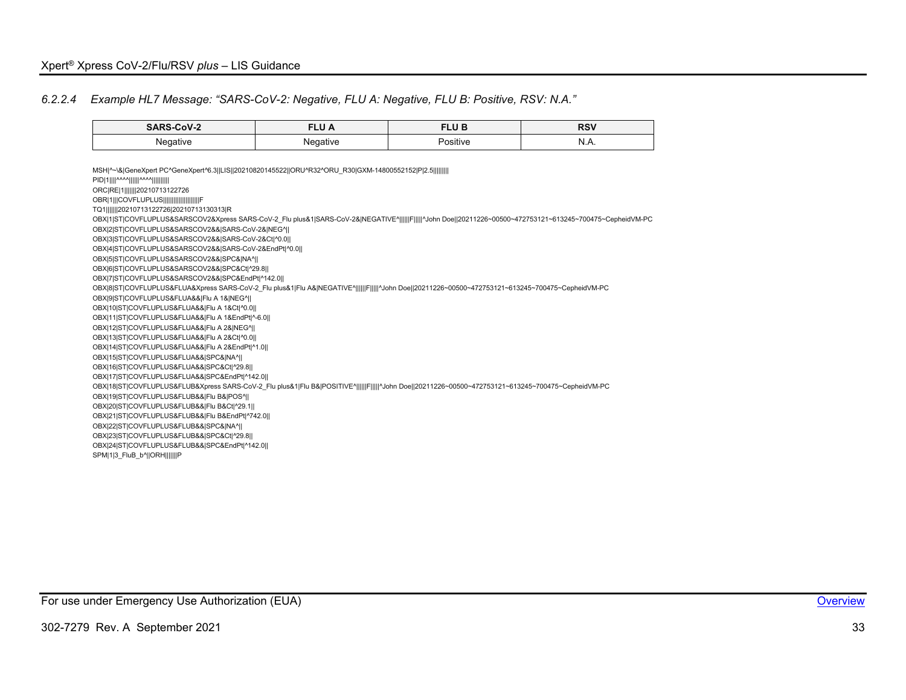#### 6.2.2.4 Example HL7 Message: "SARS-CoV-2: Negative, FLU A: Negative, FLU B: Positive, RSV: N.A."

| SARS-CoV-2 | FLU A | FLU B | RSV |
|---|---|---|---|
| Negative | Negative | Positive | N.A. |

```
MSH|^~\&|GeneXpert PC^GeneXpert^6.3||LIS||20210820145522||ORU^R32^ORU_R30|GXM-14800552152|P|2.5|||||||
PID|1||||^^^^||||||^^^^||||||||||
ORC|RE|1|||||||20210713122726
OBR|1|||COVFLUPLUS||||||||||||||||||||F
TQ1|||||||20210713122726|20210713130313|R
OBX|1|ST|COVFLUPLUS&SARSCOV2&Xpress SARS-CoV-2_Flu plus&1|SARS-CoV-2&|NEGATIVE^||||||F|||||^John Doe||20211226~00500~472753121~613245~700475~CepheidVM-PC
OBX|2|ST|COVFLUPLUS&SARSCOV2&&|SARS-CoV-2&|NEG^||
OBX|3|ST|COVFLUPLUS&SARSCOV2&&|SARS-CoV-2&Ct|^0.0||
OBX|4|ST|COVFLUPLUS&SARSCOV2&&|SARS-CoV-2&EndPt|^0.0||
OBX|5|ST|COVFLUPLUS&SARSCOV2&&|SPC&|NA^||
OBX|6|ST|COVFLUPLUS&SARSCOV2&&|SPC&Ct|^29.8||
OBX|7|ST|COVFLUPLUS&SARSCOV2&&|SPC&EndPt|^142.0||
OBX|8|ST|COVFLUPLUS&FLUA&Xpress SARS-CoV-2_Flu plus&1|Flu A&|NEGATIVE^||||||F|||||^John Doe||20211226~00500~472753121~613245~700475~CepheidVM-PC
OBX|9|ST|COVFLUPLUS&FLUA&&|Flu A 1&|NEG^||
OBX|10|ST|COVFLUPLUS&FLUA&&|Flu A 1&Ct|^0.0||
OBX|11|ST|COVFLUPLUS&FLUA&&|Flu A 1&EndPt|^-6.0||
OBX|12|ST|COVFLUPLUS&FLUA&&|Flu A 2&|NEG^||
OBX|13|ST|COVFLUPLUS&FLUA&&|Flu A 2&Ct|^0.0||
OBX|14|ST|COVFLUPLUS&FLUA&&|Flu A 2&EndPt|^1.0||
OBX|15|ST|COVFLUPLUS&FLUA&&|SPC&|NA^||
OBX|16|ST|COVFLUPLUS&FLUA&&|SPC&Ct|^29.8||
OBX|17|ST|COVFLUPLUS&FLUA&&|SPC&EndPt|^142.0||
OBX|18|ST|COVFLUPLUS&FLUB&Xpress SARS-CoV-2_Flu plus&1|Flu B&|POSITIVE^||||||F|||||^John Doe||20211226~00500~472753121~613245~700475~CepheidVM-PC
OBX|19|ST|COVFLUPLUS&FLUB&&|Flu B&|POS^||
OBX|20|ST|COVFLUPLUS&FLUB&&|Flu B&Ct|^29.1||
OBX|21|ST|COVFLUPLUS&FLUB&&|Flu B&EndPt|^742.0||
OBX|22|ST|COVFLUPLUS&FLUB&&|SPC&|NA^||
OBX|23|ST|COVFLUPLUS&FLUB&&|SPC&Ct|^29.8||
OBX|24|ST|COVFLUPLUS&FLUB&&|SPC&EndPt|^142.0||
SPM|1|3_FluB_b^||ORH|||||||P
```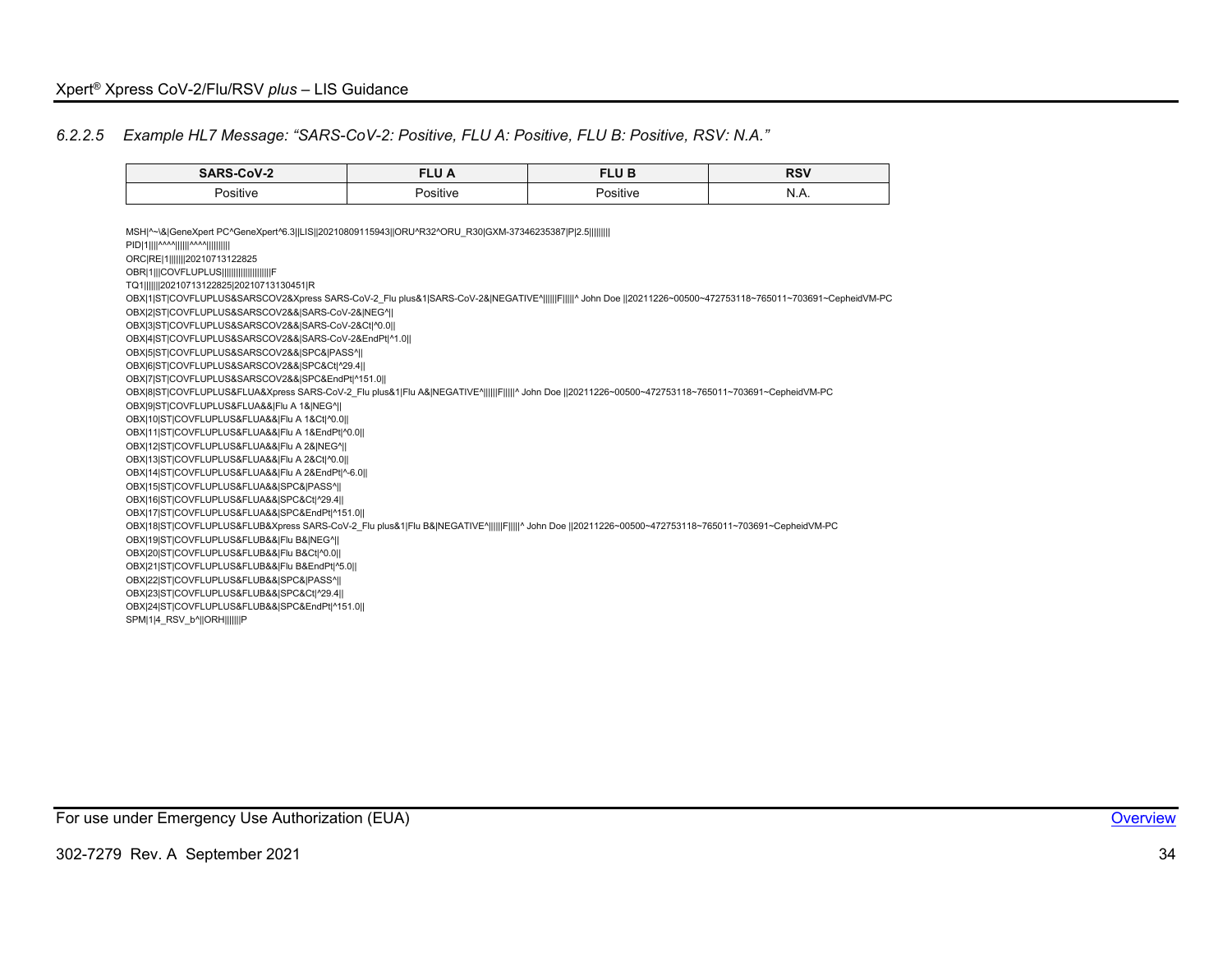#### 6.2.2.5 *Example HL7 Message: “SARS-CoV-2: Positive, FLU A: Positive, FLU B: Positive, RSV: N.A.”*

| SARS-CoV-2 | FLU A | FLU B | RSV |
|---|---|---|---|
| Positive | Positive | Positive | N.A. |

```
MSH|^~\&|GeneXpert PC^GeneXpert^6.3||LIS||20210809115943||ORU^R32^ORU_R30|GXM-37346235387|P|2.5||||||||
PID|1||||^^^^||||||^^^^||||||||||
ORC|RE|1|||||||20210713122825
OBR|1|||COVFLUPLUS||||||||||||||||||||F
TQ1|||||||20210713122825|20210713130451|R
OBX|1|ST|COVFLUPLUS&SARSCOV2&Xpress SARS-CoV-2_Flu plus&1|SARS-CoV-2&|NEGATIVE^||||||F|||||^ John Doe ||20211226~00500~472753118~765011~703691~CepheidVM-PC
OBX|2|ST|COVFLUPLUS&SARSCOV2&&|SARS-CoV-2&|NEG^||
OBX|3|ST|COVFLUPLUS&SARSCOV2&&|SARS-CoV-2&Ct|^0.0||
OBX|4|ST|COVFLUPLUS&SARSCOV2&&|SARS-CoV-2&EndPt|^1.0||
OBX|5|ST|COVFLUPLUS&SARSCOV2&&|SPC&|PASS^||
OBX|6|ST|COVFLUPLUS&SARSCOV2&&|SPC&Ct|^29.4||
OBX|7|ST|COVFLUPLUS&SARSCOV2&&|SPC&EndPt|^151.0||
OBX|8|ST|COVFLUPLUS&FLUA&Xpress SARS-CoV-2_Flu plus&1|Flu A&|NEGATIVE^||||||F|||||^ John Doe ||20211226~00500~472753118~765011~703691~CepheidVM-PC
OBX|9|ST|COVFLUPLUS&FLUA&&|Flu A 1&|NEG^||
OBX|10|ST|COVFLUPLUS&FLUA&&|Flu A 1&Ct|^0.0||
OBX|11|ST|COVFLUPLUS&FLUA&&|Flu A 1&EndPt|^0.0||
OBX|12|ST|COVFLUPLUS&FLUA&&|Flu A 2&|NEG^||
OBX|13|ST|COVFLUPLUS&FLUA&&|Flu A 2&Ct|^0.0||
OBX|14|ST|COVFLUPLUS&FLUA&&|Flu A 2&EndPt|^-6.0||
OBX|15|ST|COVFLUPLUS&FLUA&&|SPC&|PASS^||
OBX|16|ST|COVFLUPLUS&FLUA&&|SPC&Ct|^29.4||
OBX|17|ST|COVFLUPLUS&FLUA&&|SPC&EndPt|^151.0||
OBX|18|ST|COVFLUPLUS&FLUB&Xpress SARS-CoV-2_Flu plus&1|Flu B&|NEGATIVE^||||||F|||||^ John Doe ||20211226~00500~472753118~765011~703691~CepheidVM-PC
OBX|19|ST|COVFLUPLUS&FLUB&&|Flu B&|NEG^||
OBX|20|ST|COVFLUPLUS&FLUB&&|Flu B&Ct|^0.0||
OBX|21|ST|COVFLUPLUS&FLUB&&|Flu B&EndPt|^5.0||
OBX|22|ST|COVFLUPLUS&FLUB&&|SPC&|PASS^||
OBX|23|ST|COVFLUPLUS&FLUB&&|SPC&Ct|^29.4||
OBX|24|ST|COVFLUPLUS&FLUB&&|SPC&EndPt|^151.0||
SPM|1|4_RSV_b^||ORH|||||||P
```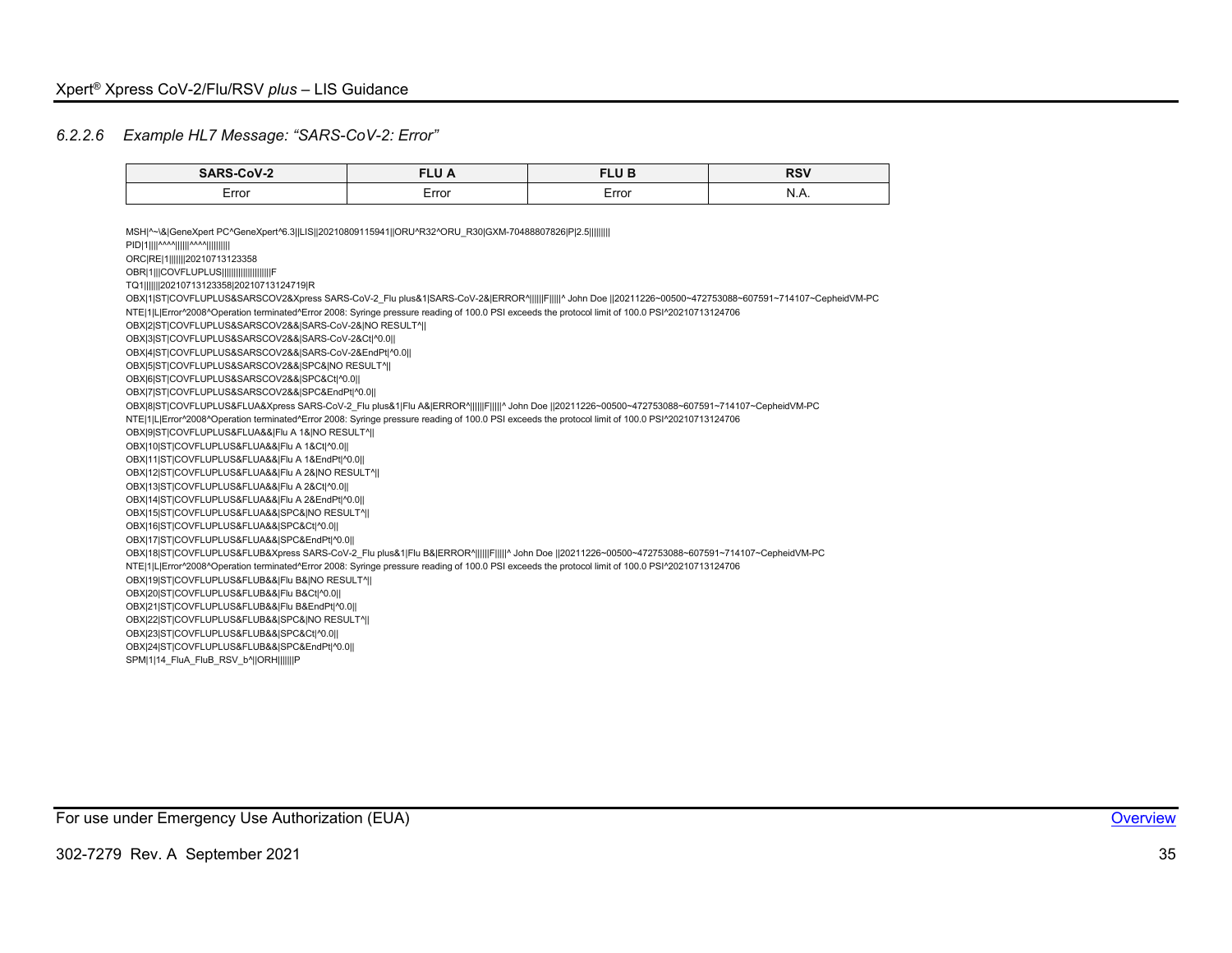### 6.2.2.6 Example HL7 Message: "SARS-CoV-2: Error"

| SARS-CoV-2 | FLU A | FLU B | RSV |
|---|---|---|---|
| Error | Error | Error | N.A. |

```
MSH|^~\&|GeneXpert PC^GeneXpert^6.3||LIS||20210809115941||ORU^R32^ORU_R30|GXM-70488807826|P|2.5||||||||
PID|1||||^^^^||||||^^^^||||||||||
ORC|RE|1|||||||20210713123358
OBR|1|||COVFLUPLUS|||||||||||||||||||F
TQ1|||||||20210713123358|20210713124719|R
OBX|1|ST|COVFLUPLUS&SARSCOV2&Xpress SARS-CoV-2_Flu plus&1|SARS-CoV-2&|ERROR^||||||F|||||^ John Doe ||20211226~00500~472753088~607591~714107~CepheidVM-PC
NTE|1|L|Error^2008^Operation terminated^Error 2008: Syringe pressure reading of 100.0 PSI exceeds the protocol limit of 100.0 PSI^20210713124706
OBX|2|ST|COVFLUPLUS&SARSCOV2&&|SARS-CoV-2&|NO RESULT^||
OBX|3|ST|COVFLUPLUS&SARSCOV2&&|SARS-CoV-2&Ct|^0.0||
OBX|4|ST|COVFLUPLUS&SARSCOV2&&|SARS-CoV-2&EndPt|^0.0||
OBX|5|ST|COVFLUPLUS&SARSCOV2&&|SPC&|NO RESULT^||
OBX|6|ST|COVFLUPLUS&SARSCOV2&&|SPC&Ct|^0.0||
OBX|7|ST|COVFLUPLUS&SARSCOV2&&|SPC&EndPt|^0.0||
OBX|8|ST|COVFLUPLUS&FLUA&Xpress SARS-CoV-2_Flu plus&1|Flu A&|ERROR^||||||F|||||^ John Doe ||20211226~00500~472753088~607591~714107~CepheidVM-PC
NTE|1|L|Error^2008^Operation terminated^Error 2008: Syringe pressure reading of 100.0 PSI exceeds the protocol limit of 100.0 PSI^20210713124706
OBX|9|ST|COVFLUPLUS&FLUA&&|Flu A 1&|NO RESULT^||
OBX|10|ST|COVFLUPLUS&FLUA&&|Flu A 1&Ct|^0.0||
OBX|11|ST|COVFLUPLUS&FLUA&&|Flu A 1&EndPt|^0.0||
OBX|12|ST|COVFLUPLUS&FLUA&&|Flu A 2&|NO RESULT^||
OBX|13|ST|COVFLUPLUS&FLUA&&|Flu A 2&Ct|^0.0||
OBX|14|ST|COVFLUPLUS&FLUA&&|Flu A 2&EndPt|^0.0||
OBX|15|ST|COVFLUPLUS&FLUA&&|SPC&|NO RESULT^||
OBX|16|ST|COVFLUPLUS&FLUA&&|SPC&Ct|^0.0||
OBX|17|ST|COVFLUPLUS&FLUA&&|SPC&EndPt|^0.0||
OBX|18|ST|COVFLUPLUS&FLUB&Xpress SARS-CoV-2_Flu plus&1|Flu B&|ERROR^||||||F|||||^ John Doe ||20211226~00500~472753088~607591~714107~CepheidVM-PC
NTE|1|L|Error^2008^Operation terminated^Error 2008: Syringe pressure reading of 100.0 PSI exceeds the protocol limit of 100.0 PSI^20210713124706
OBX|19|ST|COVFLUPLUS&FLUB&&|Flu B&|NO RESULT^||
OBX|20|ST|COVFLUPLUS&FLUB&&|Flu B&Ct|^0.0||
OBX|21|ST|COVFLUPLUS&FLUB&&|Flu B&EndPt|^0.0||
OBX|22|ST|COVFLUPLUS&FLUB&&|SPC&|NO RESULT^||
OBX|23|ST|COVFLUPLUS&FLUB&&|SPC&Ct|^0.0||
OBX|24|ST|COVFLUPLUS&FLUB&&|SPC&EndPt|^0.0||
SPM|1|14_FluA_FluB_RSV_b^||ORH|||||||P
```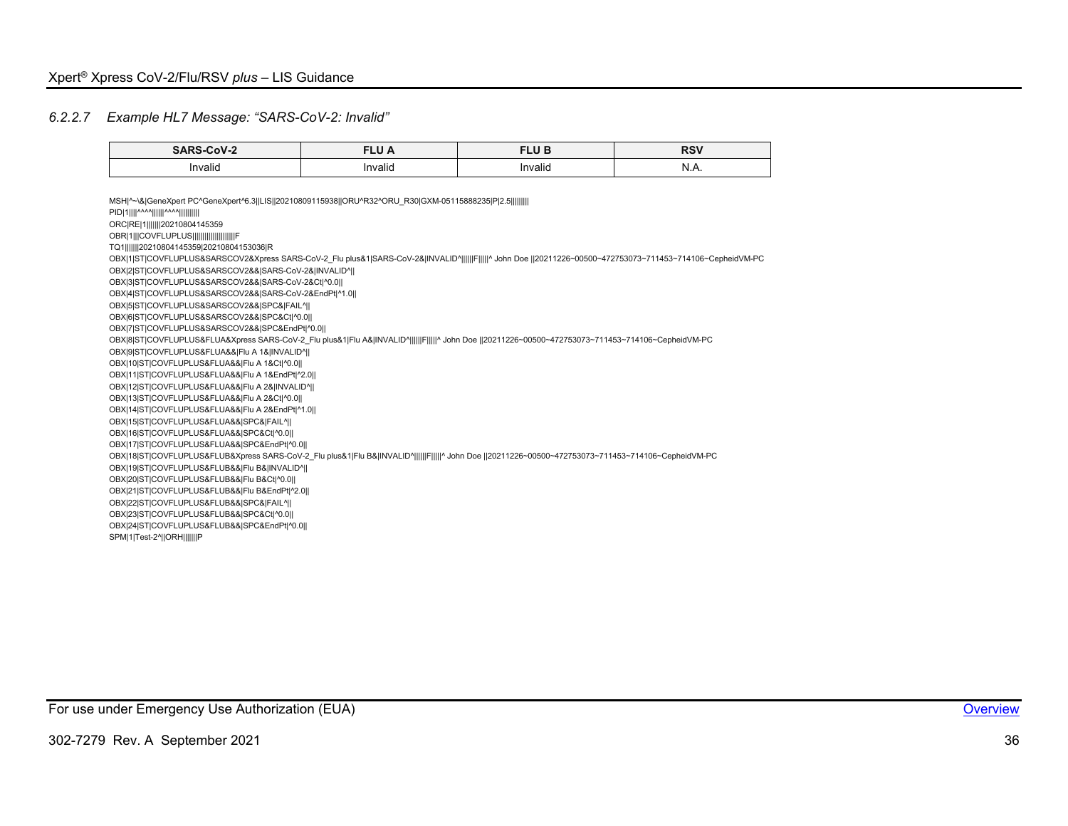#### 6.2.2.7 *Example HL7 Message: “SARS-CoV-2: Invalid”*

| SARS-CoV-2 | FLU A | FLU B | RSV |
|---|---|---|---|
| Invalid | Invalid | Invalid | N.A. |

```
MSH|^~\&|GeneXpert PC^GeneXpert^6.3||LIS||20210809115938||ORU^R32^ORU_R30|GXM-05115888235|P|2.5||||||||
PID|1||||^^^^||||||^^^^||||||||||
ORC|RE|1|||||||20210804145359
OBR|1|||COVFLUPLUS|||||||||||||||||||F
TQ1|||||||20210804145359|20210804153036|R
OBX|1|ST|COVFLUPLUS&SARSCOV2&Xpress SARS-CoV-2_Flu plus&1|SARS-CoV-2&|INVALID^||||||F|||||^ John Doe ||20211226~00500~472753073~711453~714106~CepheidVM-PC
OBX|2|ST|COVFLUPLUS&SARSCOV2&&|SARS-CoV-2&|INVALID^||
OBX|3|ST|COVFLUPLUS&SARSCOV2&&|SARS-CoV-2&Ct|^0.0||
OBX|4|ST|COVFLUPLUS&SARSCOV2&&|SARS-CoV-2&EndPt|^1.0||
OBX|5|ST|COVFLUPLUS&SARSCOV2&&|SPC&|FAIL^||
OBX|6|ST|COVFLUPLUS&SARSCOV2&&|SPC&Ct|^0.0||
OBX|7|ST|COVFLUPLUS&SARSCOV2&&|SPC&EndPt|^0.0||
OBX|8|ST|COVFLUPLUS&FLUA&Xpress SARS-CoV-2_Flu plus&1|Flu A&|INVALID^||||||F|||||^ John Doe ||20211226~00500~472753073~711453~714106~CepheidVM-PC
OBX|9|ST|COVFLUPLUS&FLUA&&|Flu A 1&|INVALID^||
OBX|10|ST|COVFLUPLUS&FLUA&&|Flu A 1&Ct|^0.0||
OBX|11|ST|COVFLUPLUS&FLUA&&|Flu A 1&EndPt|^2.0||
OBX|12|ST|COVFLUPLUS&FLUA&&|Flu A 2&|INVALID^||
OBX|13|ST|COVFLUPLUS&FLUA&&|Flu A 2&Ct|^0.0||
OBX|14|ST|COVFLUPLUS&FLUA&&|Flu A 2&EndPt|^1.0||
OBX|15|ST|COVFLUPLUS&FLUA&&|SPC&|FAIL^||
OBX|16|ST|COVFLUPLUS&FLUA&&|SPC&Ct|^0.0||
OBX|17|ST|COVFLUPLUS&FLUA&&|SPC&EndPt|^0.0||
OBX|18|ST|COVFLUPLUS&FLUB&Xpress SARS-CoV-2_Flu plus&1|Flu B&|INVALID^||||||F|||||^ John Doe ||20211226~00500~472753073~711453~714106~CepheidVM-PC
OBX|19|ST|COVFLUPLUS&FLUB&&|Flu B&|INVALID^||
OBX|20|ST|COVFLUPLUS&FLUB&&|Flu B&Ct|^0.0||
OBX|21|ST|COVFLUPLUS&FLUB&&|Flu B&EndPt|^2.0||
OBX|22|ST|COVFLUPLUS&FLUB&&|SPC&|FAIL^||
OBX|23|ST|COVFLUPLUS&FLUB&&|SPC&Ct|^0.0||
OBX|24|ST|COVFLUPLUS&FLUB&&|SPC&EndPt|^0.0||
SPM|1|Test-2^||ORH|||||||P
```

For use under Emergency Use Authorization (EUA)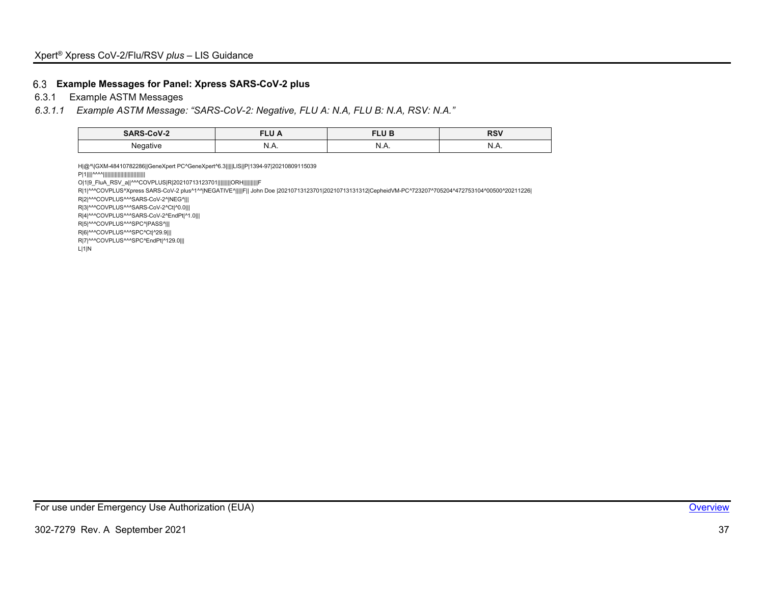## 6.3 Example Messages for Panel: Xpress SARS-CoV-2 plus

### 6.3.1 Example ASTM Messages

#### *6.3.1.1 Example ASTM Message: “SARS-CoV-2: Negative, FLU A: N.A, FLU B: N.A, RSV: N.A.”*

| SARS-CoV-2 | FLU A | FLU B | RSV |
|---|---|---|---|
| Negative | N.A. | N.A. | N.A. |

```
H|@^\|GXM-48410782286||GeneXpert PC^GeneXpert^6.3|||||LIS||P|1394-97|20210809115039
P|1||||^^^^||||||||||||||||||||||||||||||
O|1|9_FluA_RSV_a||^^^COVPLUS|R|20210713123701|||||||||ORH||||||||||F
R|1|^^^COVPLUS^Xpress SARS-CoV-2 plus^1^^|NEGATIVE^|||||F|| John Doe |20210713123701|20210713131312|CepheidVM-PC^723207^705204^472753104^00500^20211226|
R|2|^^^COVPLUS^^^SARS-CoV-2^|NEG^|||
R|3|^^^COVPLUS^^^SARS-CoV-2^Ct|^0.0|||
R|4|^^^COVPLUS^^^SARS-CoV-2^EndPt|^1.0|||
R|5|^^^COVPLUS^^^SPC^|PASS^|||
R|6|^^^COVPLUS^^^SPC^Ct|^29.9|||
R|7|^^^COVPLUS^^^SPC^EndPt|^129.0|||
L|1|N
```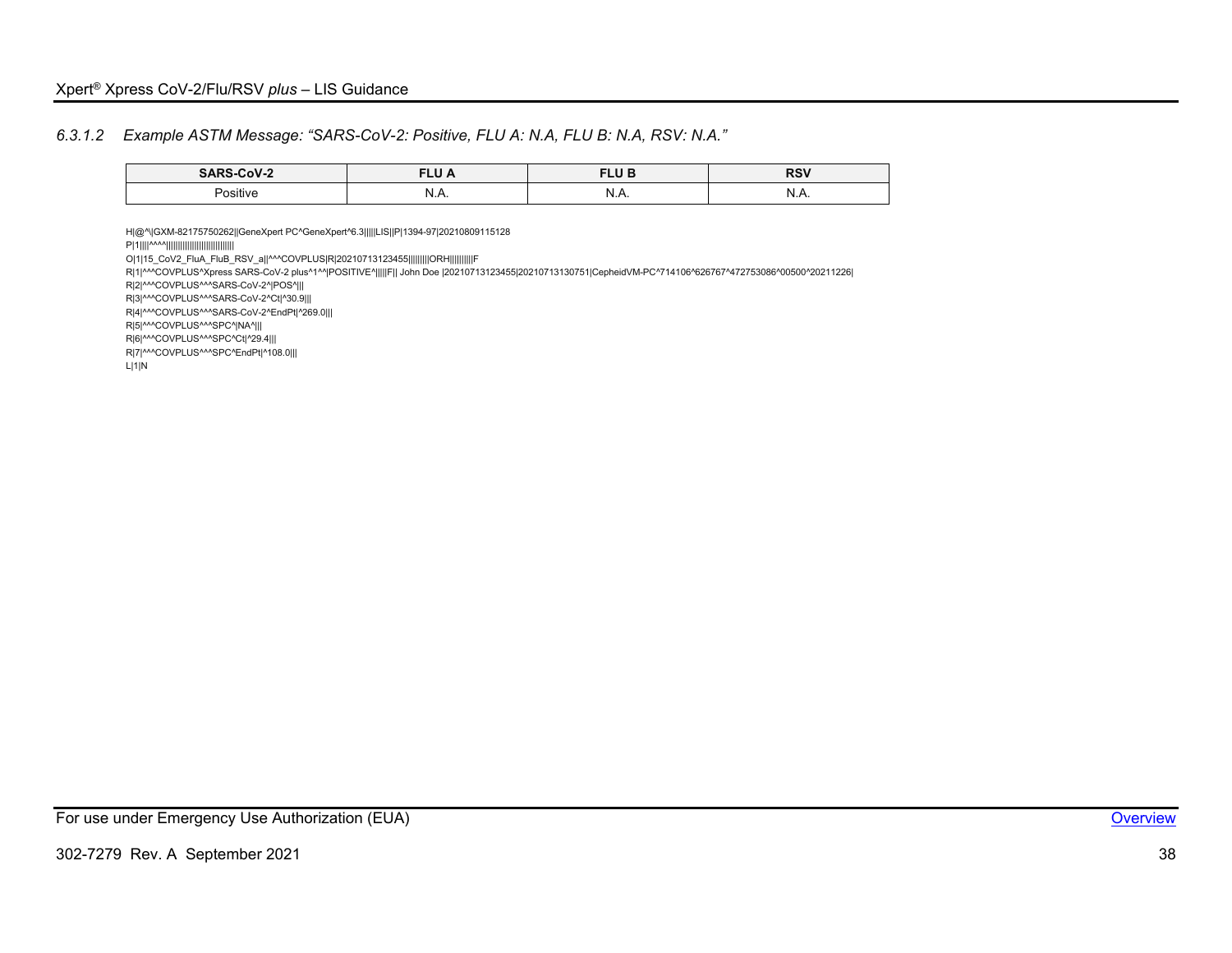### *6.3.1.2 Example ASTM Message: “SARS-CoV-2: Positive, FLU A: N.A, FLU B: N.A, RSV: N.A.”*

| SARS-CoV-2 | FLU A | FLU B | RSV |
|---|---|---|---|
| Positive | N.A. | N.A. | N.A. |

```
H|@^\|GXM-82175750262||GeneXpert PC^GeneXpert^6.3|||||LIS||P|1394-97|20210809115128
P|1||||^^^^||||||||||||||||||||||||||||
O|1|15_CoV2_FluA_FluB_RSV_a||^^^COVPLUS|R|20210713123455|||||||||ORH||||||||||F
R|1|^^^COVPLUS^Xpress SARS-CoV-2 plus^1^^|POSITIVE^|||||F|| John Doe |20210713123455|20210713130751|CepheidVM-PC^714106^626767^472753086^00500^20211226|
R|2|^^^COVPLUS^^^SARS-CoV-2^|POS^|||
R|3|^^^COVPLUS^^^SARS-CoV-2^Ct|^30.9|||
R|4|^^^COVPLUS^^^SARS-CoV-2^EndPt|^269.0|||
R|5|^^^COVPLUS^^^SPC^|NA^|||
R|6|^^^COVPLUS^^^SPC^Ct|^29.4|||
R|7|^^^COVPLUS^^^SPC^EndPt|^108.0|||
L|1|N
```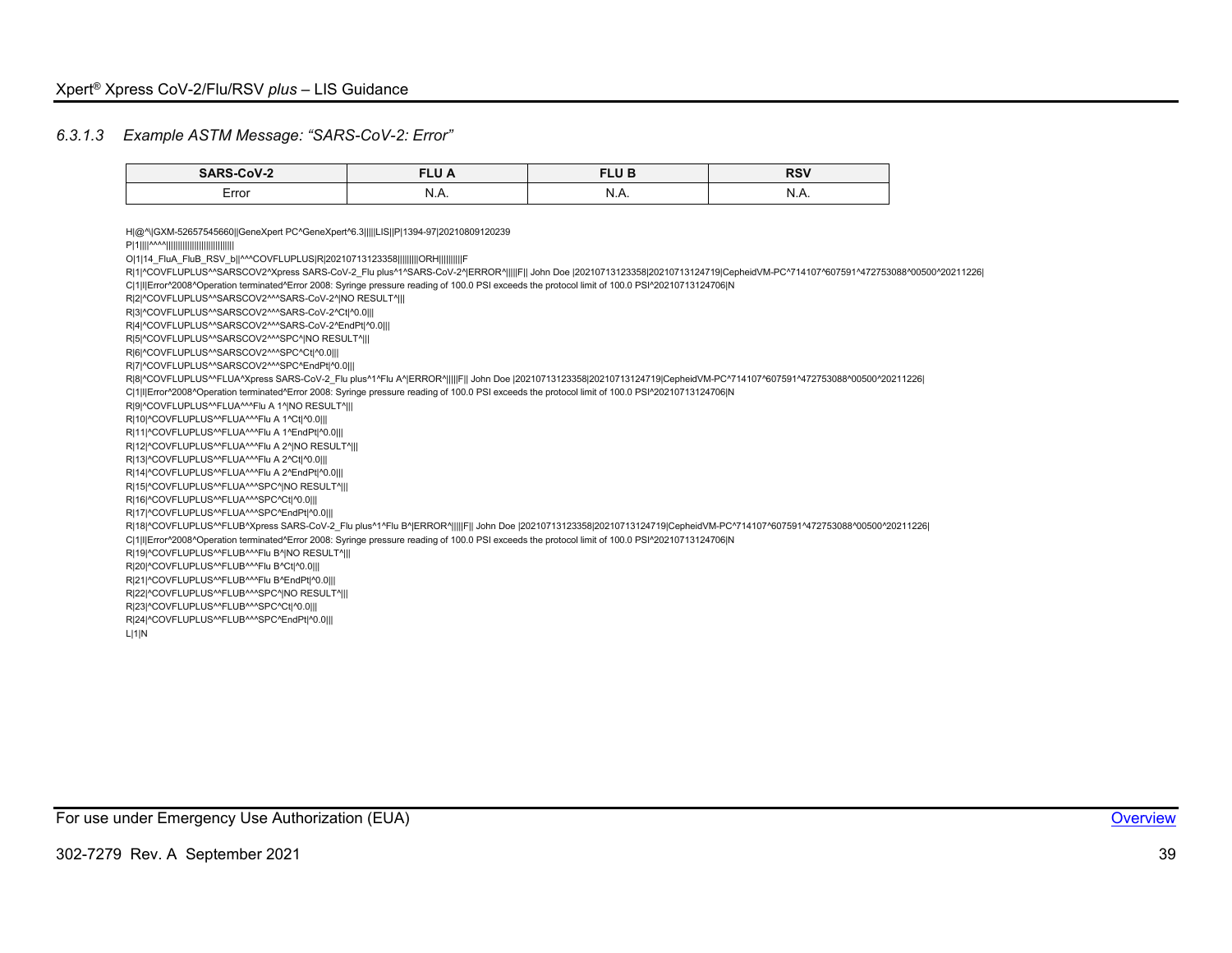### 6.3.1.3 *Example ASTM Message: "SARS-CoV-2: Error"*

| SARS-CoV-2 | FLU A | FLU B | RSV |
|---|---|---|---|
| Error | N.A. | N.A. | N.A. |

```
H|@^\|GXM-52657545660||GeneXpert PC^GeneXpert^6.3|||||LIS||P|1394-97|20210809120239
P|1||||^^^^|||||||||||||||||||||||||||
O|1|14_FluA_FluB_RSV_b||^^^COVFLUPLUS|R|20210713123358|||||||||ORH||||||||||F
R|1|^COVFLUPLUS^^SARSCOV2^Xpress SARS-CoV-2_Flu plus^1^SARS-CoV-2^|ERROR^|||||F|| John Doe |20210713123358|20210713124719|CepheidVM-PC^714107^607591^472753088^00500^20211226|
C|1|I|Error^2008^Operation terminated^Error 2008: Syringe pressure reading of 100.0 PSI exceeds the protocol limit of 100.0 PSI^20210713124706|N
R|2|^COVFLUPLUS^^SARSCOV2^^^SARS-CoV-2^|NO RESULT^|||
R|3|^COVFLUPLUS^^SARSCOV2^^^SARS-CoV-2^Ct|^0.0|||
R|4|^COVFLUPLUS^^SARSCOV2^^^SARS-CoV-2^EndPt|^0.0|||
R|5|^COVFLUPLUS^^SARSCOV2^^^SPC^|NO RESULT^|||
R|6|^COVFLUPLUS^^SARSCOV2^^^SPC^Ct|^0.0|||
R|7|^COVFLUPLUS^^SARSCOV2^^^SPC^EndPt|^0.0|||
R|8|^COVFLUPLUS^^FLUA^Xpress SARS-CoV-2_Flu plus^1^Flu A^|ERROR^|||||F|| John Doe |20210713123358|20210713124719|CepheidVM-PC^714107^607591^472753088^00500^20211226|
C|1|I|Error^2008^Operation terminated^Error 2008: Syringe pressure reading of 100.0 PSI exceeds the protocol limit of 100.0 PSI^20210713124706|N
R|9|^COVFLUPLUS^^FLUA^^^Flu A 1^|NO RESULT^|||
R|10|^COVFLUPLUS^^FLUA^^^Flu A 1^Ct|^0.0|||
R|11|^COVFLUPLUS^^FLUA^^^Flu A 1^EndPt|^0.0|||
R|12|^COVFLUPLUS^^FLUA^^^Flu A 2^|NO RESULT^|||
R|13|^COVFLUPLUS^^FLUA^^^Flu A 2^Ct|^0.0|||
R|14|^COVFLUPLUS^^FLUA^^^Flu A 2^EndPt|^0.0|||
R|15|^COVFLUPLUS^^FLUA^^^SPC^|NO RESULT^|||
R|16|^COVFLUPLUS^^FLUA^^^SPC^Ct|^0.0|||
R|17|^COVFLUPLUS^^FLUA^^^SPC^EndPt|^0.0|||
R|18|^COVFLUPLUS^^FLUB^Xpress SARS-CoV-2_Flu plus^1^Flu B^|ERROR^|||||F|| John Doe |20210713123358|20210713124719|CepheidVM-PC^714107^607591^472753088^00500^20211226|
C|1|I|Error^2008^Operation terminated^Error 2008: Syringe pressure reading of 100.0 PSI exceeds the protocol limit of 100.0 PSI^20210713124706|N
R|19|^COVFLUPLUS^^FLUB^^^Flu B^|NO RESULT^|||
R|20|^COVFLUPLUS^^FLUB^^^Flu B^Ct|^0.0|||
R|21|^COVFLUPLUS^^FLUB^^^Flu B^EndPt|^0.0|||
R|22|^COVFLUPLUS^^FLUB^^^SPC^|NO RESULT^|||
R|23|^COVFLUPLUS^^FLUB^^^SPC^Ct|^0.0|||
R|24|^COVFLUPLUS^^FLUB^^^SPC^EndPt|^0.0|||
L|1|N
```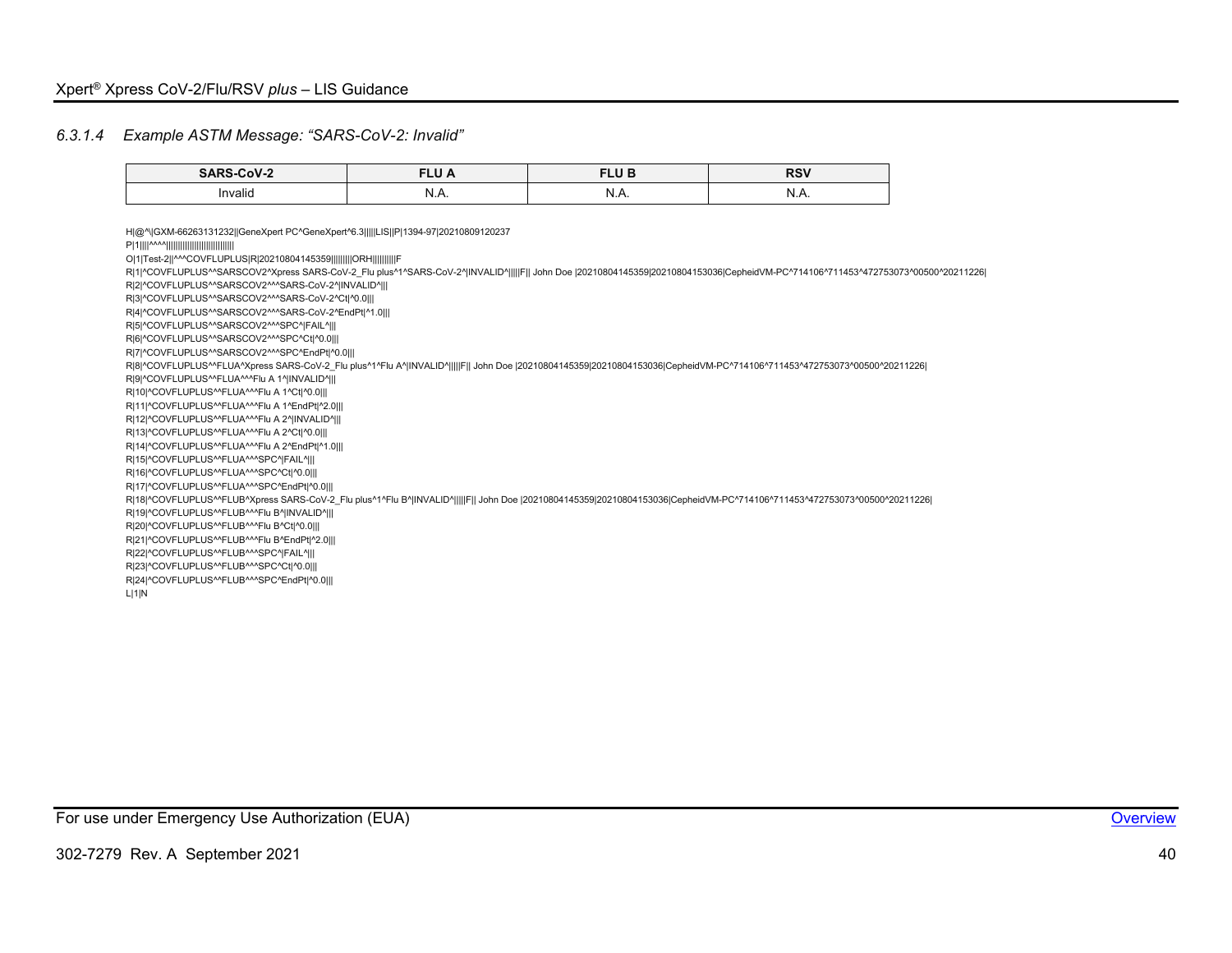### 6.3.1.4 *Example ASTM Message: "SARS-CoV-2: Invalid"*

| SARS-CoV-2 | FLU A | FLU B | RSV |
|---|---|---|---|
| Invalid | N.A. | N.A. | N.A. |

```
H|@^\|GXM-66263131232||GeneXpert PC^GeneXpert^6.3|||||LIS||P|1394-97|20210809120237
P|1||||^^^^||||||||||||||||||||||||||||
O|1|Test-2||^^^COVFLUPLUS|R|20210804145359|||||||||ORH|||||||||F
R|1|^COVFLUPLUS^^SARSCOV2^Xpress SARS-CoV-2_Flu plus^1^SARS-CoV-2^|INVALID^|||||F|| John Doe |20210804145359|20210804153036|CepheidVM-PC^714106^711453^472753073^00500^20211226|
R|2|^COVFLUPLUS^^SARSCOV2^^^SARS-CoV-2^|INVALID^|||
R|3|^COVFLUPLUS^^SARSCOV2^^^SARS-CoV-2^Ct|^0.0|||
R|4|^COVFLUPLUS^^SARSCOV2^^^SARS-CoV-2^EndPt|^1.0|||
R|5|^COVFLUPLUS^^SARSCOV2^^^SPC^|FAIL^|||
R|6|^COVFLUPLUS^^SARSCOV2^^^SPC^Ct|^0.0|||
R|7|^COVFLUPLUS^^SARSCOV2^^^SPC^EndPt|^0.0|||
R|8|^COVFLUPLUS^^FLUA^Xpress SARS-CoV-2_Flu plus^1^Flu A^|INVALID^|||||F|| John Doe |20210804145359|20210804153036|CepheidVM-PC^714106^711453^472753073^00500^20211226|
R|9|^COVFLUPLUS^^FLUA^^^Flu A 1^|INVALID^|||
R|10|^COVFLUPLUS^^FLUA^^^Flu A 1^Ct|^0.0|||
R|11|^COVFLUPLUS^^FLUA^^^Flu A 1^EndPt|^2.0|||
R|12|^COVFLUPLUS^^FLUA^^^Flu A 2^|INVALID^|||
R|13|^COVFLUPLUS^^FLUA^^^Flu A 2^Ct|^0.0|||
R|14|^COVFLUPLUS^^FLUA^^^Flu A 2^EndPt|^1.0|||
R|15|^COVFLUPLUS^^FLUA^^^SPC^|FAIL^|||
R|16|^COVFLUPLUS^^FLUA^^^SPC^Ct|^0.0|||
R|17|^COVFLUPLUS^^FLUA^^^SPC^EndPt|^0.0|||
R|18|^COVFLUPLUS^^FLUB^Xpress SARS-CoV-2_Flu plus^1^Flu B^|INVALID^|||||F|| John Doe |20210804145359|20210804153036|CepheidVM-PC^714106^711453^472753073^00500^20211226|
R|19|^COVFLUPLUS^^FLUB^^^Flu B^|INVALID^|||
R|20|^COVFLUPLUS^^FLUB^^^Flu B^Ct|^0.0|||
R|21|^COVFLUPLUS^^FLUB^^^Flu B^EndPt|^2.0|||
R|22|^COVFLUPLUS^^FLUB^^^SPC^|FAIL^|||
R|23|^COVFLUPLUS^^FLUB^^^SPC^Ct|^0.0|||
R|24|^COVFLUPLUS^^FLUB^^^SPC^EndPt|^0.0|||
L|1|N
```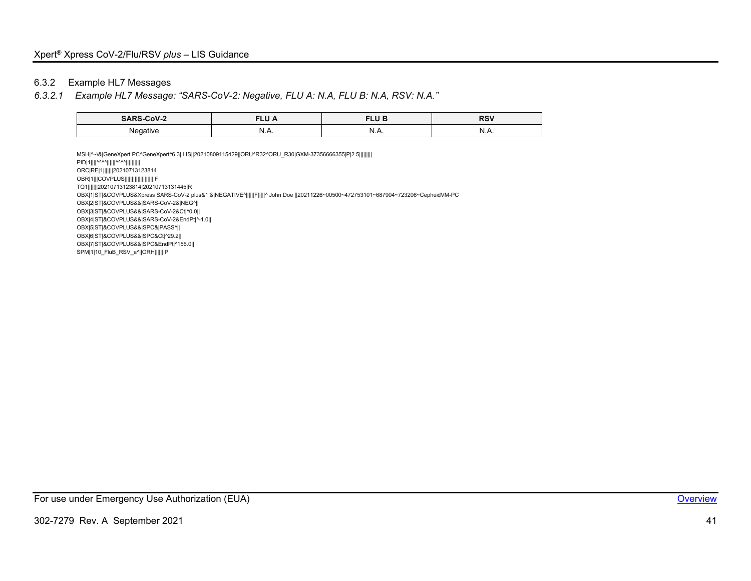### 6.3.2 Example HL7 Messages

#### *6.3.2.1 Example HL7 Message: "SARS-CoV-2: Negative, FLU A: N.A, FLU B: N.A, RSV: N.A."*

| SARS-CoV-2 | FLU A | FLU B | RSV |
|---|---|---|---|
| Negative | N.A. | N.A. | N.A. |

```
MSH|^~\&|GeneXpert PC^GeneXpert^6.3||LIS||20210809115429||ORU^R32^ORU_R30|GXM-37356666355|P|2.5||||||||
PID|1||||^^^^||||||^^^^||||||||||
ORC|RE|1|||||||20210713123814
OBR|1|||COVPLUS|||||||||||||||||||F
TQ1|||||||20210713123814|20210713131445|R
OBX|1|ST|&COVPLUS&Xpress SARS-CoV-2 plus&1|&|NEGATIVE^||||||F|||||^ John Doe ||20211226~00500~472753101~687904~723206~CepheidVM-PC
OBX|2|ST|&COVPLUS&&|SARS-CoV-2&|NEG^||
OBX|3|ST|&COVPLUS&&|SARS-CoV-2&Ct|^0.0||
OBX|4|ST|&COVPLUS&&|SARS-CoV-2&EndPt|^-1.0||
OBX|5|ST|&COVPLUS&&|SPC&|PASS^||
OBX|6|ST|&COVPLUS&&|SPC&Ct|^29.2||
OBX|7|ST|&COVPLUS&&|SPC&EndPt|^156.0||
SPM|1|10_FluB_RSV_a^||ORH||||||P
```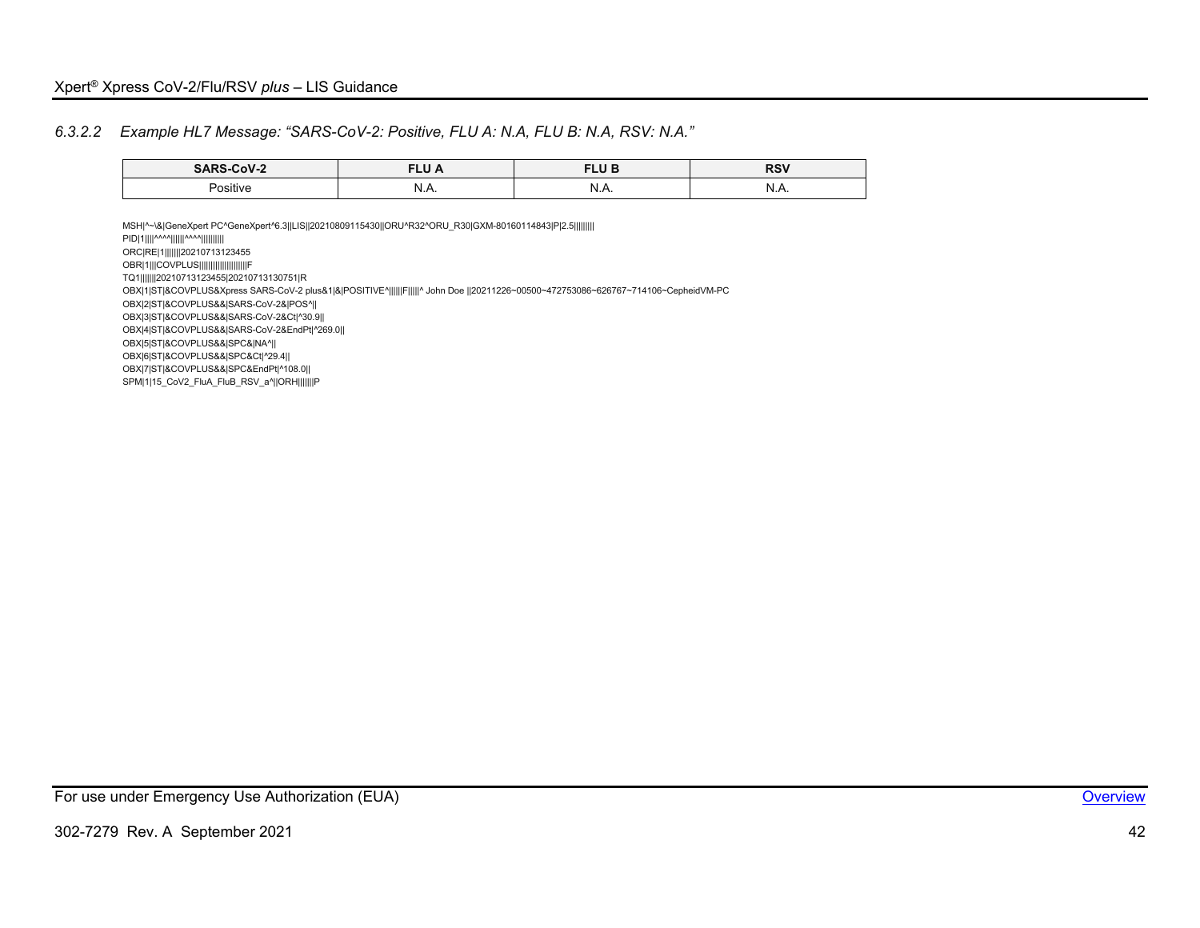#### 6.3.2.2 *Example HL7 Message: “SARS-CoV-2: Positive, FLU A: N.A, FLU B: N.A, RSV: N.A.”*

| SARS-CoV-2 | FLU A | FLU B | RSV |
|---|---|---|---|
| Positive | N.A. | N.A. | N.A. |

```
MSH|^~\&|GeneXpert PC^GeneXpert^6.3||LIS||20210809115430||ORU^R32^ORU_R30|GXM-80160114843|P|2.5||||||||
PID|1||||^^^^||||||^^^^||||||||||
ORC|RE|1|||||||20210713123455
OBR|1|||COVPLUS|||||||||||||||||||F
TQ1|||||||20210713123455|20210713130751|R
OBX|1|ST|&COVPLUS&Xpress SARS-CoV-2 plus&1|&|POSITIVE^||||||F|||||^ John Doe ||20211226~00500~472753086~626767~714106~CepheidVM-PC
OBX|2|ST|&COVPLUS&&|SARS-CoV-2&|POS^||
OBX|3|ST|&COVPLUS&&|SARS-CoV-2&Ct|^30.9||
OBX|4|ST|&COVPLUS&&|SARS-CoV-2&EndPt|^269.0||
OBX|5|ST|&COVPLUS&&|SPC&|NA^||
OBX|6|ST|&COVPLUS&&|SPC&Ct|^29.4||
OBX|7|ST|&COVPLUS&&|SPC&EndPt|^108.0||
SPM|1|15_CoV2_FluA_FluB_RSV_a^||ORH|||||||P
```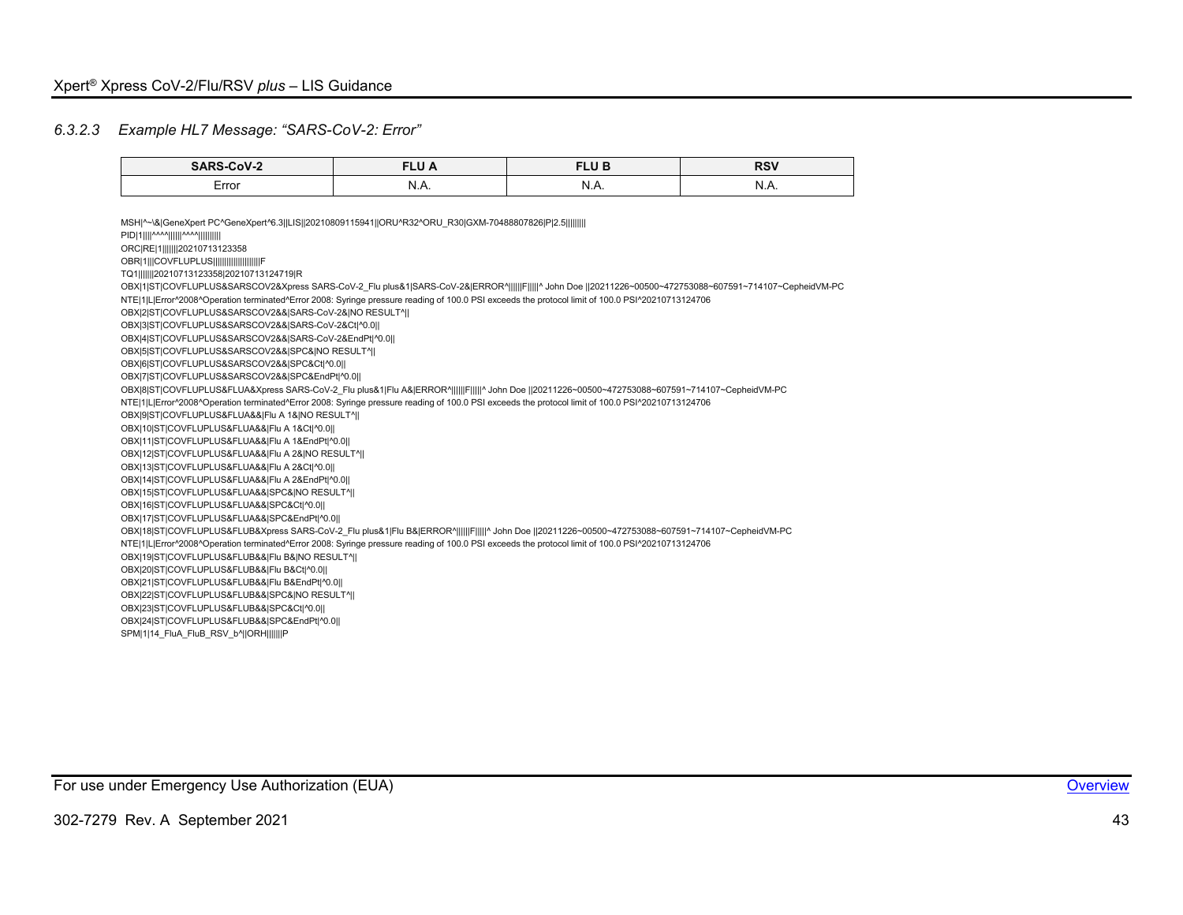### *6.3.2.3 Example HL7 Message: "SARS-CoV-2: Error"*

| SARS-CoV-2 | FLU A | FLU B | RSV |
|---|---|---|---|
| Error | N.A. | N.A. | N.A. |

```
MSH|^~\&|GeneXpert PC^GeneXpert^6.3||LIS||20210809115941||ORU^R32^ORU_R30|GXM-70488807826|P|2.5||||||||
PID|1||||^^^^||||||^^^^||||||||||
ORC|RE|1|||||||20210713123358
OBR|1|||COVFLUPLUS||||||||||||||||||||F
TQ1||||||||20210713123358|20210713124719|R
OBX|1|ST|COVFLUPLUS&SARSCOV2&Xpress SARS-CoV-2_Flu plus&1|SARS-CoV-2&|ERROR^||||||F|||||^ John Doe ||20211226~00500~472753088~607591~714107~CepheidVM-PC
NTE|1|L|Error^2008^Operation terminated^Error 2008: Syringe pressure reading of 100.0 PSI exceeds the protocol limit of 100.0 PSI^20210713124706
OBX|2|ST|COVFLUPLUS&SARSCOV2&&|SARS-CoV-2&|NO RESULT^||
OBX|3|ST|COVFLUPLUS&SARSCOV2&&|SARS-CoV-2&Ct|^0.0||
OBX|4|ST|COVFLUPLUS&SARSCOV2&&|SARS-CoV-2&EndPt|^0.0||
OBX|5|ST|COVFLUPLUS&SARSCOV2&&|SPC&|NO RESULT^||
OBX|6|ST|COVFLUPLUS&SARSCOV2&&|SPC&Ct|^0.0||
OBX|7|ST|COVFLUPLUS&SARSCOV2&&|SPC&EndPt|^0.0||
OBX|8|ST|COVFLUPLUS&FLUA&Xpress SARS-CoV-2_Flu plus&1|Flu A&|ERROR^||||||F|||||^ John Doe ||20211226~00500~472753088~607591~714107~CepheidVM-PC
NTE|1|L|Error^2008^Operation terminated^Error 2008: Syringe pressure reading of 100.0 PSI exceeds the protocol limit of 100.0 PSI^20210713124706
OBX|9|ST|COVFLUPLUS&FLUA&&|Flu A 1&|NO RESULT^||
OBX|10|ST|COVFLUPLUS&FLUA&&|Flu A 1&Ct|^0.0||
OBX|11|ST|COVFLUPLUS&FLUA&&|Flu A 1&EndPt|^0.0||
OBX|12|ST|COVFLUPLUS&FLUA&&|Flu A 2&|NO RESULT^||
OBX|13|ST|COVFLUPLUS&FLUA&&|Flu A 2&Ct|^0.0||
OBX|14|ST|COVFLUPLUS&FLUA&&|Flu A 2&EndPt|^0.0||
OBX|15|ST|COVFLUPLUS&FLUA&&|SPC&|NO RESULT^||
OBX|16|ST|COVFLUPLUS&FLUA&&|SPC&Ct|^0.0||
OBX|17|ST|COVFLUPLUS&FLUA&&|SPC&EndPt|^0.0||
OBX|18|ST|COVFLUPLUS&FLUB&Xpress SARS-CoV-2_Flu plus&1|Flu B&|ERROR^||||||F|||||^ John Doe ||20211226~00500~472753088~607591~714107~CepheidVM-PC
NTE|1|L|Error^2008^Operation terminated^Error 2008: Syringe pressure reading of 100.0 PSI exceeds the protocol limit of 100.0 PSI^20210713124706
OBX|19|ST|COVFLUPLUS&FLUB&&|Flu B&|NO RESULT^||
OBX|20|ST|COVFLUPLUS&FLUB&&|Flu B&Ct|^0.0||
OBX|21|ST|COVFLUPLUS&FLUB&&|Flu B&EndPt|^0.0||
OBX|22|ST|COVFLUPLUS&FLUB&&|SPC&|NO RESULT^||
OBX|23|ST|COVFLUPLUS&FLUB&&|SPC&Ct|^0.0||
OBX|24|ST|COVFLUPLUS&FLUB&&|SPC&EndPt|^0.0||
SPM|1|14_FluA_FluB_RSV_b^||ORH|||||||P
```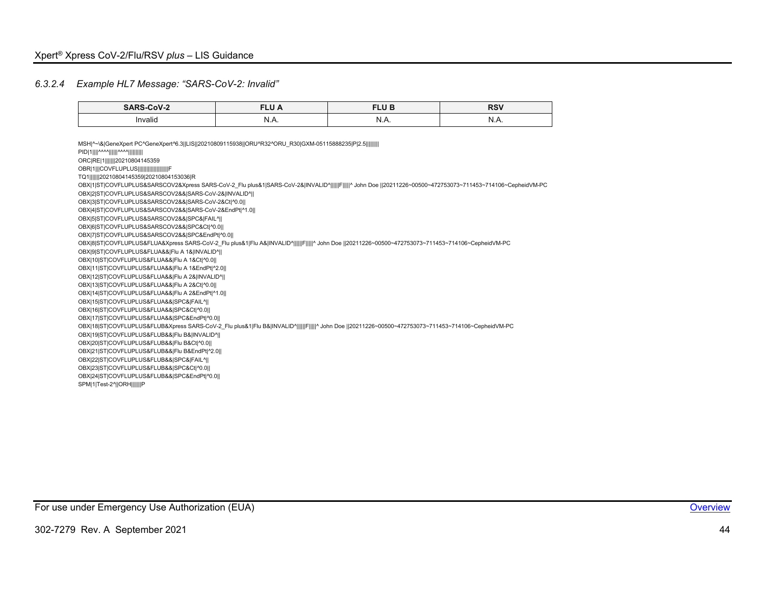### 6.3.2.4 *Example HL7 Message: "SARS-CoV-2: Invalid"*

| SARS-CoV-2 | FLU A | FLU B | RSV |
|---|---|---|---|
| Invalid | N.A. | N.A. | N.A. |

```
MSH|^~\&|GeneXpert PC^GeneXpert^6.3||LIS||20210809115938||ORU^R32^ORU_R30|GXM-05115888235|P|2.5|||||||
PID|1||||^^^^||||||^^^^||||||||||
ORC|RE|1|||||||20210804145359
OBR|1|||COVFLUPLUS||||||||||||||||||||F
TQ1|||||||20210804145359|20210804153036|R
OBX|1|ST|COVFLUPLUS&SARSCOV2&Xpress SARS-CoV-2_Flu plus&1|SARS-CoV-2&|INVALID^||||||F|||||^ John Doe ||20211226~00500~472753073~711453~714106~CepheidVM-PC
OBX|2|ST|COVFLUPLUS&SARSCOV2&&|SARS-CoV-2&|INVALID^||
OBX|3|ST|COVFLUPLUS&SARSCOV2&&|SARS-CoV-2&Ct|^0.0||
OBX|4|ST|COVFLUPLUS&SARSCOV2&&|SARS-CoV-2&EndPt|^1.0||
OBX|5|ST|COVFLUPLUS&SARSCOV2&&|SPC&|FAIL^||
OBX|6|ST|COVFLUPLUS&SARSCOV2&&|SPC&Ct|^0.0||
OBX|7|ST|COVFLUPLUS&SARSCOV2&&|SPC&EndPt|^0.0||
OBX|8|ST|COVFLUPLUS&FLUA&Xpress SARS-CoV-2_Flu plus&1|Flu A&|INVALID^||||||F|||||^ John Doe ||20211226~00500~472753073~711453~714106~CepheidVM-PC
OBX|9|ST|COVFLUPLUS&FLUA&&|Flu A 1&|INVALID^||
OBX|10|ST|COVFLUPLUS&FLUA&&|Flu A 1&Ct|^0.0||
OBX|11|ST|COVFLUPLUS&FLUA&&|Flu A 1&EndPt|^2.0||
OBX|12|ST|COVFLUPLUS&FLUA&&|Flu A 2&|INVALID^||
OBX|13|ST|COVFLUPLUS&FLUA&&|Flu A 2&Ct|^0.0||
OBX|14|ST|COVFLUPLUS&FLUA&&|Flu A 2&EndPt|^1.0||
OBX|15|ST|COVFLUPLUS&FLUA&&|SPC&|FAIL^||
OBX|16|ST|COVFLUPLUS&FLUA&&|SPC&Ct|^0.0||
OBX|17|ST|COVFLUPLUS&FLUA&&|SPC&EndPt|^0.0||
OBX|18|ST|COVFLUPLUS&FLUB&Xpress SARS-CoV-2_Flu plus&1|Flu B&|INVALID^||||||F|||||^ John Doe ||20211226~00500~472753073~711453~714106~CepheidVM-PC
OBX|19|ST|COVFLUPLUS&FLUB&&|Flu B&|INVALID^||
OBX|20|ST|COVFLUPLUS&FLUB&&|Flu B&Ct|^0.0||
OBX|21|ST|COVFLUPLUS&FLUB&&|Flu B&EndPt|^2.0||
OBX|22|ST|COVFLUPLUS&FLUB&&|SPC&|FAIL^||
OBX|23|ST|COVFLUPLUS&FLUB&&|SPC&Ct|^0.0||
OBX|24|ST|COVFLUPLUS&FLUB&&|SPC&EndPt|^0.0||
SPM|1|Test-2^||ORH|||||||P
```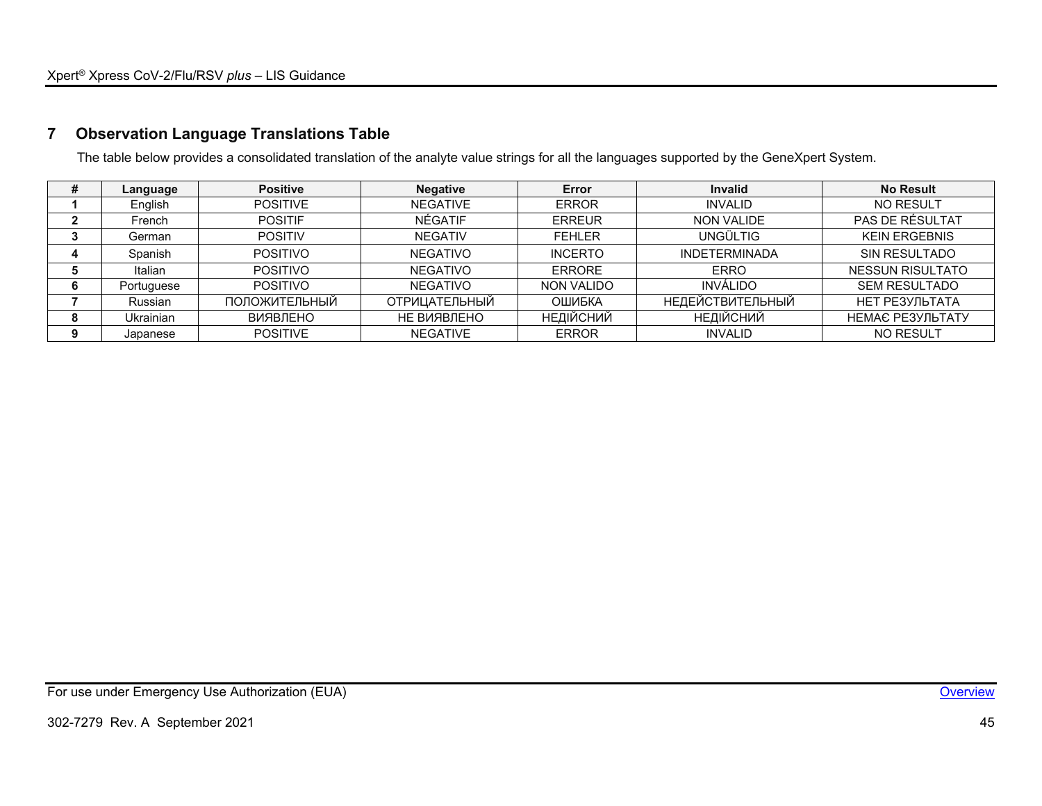## 7 Observation Language Translations Table

The table below provides a consolidated translation of the analyte value strings for all the languages supported by the GeneXpert System.

| # | Language | Positive | Negative | Error | Invalid | No Result |
|---|---|---|---|---|---|---|
| 1 | English | POSITIVE | NEGATIVE | ERROR | INVALID | NO RESULT |
| 2 | French | POSITIF | NÉGATIF | ERREUR | NON VALIDE | PAS DE RÉSULTAT |
| 3 | German | POSITIV | NEGATIV | FEHLER | UNGÜLTIG | KEIN ERGEBNIS |
| 4 | Spanish | POSITIVO | NEGATIVO | INCERTO | INDETERMINADA | SIN RESULTADO |
| 5 | Italian | POSITIVO | NEGATIVO | ERRORE | ERRO | NESSUN RISULTATO |
| 6 | Portuguese | POSITIVO | NEGATIVO | NON VALIDO | INVÁLIDO | SEM RESULTADO |
| 7 | Russian | ПОЛОЖИТЕЛЬНЫЙ | ОТРИЦАТЕЛЬНЫЙ | ОШИБКА | НЕДЕЙСТВИТЕЛЬНЫЙ | НЕТ РЕЗУЛЬТАТА |
| 8 | Ukrainian | ВИЯВЛЕНО | НЕ ВИЯВЛЕНО | НЕДІЙСНИЙ | НЕДІЙСНИЙ | НЕМАЄ РЕЗУЛЬТАТУ |
| 9 | Japanese | POSITIVE | NEGATIVE | ERROR | INVALID | NO RESULT |